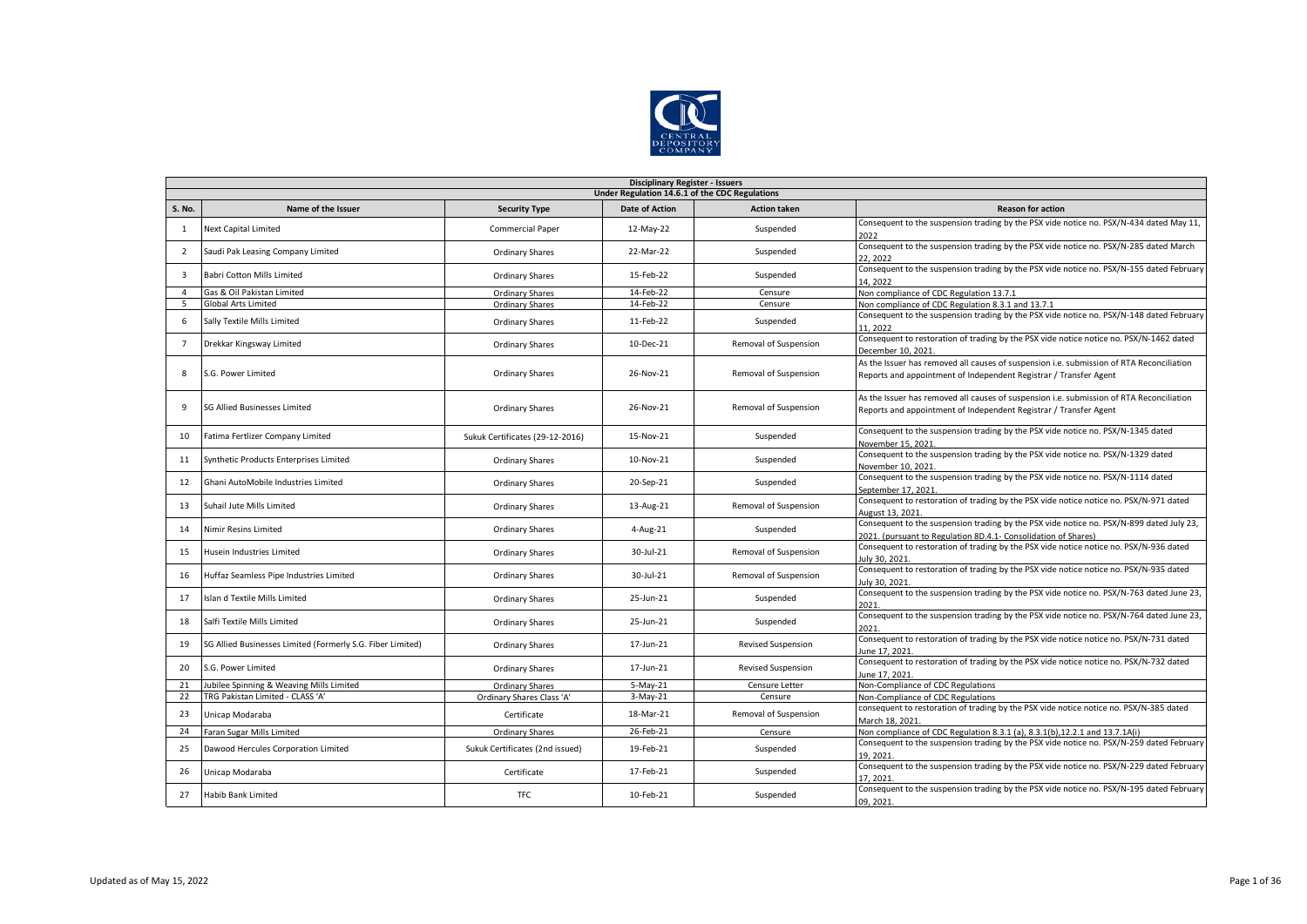CENTRAL DEPOSITORY COMPANY

| Disciplinary Register - Issuers | | | | | |
|---|---|---|---|---|---|
| Under Regulation 14.6.1 of the CDC Regulations | | | | | |
| S. No. | Name of the Issuer | Security Type | Date of Action | Action taken | Reason for action |
| 1 | Next Capital Limited | Commercial Paper | 12-May-22 | Suspended | Consequent to the suspension trading by the PSX vide notice no. PSX/N-434 dated May 11, 2022 |
| 2 | Saudi Pak Leasing Company Limited | Ordinary Shares | 22-Mar-22 | Suspended | Consequent to the suspension trading by the PSX vide notice no. PSX/N-285 dated March 22, 2022 |
| 3 | Babri Cotton Mills Limited | Ordinary Shares | 15-Feb-22 | Suspended | Consequent to the suspension trading by the PSX vide notice no. PSX/N-155 dated February 14, 2022 |
| 4 | Gas & Oil Pakistan Limited | Ordinary Shares | 14-Feb-22 | Censure | Non compliance of CDC Regulation 13.7.1 |
| 5 | Global Arts Limited | Ordinary Shares | 14-Feb-22 | Censure | Non compliance of CDC Regulation 8.3.1 and 13.7.1 |
| 6 | Sally Textile Mills Limited | Ordinary Shares | 11-Feb-22 | Suspended | Consequent to the suspension trading by the PSX vide notice no. PSX/N-148 dated February 11, 2022 |
| 7 | Drekkar Kingsway Limited | Ordinary Shares | 10-Dec-21 | Removal of Suspension | Consequent to restoration of trading by the PSX vide notice notice no. PSX/N-1462 dated December 10, 2021. |
| 8 | S.G. Power Limited | Ordinary Shares | 26-Nov-21 | Removal of Suspension | As the Issuer has removed all causes of suspension i.e. submission of RTA Reconciliation Reports and appointment of Independent Registrar / Transfer Agent |
| 9 | SG Allied Businesses Limited | Ordinary Shares | 26-Nov-21 | Removal of Suspension | As the Issuer has removed all causes of suspension i.e. submission of RTA Reconciliation Reports and appointment of Independent Registrar / Transfer Agent |
| 10 | Fatima Fertlizer Company Limited | Sukuk Certificates (29-12-2016) | 15-Nov-21 | Suspended | Consequent to the suspension trading by the PSX vide notice no. PSX/N-1345 dated November 15, 2021. |
| 11 | Synthetic Products Enterprises Limited | Ordinary Shares | 10-Nov-21 | Suspended | Consequent to the suspension trading by the PSX vide notice no. PSX/N-1329 dated November 10, 2021. |
| 12 | Ghani AutoMobile Industries Limited | Ordinary Shares | 20-Sep-21 | Suspended | Consequent to the suspension trading by the PSX vide notice no. PSX/N-1114 dated September 17, 2021. |
| 13 | Suhail Jute Mills Limited | Ordinary Shares | 13-Aug-21 | Removal of Suspension | Consequent to restoration of trading by the PSX vide notice notice no. PSX/N-971 dated August 13, 2021. |
| 14 | Nimir Resins Limited | Ordinary Shares | 4-Aug-21 | Suspended | Consequent to the suspension trading by the PSX vide notice no. PSX/N-899 dated July 23, 2021. (pursuant to Regulation 8D.4.1- Consolidation of Shares) |
| 15 | Husein Industries Limited | Ordinary Shares | 30-Jul-21 | Removal of Suspension | Consequent to restoration of trading by the PSX vide notice notice no. PSX/N-936 dated July 30, 2021. |
| 16 | Huffaz Seamless Pipe Industries Limited | Ordinary Shares | 30-Jul-21 | Removal of Suspension | Consequent to restoration of trading by the PSX vide notice notice no. PSX/N-935 dated July 30, 2021. |
| 17 | Islan d Textile Mills Limited | Ordinary Shares | 25-Jun-21 | Suspended | Consequent to the suspension trading by the PSX vide notice no. PSX/N-763 dated June 23, 2021. |
| 18 | Salfi Textile Mills Limited | Ordinary Shares | 25-Jun-21 | Suspended | Consequent to the suspension trading by the PSX vide notice no. PSX/N-764 dated June 23, 2021. |
| 19 | SG Allied Businesses Limited (Formerly S.G. Fiber Limited) | Ordinary Shares | 17-Jun-21 | Revised Suspension | Consequent to restoration of trading by the PSX vide notice notice no. PSX/N-731 dated June 17, 2021. |
| 20 | S.G. Power Limited | Ordinary Shares | 17-Jun-21 | Revised Suspension | Consequent to restoration of trading by the PSX vide notice notice no. PSX/N-732 dated June 17, 2021. |
| 21 | Jubilee Spinning & Weaving Mills Limited | Ordinary Shares | 5-May-21 | Censure Letter | Non-Compliance of CDC Regulations |
| 22 | TRG Pakistan Limited - CLASS 'A' | Ordinary Shares Class 'A' | 3-May-21 | Censure | Non-Compliance of CDC Regulations |
| 23 | Unicap Modaraba | Certificate | 18-Mar-21 | Removal of Suspension | consequent to restoration of trading by the PSX vide notice notice no. PSX/N-385 dated March 18, 2021. |
| 24 | Faran Sugar Mills Limited | Ordinary Shares | 26-Feb-21 | Censure | Non compliance of CDC Regulation 8.3.1 (a), 8.3.1(b),12.2.1 and 13.7.1A(i) |
| 25 | Dawood Hercules Corporation Limited | Sukuk Certificates (2nd issued) | 19-Feb-21 | Suspended | Consequent to the suspension trading by the PSX vide notice no. PSX/N-259 dated February 19, 2021. |
| 26 | Unicap Modaraba | Certificate | 17-Feb-21 | Suspended | Consequent to the suspension trading by the PSX vide notice no. PSX/N-229 dated February 17, 2021. |
| 27 | Habib Bank Limited | TFC | 10-Feb-21 | Suspended | Consequent to the suspension trading by the PSX vide notice no. PSX/N-195 dated February 09, 2021. |

Updated as of May 15, 2022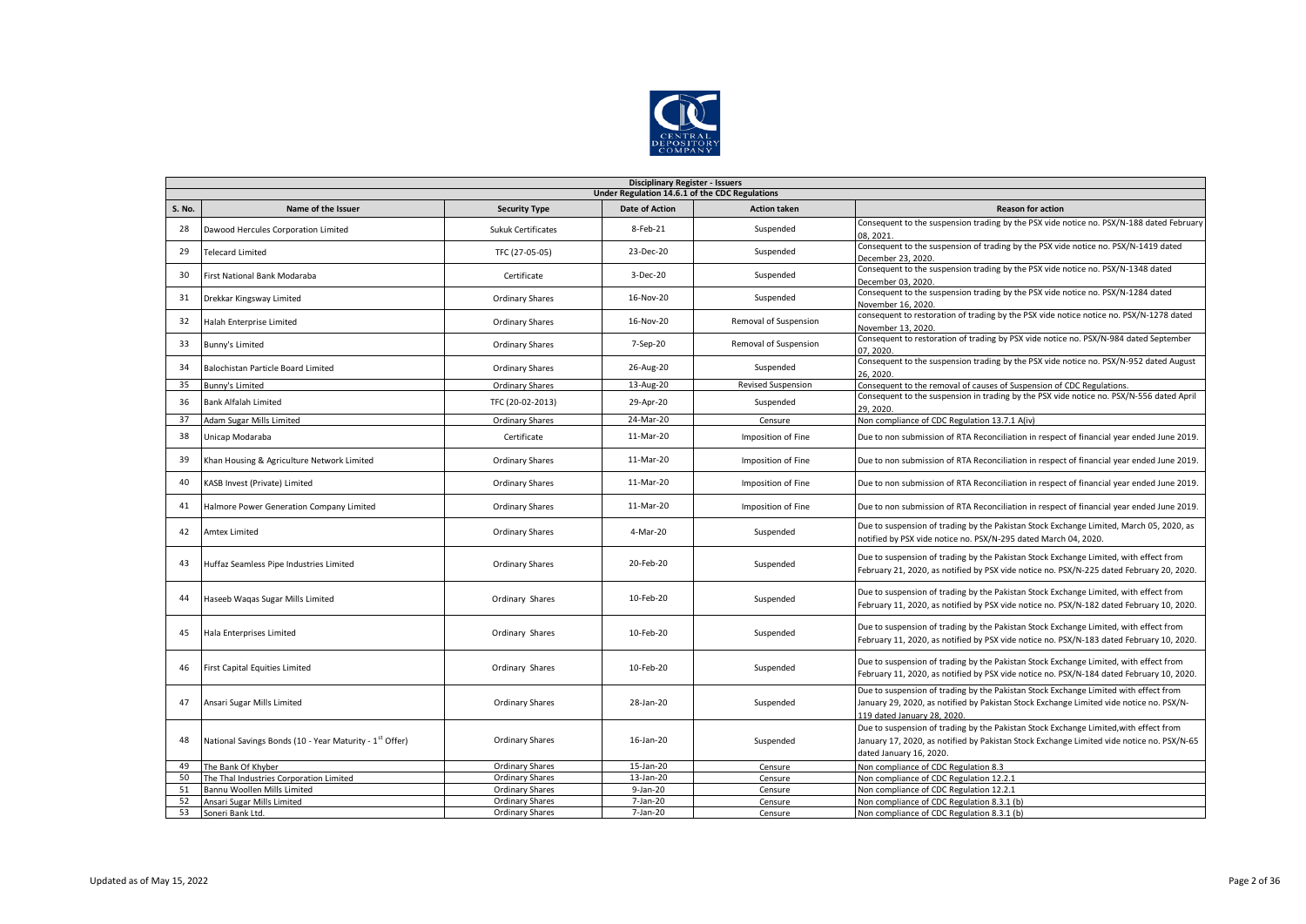| Disciplinary Register - Issuers | | | | | |
|---|---|---|---|---|---|
| Under Regulation 14.6.1 of the CDC Regulations | | | | | |
| S. No. | Name of the Issuer | Security Type | Date of Action | Action taken | Reason for action |
| 28 | Dawood Hercules Corporation Limited | Sukuk Certificates | 8-Feb-21 | Suspended | Consequent to the suspension trading by the PSX vide notice no. PSX/N-188 dated February 08, 2021. |
| 29 | Telecard Limited | TFC (27-05-05) | 23-Dec-20 | Suspended | Consequent to the suspension of trading by the PSX vide notice no. PSX/N-1419 dated December 23, 2020. |
| 30 | First National Bank Modaraba | Certificate | 3-Dec-20 | Suspended | Consequent to the suspension trading by the PSX vide notice no. PSX/N-1348 dated December 03, 2020. |
| 31 | Drekkar Kingsway Limited | Ordinary Shares | 16-Nov-20 | Suspended | Consequent to the suspension trading by the PSX vide notice no. PSX/N-1284 dated November 16, 2020. |
| 32 | Halah Enterprise Limited | Ordinary Shares | 16-Nov-20 | Removal of Suspension | consequent to restoration of trading by the PSX vide notice notice no. PSX/N-1278 dated November 13, 2020. |
| 33 | Bunny's Limited | Ordinary Shares | 7-Sep-20 | Removal of Suspension | Consequent to restoration of trading by PSX vide notice no. PSX/N-984 dated September 07, 2020. |
| 34 | Balochistan Particle Board Limited | Ordinary Shares | 26-Aug-20 | Suspended | Consequent to the suspension trading by the PSX vide notice no. PSX/N-952 dated August 26, 2020. |
| 35 | Bunny's Limited | Ordinary Shares | 13-Aug-20 | Revised Suspension | Consequent to the removal of causes of Suspension of CDC Regulations. |
| 36 | Bank Alfalah Limited | TFC (20-02-2013) | 29-Apr-20 | Suspended | Consequent to the suspension in trading by the PSX vide notice no. PSX/N-556 dated April 29, 2020. |
| 37 | Adam Sugar Mills Limited | Ordinary Shares | 24-Mar-20 | Censure | Non compliance of CDC Regulation 13.7.1 A(iv) |
| 38 | Unicap Modaraba | Certificate | 11-Mar-20 | Imposition of Fine | Due to non submission of RTA Reconciliation in respect of financial year ended June 2019. |
| 39 | Khan Housing & Agriculture Network Limited | Ordinary Shares | 11-Mar-20 | Imposition of Fine | Due to non submission of RTA Reconciliation in respect of financial year ended June 2019. |
| 40 | KASB Invest (Private) Limited | Ordinary Shares | 11-Mar-20 | Imposition of Fine | Due to non submission of RTA Reconciliation in respect of financial year ended June 2019. |
| 41 | Halmore Power Generation Company Limited | Ordinary Shares | 11-Mar-20 | Imposition of Fine | Due to non submission of RTA Reconciliation in respect of financial year ended June 2019. |
| 42 | Amtex Limited | Ordinary Shares | 4-Mar-20 | Suspended | Due to suspension of trading by the Pakistan Stock Exchange Limited, March 05, 2020, as notified by PSX vide notice no. PSX/N-295 dated March 04, 2020. |
| 43 | Huffaz Seamless Pipe Industries Limited | Ordinary Shares | 20-Feb-20 | Suspended | Due to suspension of trading by the Pakistan Stock Exchange Limited, with effect from February 21, 2020, as notified by PSX vide notice no. PSX/N-225 dated February 20, 2020. |
| 44 | Haseeb Waqas Sugar Mills Limited | Ordinary Shares | 10-Feb-20 | Suspended | Due to suspension of trading by the Pakistan Stock Exchange Limited, with effect from February 11, 2020, as notified by PSX vide notice no. PSX/N-182 dated February 10, 2020. |
| 45 | Hala Enterprises Limited | Ordinary Shares | 10-Feb-20 | Suspended | Due to suspension of trading by the Pakistan Stock Exchange Limited, with effect from February 11, 2020, as notified by PSX vide notice no. PSX/N-183 dated February 10, 2020. |
| 46 | First Capital Equities Limited | Ordinary Shares | 10-Feb-20 | Suspended | Due to suspension of trading by the Pakistan Stock Exchange Limited, with effect from February 11, 2020, as notified by PSX vide notice no. PSX/N-184 dated February 10, 2020. |
| 47 | Ansari Sugar Mills Limited | Ordinary Shares | 28-Jan-20 | Suspended | Due to suspension of trading by the Pakistan Stock Exchange Limited with effect from January 29, 2020, as notified by Pakistan Stock Exchange Limited vide notice no. PSX/N-119 dated January 28, 2020. |
| 48 | National Savings Bonds (10 - Year Maturity - 1st Offer) | Ordinary Shares | 16-Jan-20 | Suspended | Due to suspension of trading by the Pakistan Stock Exchange Limited,with effect from January 17, 2020, as notified by Pakistan Stock Exchange Limited vide notice no. PSX/N-65 dated January 16, 2020. |
| 49 | The Bank Of Khyber | Ordinary Shares | 15-Jan-20 | Censure | Non compliance of CDC Regulation 8.3 |
| 50 | The Thal Industries Corporation Limited | Ordinary Shares | 13-Jan-20 | Censure | Non compliance of CDC Regulation 12.2.1 |
| 51 | Bannu Woollen Mills Limited | Ordinary Shares | 9-Jan-20 | Censure | Non compliance of CDC Regulation 12.2.1 |
| 52 | Ansari Sugar Mills Limited | Ordinary Shares | 7-Jan-20 | Censure | Non compliance of CDC Regulation 8.3.1 (b) |
| 53 | Soneri Bank Ltd. | Ordinary Shares | 7-Jan-20 | Censure | Non compliance of CDC Regulation 8.3.1 (b) |

Updated as of May 15, 2022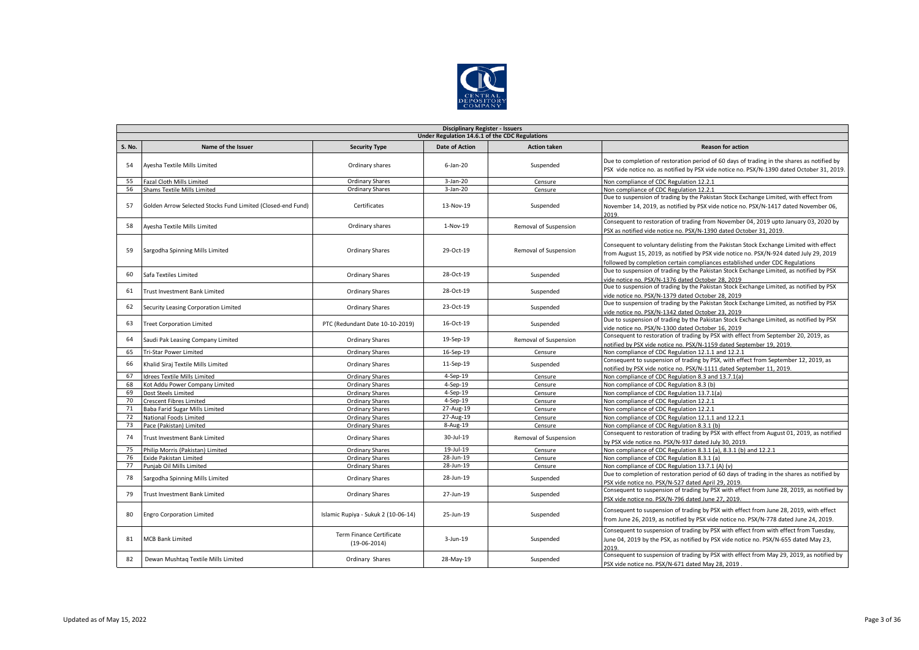| Disciplinary Register - Issuers | | | | | |
|---|---|---|---|---|---|
| Under Regulation 14.6.1 of the CDC Regulations | | | | | |
| S. No. | Name of the Issuer | Security Type | Date of Action | Action taken | Reason for action |
| 54 | Ayesha Textile Mills Limited | Ordinary shares | 6-Jan-20 | Suspended | Due to completion of restoration period of 60 days of trading in the shares as notified by PSX vide notice no. as notified by PSX vide notice no. PSX/N-1390 dated October 31, 2019. |
| 55 | Fazal Cloth Mills Limited | Ordinary Shares | 3-Jan-20 | Censure | Non compliance of CDC Regulation 12.2.1 |
| 56 | Shams Textile Mills Limited | Ordinary Shares | 3-Jan-20 | Censure | Non compliance of CDC Regulation 12.2.1 |
| 57 | Golden Arrow Selected Stocks Fund Limited (Closed-end Fund) | Certificates | 13-Nov-19 | Suspended | Due to suspension of trading by the Pakistan Stock Exchange Limited, with effect from November 14, 2019, as notified by PSX vide notice no. PSX/N-1417 dated November 06, 2019. |
| 58 | Ayesha Textile Mills Limited | Ordinary shares | 1-Nov-19 | Removal of Suspension | Consequent to restoration of trading from November 04, 2019 upto January 03, 2020 by PSX as notified vide notice no. PSX/N-1390 dated October 31, 2019. |
| 59 | Sargodha Spinning Mills Limited | Ordinary Shares | 29-Oct-19 | Removal of Suspension | Consequent to voluntary delisting from the Pakistan Stock Exchange Limited with effect from August 15, 2019, as notified by PSX vide notice no. PSX/N-924 dated July 29, 2019 followed by completion certain compliances established under CDC Regulations |
| 60 | Safa Textiles Limited | Ordinary Shares | 28-Oct-19 | Suspended | Due to suspension of trading by the Pakistan Stock Exchange Limited, as notified by PSX vide notice no. PSX/N-1376 dated October 28, 2019 |
| 61 | Trust Investment Bank Limited | Ordinary Shares | 28-Oct-19 | Suspended | Due to suspension of trading by the Pakistan Stock Exchange Limited, as notified by PSX vide notice no. PSX/N-1379 dated October 28, 2019 |
| 62 | Security Leasing Corporation Limited | Ordinary Shares | 23-Oct-19 | Suspended | Due to suspension of trading by the Pakistan Stock Exchange Limited, as notified by PSX vide notice no. PSX/N-1342 dated October 23, 2019 |
| 63 | Treet Corporation Limited | PTC (Redundant Date 10-10-2019) | 16-Oct-19 | Suspended | Due to suspension of trading by the Pakistan Stock Exchange Limited, as notified by PSX vide notice no. PSX/N-1300 dated October 16, 2019 |
| 64 | Saudi Pak Leasing Company Limited | Ordinary Shares | 19-Sep-19 | Removal of Suspension | Consequent to restoration of trading by PSX with effect from September 20, 2019, as notified by PSX vide notice no. PSX/N-1159 dated September 19, 2019. |
| 65 | Tri-Star Power Limited | Ordinary Shares | 16-Sep-19 | Censure | Non compliance of CDC Regulation 12.1.1 and 12.2.1 |
| 66 | Khalid Siraj Textile Mills Limited | Ordinary Shares | 11-Sep-19 | Suspended | Consequent to suspension of trading by PSX, with effect from September 12, 2019, as notified by PSX vide notice no. PSX/N-1111 dated September 11, 2019. |
| 67 | Idrees Textile Mills Limited | Ordinary Shares | 4-Sep-19 | Censure | Non compliance of CDC Regulation 8.3 and 13.7.1(a) |
| 68 | Kot Addu Power Company Limited | Ordinary Shares | 4-Sep-19 | Censure | Non compliance of CDC Regulation 8.3 (b) |
| 69 | Dost Steels Limited | Ordinary Shares | 4-Sep-19 | Censure | Non compliance of CDC Regulation 13.7.1(a) |
| 70 | Crescent Fibres Limited | Ordinary Shares | 4-Sep-19 | Censure | Non compliance of CDC Regulation 12.2.1 |
| 71 | Baba Farid Sugar Mills Limited | Ordinary Shares | 27-Aug-19 | Censure | Non compliance of CDC Regulation 12.2.1 |
| 72 | National Foods Limited | Ordinary Shares | 27-Aug-19 | Censure | Non compliance of CDC Regulation 12.1.1 and 12.2.1 |
| 73 | Pace (Pakistan) Limited | Ordinary Shares | 8-Aug-19 | Censure | Non compliance of CDC Regulation 8.3.1 (b) |
| 74 | Trust Investment Bank Limited | Ordinary Shares | 30-Jul-19 | Removal of Suspension | Consequent to restoration of trading by PSX with effect from August 01, 2019, as notified by PSX vide notice no. PSX/N-937 dated July 30, 2019. |
| 75 | Philip Morris (Pakistan) Limited | Ordinary Shares | 19-Jul-19 | Censure | Non compliance of CDC Regulation 8.3.1 (a), 8.3.1 (b) and 12.2.1 |
| 76 | Exide Pakistan Limited | Ordinary Shares | 28-Jun-19 | Censure | Non compliance of CDC Regulation 8.3.1 (a) |
| 77 | Punjab Oil Mills Limited | Ordinary Shares | 28-Jun-19 | Censure | Non compliance of CDC Regulation 13.7.1 (A) (v) |
| 78 | Sargodha Spinning Mills Limited | Ordinary Shares | 28-Jun-19 | Suspended | Due to completion of restoration period of 60 days of trading in the shares as notified by PSX vide notice no. PSX/N-527 dated April 29, 2019. |
| 79 | Trust Investment Bank Limited | Ordinary Shares | 27-Jun-19 | Suspended | Consequent to suspension of trading by PSX with effect from June 28, 2019, as notified by PSX vide notice no. PSX/N-796 dated June 27, 2019. |
| 80 | Engro Corporation Limited | Islamic Rupiya - Sukuk 2 (10-06-14) | 25-Jun-19 | Suspended | Consequent to suspension of trading by PSX with effect from June 28, 2019, with effect from June 26, 2019, as notified by PSX vide notice no. PSX/N-778 dated June 24, 2019. |
| 81 | MCB Bank Limited | Term Finance Certificate (19-06-2014) | 3-Jun-19 | Suspended | Consequent to suspension of trading by PSX with effect from with effect from Tuesday, June 04, 2019 by the PSX, as notified by PSX vide notice no. PSX/N-655 dated May 23, 2019. |
| 82 | Dewan Mushtaq Textile Mills Limited | Ordinary Shares | 28-May-19 | Suspended | Consequent to suspension of trading by PSX with effect from May 29, 2019, as notified by PSX vide notice no. PSX/N-671 dated May 28, 2019 . |

Updated as of May 15, 2022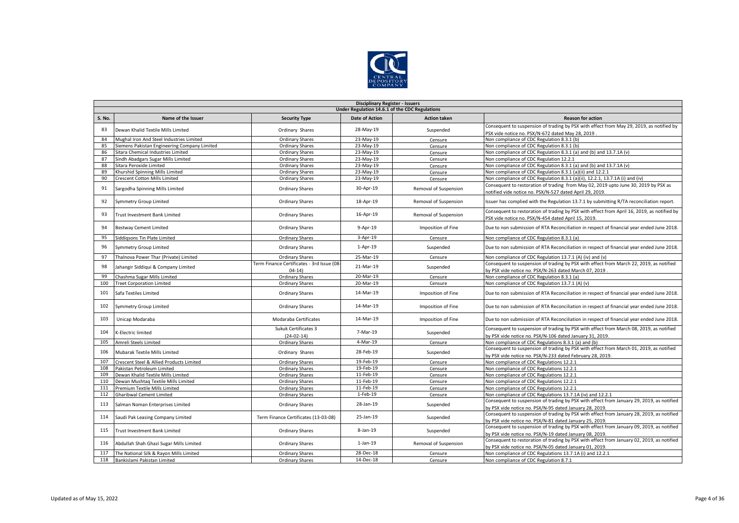| Disciplinary Register - Issuers | | | | | |
|---|---|---|---|---|---|
| Under Regulation 14.6.1 of the CDC Regulations | | | | | |
| S. No. | Name of the Issuer | Security Type | Date of Action | Action taken | Reason for action |
| 83 | Dewan Khalid Textile Mills Limited | Ordinary Shares | 28-May-19 | Suspended | Consequent to suspension of trading by PSX with effect from May 29, 2019, as notified by PSX vide notice no. PSX/N-672 dated May 28, 2019 . |
| 84 | Mughal Iron And Steel Industries Limited | Ordinary Shares | 23-May-19 | Censure | Non compliance of CDC Regulation 8.3.1 (b) |
| 85 | Siemens Pakistan Engineering Company Limited | Ordinary Shares | 23-May-19 | Censure | Non compliance of CDC Regulation 8.3.1 (b) |
| 86 | Sitara Chemical Industries Limited | Ordinary Shares | 23-May-19 | Censure | Non compliance of CDC Regulation 8.3.1 (a) and (b) and 13.7.1A (v) |
| 87 | Sindh Abadgars Sugar Mills Limited | Ordinary Shares | 23-May-19 | Censure | Non compliance of CDC Regulation 12.2.1 |
| 88 | Sitara Peroxide Limited | Ordinary Shares | 23-May-19 | Censure | Non compliance of CDC Regulation 8.3.1 (a) and (b) and 13.7.1A (v) |
| 89 | Khurshid Spinning Mills Limited | Ordinary Shares | 23-May-19 | Censure | Non compliance of CDC Regulation 8.3.1 (a)(ii) and 12.2.1 |
| 90 | Crescent Cotton Mills Limited | Ordinary Shares | 23-May-19 | Censure | Non compliance of CDC Regulation 8.3.1 (a)(ii), 12.2.1, 13.7.1A (i) and (iv) |
| 91 | Sargodha Spinning Mills Limited | Ordinary Shares | 30-Apr-19 | Removal of Suspension | Consequent to restoration of trading from May 02, 2019 upto June 30, 2019 by PSX as notified vide notice no. PSX/N-527 dated April 29, 2019. |
| 92 | Symmetry Group Limited | Ordinary Shares | 18-Apr-19 | Removal of Suspension | Issuer has complied with the Regulation 13.7.1 by submitting R/TA reconciliation report. |
| 93 | Trust Investment Bank Limited | Ordinary Shares | 16-Apr-19 | Removal of Suspension | Consequent to restoration of trading by PSX with effect from April 16, 2019, as notified by PSX vide notice no. PSX/N-454 dated April 15, 2019. |
| 94 | Bestway Cement Limited | Ordinary Shares | 9-Apr-19 | Imposition of Fine | Due to non submission of RTA Reconciliation in respect of financial year ended June 2018. |
| 95 | Siddiqsons Tin Plate Limited | Ordinary Shares | 3-Apr-19 | Censure | Non compliance of CDC Regulation 8.3.1 (a) |
| 96 | Symmetry Group Limited | Ordinary Shares | 1-Apr-19 | Suspended | Due to non submission of RTA Reconciliation in respect of financial year ended June 2018. |
| 97 | Thalnova Power Thar (Private) Limited | Ordinary Shares | 25-Mar-19 | Censure | Non compliance of CDC Regulation 13.7.1 (A) (iv) and (v) |
| 98 | Jahangir Siddiqui & Company Limited | Term Finance Certificates - 3rd Issue (08-04-14) | 21-Mar-19 | Suspended | Consequent to suspension of trading by PSX with effect from March 22, 2019, as notified by PSX vide notice no. PSX/N-263 dated March 07, 2019 . |
| 99 | Chashma Sugar Mills Limited | Ordinary Shares | 20-Mar-19 | Censure | Non compliance of CDC Regulation 8.3.1 (a) |
| 100 | Treet Corporation Limited | Ordinary Shares | 20-Mar-19 | Censure | Non compliance of CDC Regulation 13.7.1 (A) (v) |
| 101 | Safa Textiles Limited | Ordinary Shares | 14-Mar-19 | Imposition of Fine | Due to non submission of RTA Reconciliation in respect of financial year ended June 2018. |
| 102 | Symmetry Group Limited | Ordinary Shares | 14-Mar-19 | Imposition of Fine | Due to non submission of RTA Reconciliation in respect of financial year ended June 2018. |
| 103 | Unicap Modaraba | Modaraba Certificates | 14-Mar-19 | Imposition of Fine | Due to non submission of RTA Reconciliation in respect of financial year ended June 2018. |
| 104 | K-Electric limited | Sukuk Certificates 3 (24-02-14) | 7-Mar-19 | Suspended | Consequent to suspension of trading by PSX with effect from March 08, 2019, as notified by PSX vide notice no. PSX/N-106 dated January 31, 2019. |
| 105 | Amreli Steels Limited | Ordinary Shares | 4-Mar-19 | Censure | Non compliance of CDC Regulations 8.3.1 (a) and (b) |
| 106 | Mubarak Textile Mills Limited | Ordinary Shares | 28-Feb-19 | Suspended | Consequent to suspension of trading by PSX with effect from March 01, 2019, as notified by PSX vide notice no. PSX/N-233 dated February 28, 2019. |
| 107 | Crescent Steel & Allied Products Limited | Ordinary Shares | 19-Feb-19 | Censure | Non compliance of CDC Regulations 12.2.1 |
| 108 | Pakistan Petroleum Limited | Ordinary Shares | 19-Feb-19 | Censure | Non compliance of CDC Regulations 12.2.1 |
| 109 | Dewan Khalid Textile Mills Limited | Ordinary Shares | 11-Feb-19 | Censure | Non compliance of CDC Regulations 12.2.1 |
| 110 | Dewan Mushtaq Textile Mills Limited | Ordinary Shares | 11-Feb-19 | Censure | Non compliance of CDC Regulations 12.2.1 |
| 111 | Premium Textile Mills Limited | Ordinary Shares | 11-Feb-19 | Censure | Non compliance of CDC Regulations 12.2.1 |
| 112 | Gharibwal Cement Limited | Ordinary Shares | 1-Feb-19 | Censure | Non compliance of CDC Regulations 13.7.1A (iv) and 12.2.1 |
| 113 | Salman Noman Enterprises Limited | Ordinary Shares | 28-Jan-19 | Suspended | Consequent to suspension of trading by PSX with effect from January 29, 2019, as notified by PSX vide notice no. PSX/N-95 dated January 28, 2019. |
| 114 | Saudi Pak Leasing Company Limited | Term Finance Certificates (13-03-08) | 25-Jan-19 | Suspended | Consequent to suspension of trading by PSX with effect from January 28, 2019, as notified by PSX vide notice no. PSX/N-81 dated January 25, 2019. |
| 115 | Trust Investment Bank Limited | Ordinary Shares | 8-Jan-19 | Suspended | Consequent to suspension of trading by PSX with effect from January 09, 2019, as notified by PSX vide notice no. PSX/N-19 dated January 08, 2019. |
| 116 | Abdullah Shah Ghazi Sugar Mills Limited | Ordinary Shares | 1-Jan-19 | Removal of Suspension | Consequent to restoration of trading by PSX with effect from January 02, 2019, as notified by PSX vide notice no. PSX/N-05 dated January 01, 2019. |
| 117 | The National Silk & Rayon Mills Limited | Ordinary Shares | 28-Dec-18 | Censure | Non compliance of CDC Regulations 13.7.1A (i) and 12.2.1 |
| 118 | Bankislami Pakistan Limited | Ordinary Shares | 14-Dec-18 | Censure | Non compliance of CDC Regulation 8.7.1 |

Updated as of May 15, 2022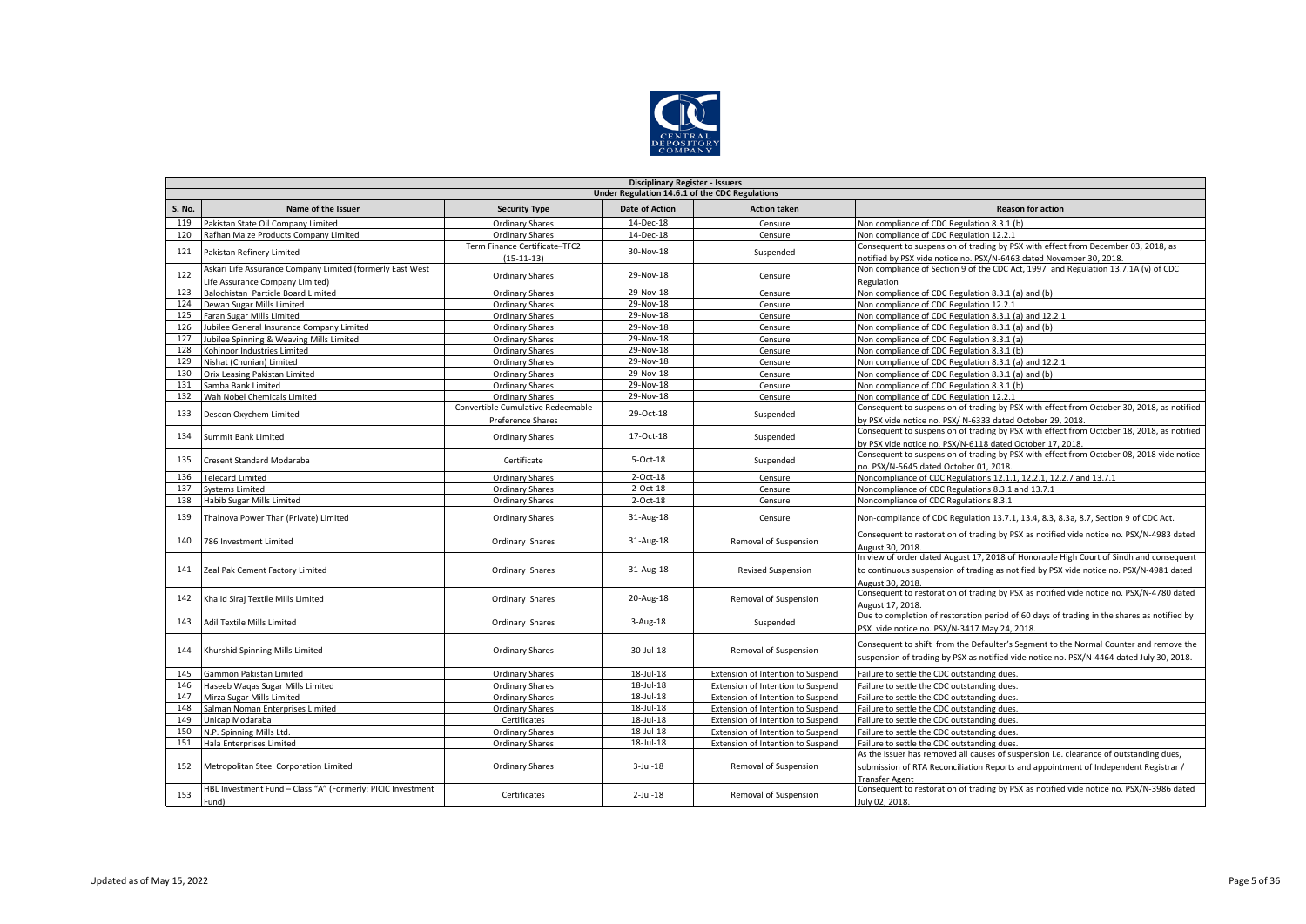**Disciplinary Register - Issuers**

**Under Regulation 14.6.1 of the CDC Regulations**

| S. No. | Name of the Issuer | Security Type | Date of Action | Action taken | Reason for action |
|---|---|---|---|---|---|
| 119 | Pakistan State Oil Company Limited | Ordinary Shares | 14-Dec-18 | Censure | Non compliance of CDC Regulation 8.3.1 (b) |
| 120 | Rafhan Maize Products Company Limited | Ordinary Shares | 14-Dec-18 | Censure | Non compliance of CDC Regulation 12.2.1 |
| 121 | Pakistan Refinery Limited | Term Finance Certificate–TFC2 (15-11-13) | 30-Nov-18 | Suspended | Consequent to suspension of trading by PSX with effect from December 03, 2018, as notified by PSX vide notice no. PSX/N-6463 dated November 30, 2018. |
| 122 | Askari Life Assurance Company Limited (formerly East West Life Assurance Company Limited) | Ordinary Shares | 29-Nov-18 | Censure | Non compliance of Section 9 of the CDC Act, 1997 and Regulation 13.7.1A (v) of CDC Regulation |
| 123 | Balochistan Particle Board Limited | Ordinary Shares | 29-Nov-18 | Censure | Non compliance of CDC Regulation 8.3.1 (a) and (b) |
| 124 | Dewan Sugar Mills Limited | Ordinary Shares | 29-Nov-18 | Censure | Non compliance of CDC Regulation 12.2.1 |
| 125 | Faran Sugar Mills Limited | Ordinary Shares | 29-Nov-18 | Censure | Non compliance of CDC Regulation 8.3.1 (a) and 12.2.1 |
| 126 | Jubilee General Insurance Company Limited | Ordinary Shares | 29-Nov-18 | Censure | Non compliance of CDC Regulation 8.3.1 (a) and (b) |
| 127 | Jubilee Spinning & Weaving Mills Limited | Ordinary Shares | 29-Nov-18 | Censure | Non compliance of CDC Regulation 8.3.1 (a) |
| 128 | Kohinoor Industries Limited | Ordinary Shares | 29-Nov-18 | Censure | Non compliance of CDC Regulation 8.3.1 (b) |
| 129 | Nishat (Chunian) Limited | Ordinary Shares | 29-Nov-18 | Censure | Non compliance of CDC Regulation 8.3.1 (a) and 12.2.1 |
| 130 | Orix Leasing Pakistan Limited | Ordinary Shares | 29-Nov-18 | Censure | Non compliance of CDC Regulation 8.3.1 (a) and (b) |
| 131 | Samba Bank Limited | Ordinary Shares | 29-Nov-18 | Censure | Non compliance of CDC Regulation 8.3.1 (b) |
| 132 | Wah Nobel Chemicals Limited | Ordinary Shares | 29-Nov-18 | Censure | Non compliance of CDC Regulation 12.2.1 |
| 133 | Descon Oxychem Limited | Convertible Cumulative Redeemable Preference Shares | 29-Oct-18 | Suspended | Consequent to suspension of trading by PSX with effect from October 30, 2018, as notified by PSX vide notice no. PSX/ N-6333 dated October 29, 2018. |
| 134 | Summit Bank Limited | Ordinary Shares | 17-Oct-18 | Suspended | Consequent to suspension of trading by PSX with effect from October 18, 2018, as notified by PSX vide notice no. PSX/N-6118 dated October 17, 2018. |
| 135 | Cresent Standard Modaraba | Certificate | 5-Oct-18 | Suspended | Consequent to suspension of trading by PSX with effect from October 08, 2018 vide notice no. PSX/N-5645 dated October 01, 2018. |
| 136 | Telecard Limited | Ordinary Shares | 2-Oct-18 | Censure | Noncompliance of CDC Regulations 12.1.1, 12.2.1, 12.2.7 and 13.7.1 |
| 137 | Systems Limited | Ordinary Shares | 2-Oct-18 | Censure | Noncompliance of CDC Regulations 8.3.1 and 13.7.1 |
| 138 | Habib Sugar Mills Limited | Ordinary Shares | 2-Oct-18 | Censure | Noncompliance of CDC Regulations 8.3.1 |
| 139 | Thalnova Power Thar (Private) Limited | Ordinary Shares | 31-Aug-18 | Censure | Non-compliance of CDC Regulation 13.7.1, 13.4, 8.3, 8.3a, 8.7, Section 9 of CDC Act. |
| 140 | 786 Investment Limited | Ordinary Shares | 31-Aug-18 | Removal of Suspension | Consequent to restoration of trading by PSX as notified vide notice no. PSX/N-4983 dated August 30, 2018. |
| 141 | Zeal Pak Cement Factory Limited | Ordinary Shares | 31-Aug-18 | Revised Suspension | In view of order dated August 17, 2018 of Honorable High Court of Sindh and consequent to continuous suspension of trading as notified by PSX vide notice no. PSX/N-4981 dated August 30, 2018. |
| 142 | Khalid Siraj Textile Mills Limited | Ordinary Shares | 20-Aug-18 | Removal of Suspension | Consequent to restoration of trading by PSX as notified vide notice no. PSX/N-4780 dated August 17, 2018. |
| 143 | Adil Textile Mills Limited | Ordinary Shares | 3-Aug-18 | Suspended | Due to completion of restoration period of 60 days of trading in the shares as notified by PSX vide notice no. PSX/N-3417 May 24, 2018. |
| 144 | Khurshid Spinning Mills Limited | Ordinary Shares | 30-Jul-18 | Removal of Suspension | Consequent to shift from the Defaulter's Segment to the Normal Counter and remove the suspension of trading by PSX as notified vide notice no. PSX/N-4464 dated July 30, 2018. |
| 145 | Gammon Pakistan Limited | Ordinary Shares | 18-Jul-18 | Extension of Intention to Suspend | Failure to settle the CDC outstanding dues. |
| 146 | Haseeb Waqas Sugar Mills Limited | Ordinary Shares | 18-Jul-18 | Extension of Intention to Suspend | Failure to settle the CDC outstanding dues. |
| 147 | Mirza Sugar Mills Limited | Ordinary Shares | 18-Jul-18 | Extension of Intention to Suspend | Failure to settle the CDC outstanding dues. |
| 148 | Salman Noman Enterprises Limited | Ordinary Shares | 18-Jul-18 | Extension of Intention to Suspend | Failure to settle the CDC outstanding dues. |
| 149 | Unicap Modaraba | Certificates | 18-Jul-18 | Extension of Intention to Suspend | Failure to settle the CDC outstanding dues. |
| 150 | N.P. Spinning Mills Ltd. | Ordinary Shares | 18-Jul-18 | Extension of Intention to Suspend | Failure to settle the CDC outstanding dues. |
| 151 | Hala Enterprises Limited | Ordinary Shares | 18-Jul-18 | Extension of Intention to Suspend | Failure to settle the CDC outstanding dues. |
| 152 | Metropolitan Steel Corporation Limited | Ordinary Shares | 3-Jul-18 | Removal of Suspension | As the Issuer has removed all causes of suspension i.e. clearance of outstanding dues, submission of RTA Reconciliation Reports and appointment of Independent Registrar / Transfer Agent |
| 153 | HBL Investment Fund – Class "A" (Formerly: PICIC Investment Fund) | Certificates | 2-Jul-18 | Removal of Suspension | Consequent to restoration of trading by PSX as notified vide notice no. PSX/N-3986 dated July 02, 2018. |

Updated as of May 15, 2022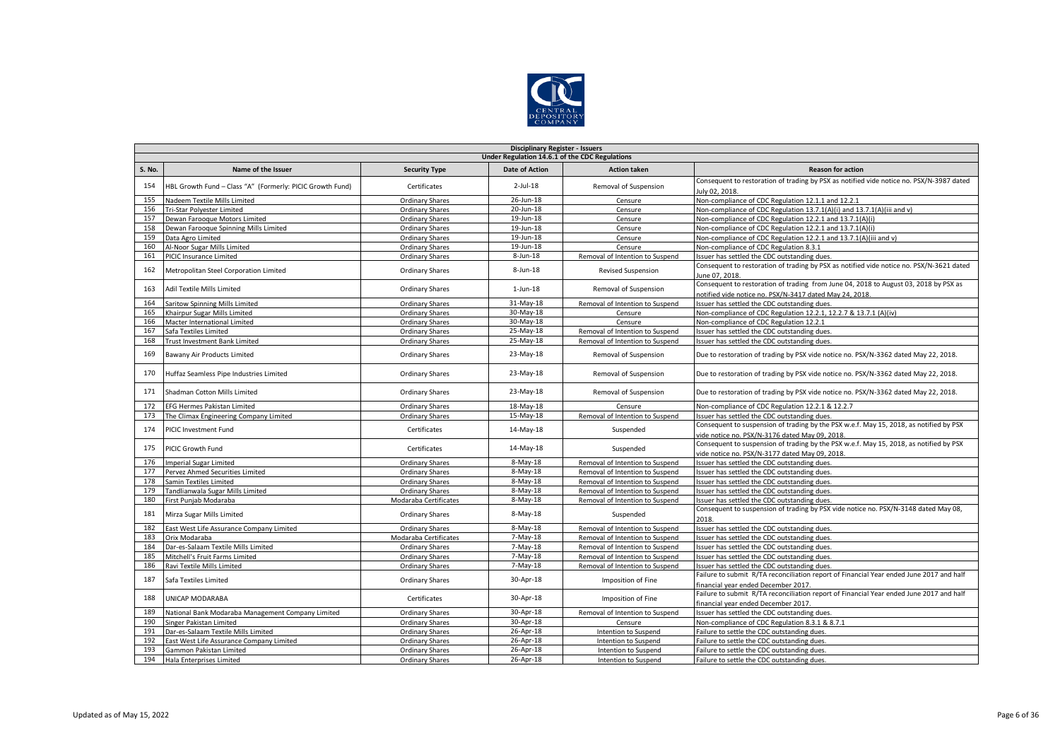| Disciplinary Register - Issuers | | | | | |
|---|---|---|---|---|---|
| Under Regulation 14.6.1 of the CDC Regulations | | | | | |
| S. No. | Name of the Issuer | Security Type | Date of Action | Action taken | Reason for action |
| 154 | HBL Growth Fund – Class "A" (Formerly: PICIC Growth Fund) | Certificates | 2-Jul-18 | Removal of Suspension | Consequent to restoration of trading by PSX as notified vide notice no. PSX/N-3987 dated July 02, 2018. |
| 155 | Nadeem Textile Mills Limited | Ordinary Shares | 26-Jun-18 | Censure | Non-compliance of CDC Regulation 12.1.1 and 12.2.1 |
| 156 | Tri-Star Polyester Limited | Ordinary Shares | 20-Jun-18 | Censure | Non-compliance of CDC Regulation 13.7.1(A)(i) and 13.7.1(A)(iii and v) |
| 157 | Dewan Farooque Motors Limited | Ordinary Shares | 19-Jun-18 | Censure | Non-compliance of CDC Regulation 12.2.1 and 13.7.1(A)(i) |
| 158 | Dewan Farooque Spinning Mills Limited | Ordinary Shares | 19-Jun-18 | Censure | Non-compliance of CDC Regulation 12.2.1 and 13.7.1(A)(i) |
| 159 | Data Agro Limited | Ordinary Shares | 19-Jun-18 | Censure | Non-compliance of CDC Regulation 12.2.1 and 13.7.1(A)(iii and v) |
| 160 | Al-Noor Sugar Mills Limited | Ordinary Shares | 19-Jun-18 | Censure | Non-compliance of CDC Regulation 8.3.1 |
| 161 | PICIC Insurance Limited | Ordinary Shares | 8-Jun-18 | Removal of Intention to Suspend | Issuer has settled the CDC outstanding dues. |
| 162 | Metropolitan Steel Corporation Limited | Ordinary Shares | 8-Jun-18 | Revised Suspension | Consequent to restoration of trading by PSX as notified vide notice no. PSX/N-3621 dated June 07, 2018. |
| 163 | Adil Textile Mills Limited | Ordinary Shares | 1-Jun-18 | Removal of Suspension | Consequent to restoration of trading from June 04, 2018 to August 03, 2018 by PSX as notified vide notice no. PSX/N-3417 dated May 24, 2018. |
| 164 | Saritow Spinning Mills Limited | Ordinary Shares | 31-May-18 | Removal of Intention to Suspend | Issuer has settled the CDC outstanding dues. |
| 165 | Khairpur Sugar Mills Limited | Ordinary Shares | 30-May-18 | Censure | Non-compliance of CDC Regulation 12.2.1, 12.2.7 & 13.7.1 (A)(iv) |
| 166 | Macter International Limited | Ordinary Shares | 30-May-18 | Censure | Non-compliance of CDC Regulation 12.2.1 |
| 167 | Safa Textiles Limited | Ordinary Shares | 25-May-18 | Removal of Intention to Suspend | Issuer has settled the CDC outstanding dues. |
| 168 | Trust Investment Bank Limited | Ordinary Shares | 25-May-18 | Removal of Intention to Suspend | Issuer has settled the CDC outstanding dues. |
| 169 | Bawany Air Products Limited | Ordinary Shares | 23-May-18 | Removal of Suspension | Due to restoration of trading by PSX vide notice no. PSX/N-3362 dated May 22, 2018. |
| 170 | Huffaz Seamless Pipe Industries Limited | Ordinary Shares | 23-May-18 | Removal of Suspension | Due to restoration of trading by PSX vide notice no. PSX/N-3362 dated May 22, 2018. |
| 171 | Shadman Cotton Mills Limited | Ordinary Shares | 23-May-18 | Removal of Suspension | Due to restoration of trading by PSX vide notice no. PSX/N-3362 dated May 22, 2018. |
| 172 | EFG Hermes Pakistan Limited | Ordinary Shares | 18-May-18 | Censure | Non-compliance of CDC Regulation 12.2.1 & 12.2.7 |
| 173 | The Climax Engineering Company Limited | Ordinary Shares | 15-May-18 | Removal of Intention to Suspend | Issuer has settled the CDC outstanding dues. |
| 174 | PICIC Investment Fund | Certificates | 14-May-18 | Suspended | Consequent to suspension of trading by the PSX w.e.f. May 15, 2018, as notified by PSX vide notice no. PSX/N-3176 dated May 09, 2018. |
| 175 | PICIC Growth Fund | Certificates | 14-May-18 | Suspended | Consequent to suspension of trading by the PSX w.e.f. May 15, 2018, as notified by PSX vide notice no. PSX/N-3177 dated May 09, 2018. |
| 176 | Imperial Sugar Limited | Ordinary Shares | 8-May-18 | Removal of Intention to Suspend | Issuer has settled the CDC outstanding dues. |
| 177 | Pervez Ahmed Securities Limited | Ordinary Shares | 8-May-18 | Removal of Intention to Suspend | Issuer has settled the CDC outstanding dues. |
| 178 | Samin Textiles Limited | Ordinary Shares | 8-May-18 | Removal of Intention to Suspend | Issuer has settled the CDC outstanding dues. |
| 179 | Tandlianwala Sugar Mills Limited | Ordinary Shares | 8-May-18 | Removal of Intention to Suspend | Issuer has settled the CDC outstanding dues. |
| 180 | First Punjab Modaraba | Modaraba Certificates | 8-May-18 | Removal of Intention to Suspend | Issuer has settled the CDC outstanding dues. |
| 181 | Mirza Sugar Mills Limited | Ordinary Shares | 8-May-18 | Suspended | Consequent to suspension of trading by PSX vide notice no. PSX/N-3148 dated May 08, 2018. |
| 182 | East West Life Assurance Company Limited | Ordinary Shares | 8-May-18 | Removal of Intention to Suspend | Issuer has settled the CDC outstanding dues. |
| 183 | Orix Modaraba | Modaraba Certificates | 7-May-18 | Removal of Intention to Suspend | Issuer has settled the CDC outstanding dues. |
| 184 | Dar-es-Salaam Textile Mills Limited | Ordinary Shares | 7-May-18 | Removal of Intention to Suspend | Issuer has settled the CDC outstanding dues. |
| 185 | Mitchell's Fruit Farms Limited | Ordinary Shares | 7-May-18 | Removal of Intention to Suspend | Issuer has settled the CDC outstanding dues. |
| 186 | Ravi Textile Mills Limited | Ordinary Shares | 7-May-18 | Removal of Intention to Suspend | Issuer has settled the CDC outstanding dues. |
| 187 | Safa Textiles Limited | Ordinary Shares | 30-Apr-18 | Imposition of Fine | Failure to submit R/TA reconciliation report of Financial Year ended June 2017 and half financial year ended December 2017. |
| 188 | UNICAP MODARABA | Certificates | 30-Apr-18 | Imposition of Fine | Failure to submit R/TA reconciliation report of Financial Year ended June 2017 and half financial year ended December 2017. |
| 189 | National Bank Modaraba Management Company Limited | Ordinary Shares | 30-Apr-18 | Removal of Intention to Suspend | Issuer has settled the CDC outstanding dues. |
| 190 | Singer Pakistan Limited | Ordinary Shares | 30-Apr-18 | Censure | Non-compliance of CDC Regulation 8.3.1 & 8.7.1 |
| 191 | Dar-es-Salaam Textile Mills Limited | Ordinary Shares | 26-Apr-18 | Intention to Suspend | Failure to settle the CDC outstanding dues. |
| 192 | East West Life Assurance Company Limited | Ordinary Shares | 26-Apr-18 | Intention to Suspend | Failure to settle the CDC outstanding dues. |
| 193 | Gammon Pakistan Limited | Ordinary Shares | 26-Apr-18 | Intention to Suspend | Failure to settle the CDC outstanding dues. |
| 194 | Hala Enterprises Limited | Ordinary Shares | 26-Apr-18 | Intention to Suspend | Failure to settle the CDC outstanding dues. |

Updated as of May 15, 2022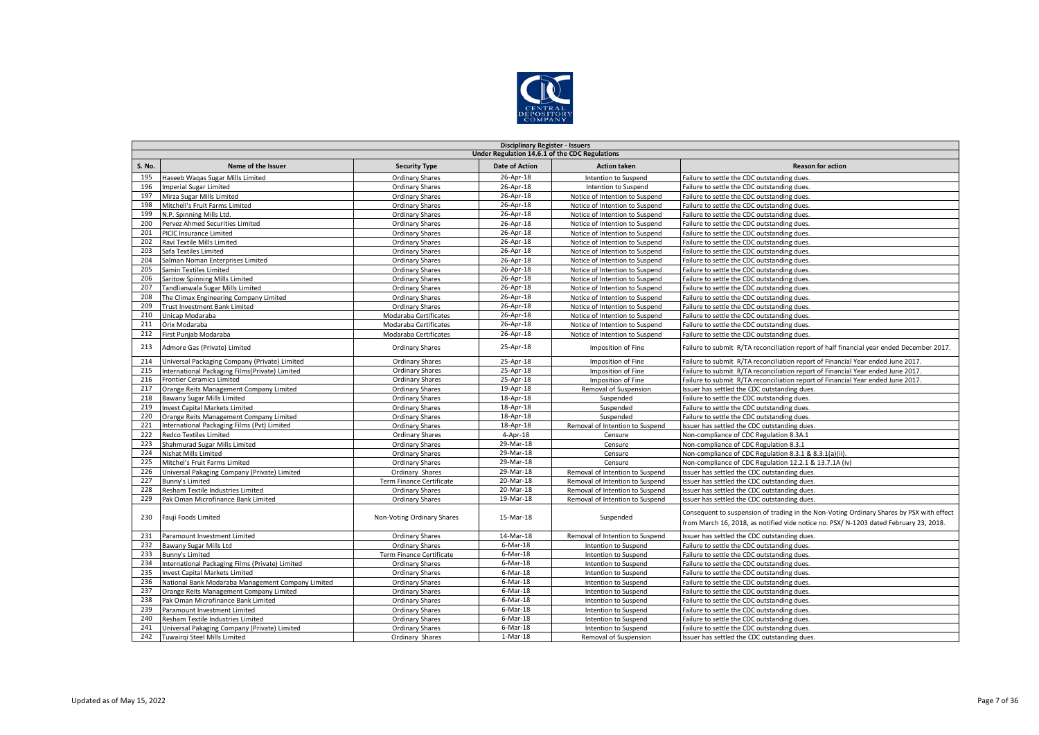| Disciplinary Register - Issuers | | | | | |
|---|---|---|---|---|---|
| Under Regulation 14.6.1 of the CDC Regulations | | | | | |
| S. No. | Name of the Issuer | Security Type | Date of Action | Action taken | Reason for action |
| 195 | Haseeb Waqas Sugar Mills Limited | Ordinary Shares | 26-Apr-18 | Intention to Suspend | Failure to settle the CDC outstanding dues. |
| 196 | Imperial Sugar Limited | Ordinary Shares | 26-Apr-18 | Intention to Suspend | Failure to settle the CDC outstanding dues. |
| 197 | Mirza Sugar Mills Limited | Ordinary Shares | 26-Apr-18 | Notice of Intention to Suspend | Failure to settle the CDC outstanding dues. |
| 198 | Mitchell's Fruit Farms Limited | Ordinary Shares | 26-Apr-18 | Notice of Intention to Suspend | Failure to settle the CDC outstanding dues. |
| 199 | N.P. Spinning Mills Ltd. | Ordinary Shares | 26-Apr-18 | Notice of Intention to Suspend | Failure to settle the CDC outstanding dues. |
| 200 | Pervez Ahmed Securities Limited | Ordinary Shares | 26-Apr-18 | Notice of Intention to Suspend | Failure to settle the CDC outstanding dues. |
| 201 | PICIC Insurance Limited | Ordinary Shares | 26-Apr-18 | Notice of Intention to Suspend | Failure to settle the CDC outstanding dues. |
| 202 | Ravi Textile Mills Limited | Ordinary Shares | 26-Apr-18 | Notice of Intention to Suspend | Failure to settle the CDC outstanding dues. |
| 203 | Safa Textiles Limited | Ordinary Shares | 26-Apr-18 | Notice of Intention to Suspend | Failure to settle the CDC outstanding dues. |
| 204 | Salman Noman Enterprises Limited | Ordinary Shares | 26-Apr-18 | Notice of Intention to Suspend | Failure to settle the CDC outstanding dues. |
| 205 | Samin Textiles Limited | Ordinary Shares | 26-Apr-18 | Notice of Intention to Suspend | Failure to settle the CDC outstanding dues. |
| 206 | Saritow Spinning Mills Limited | Ordinary Shares | 26-Apr-18 | Notice of Intention to Suspend | Failure to settle the CDC outstanding dues. |
| 207 | Tandlianwala Sugar Mills Limited | Ordinary Shares | 26-Apr-18 | Notice of Intention to Suspend | Failure to settle the CDC outstanding dues. |
| 208 | The Climax Engineering Company Limited | Ordinary Shares | 26-Apr-18 | Notice of Intention to Suspend | Failure to settle the CDC outstanding dues. |
| 209 | Trust Investment Bank Limited | Ordinary Shares | 26-Apr-18 | Notice of Intention to Suspend | Failure to settle the CDC outstanding dues. |
| 210 | Unicap Modaraba | Modaraba Certificates | 26-Apr-18 | Notice of Intention to Suspend | Failure to settle the CDC outstanding dues. |
| 211 | Orix Modaraba | Modaraba Certificates | 26-Apr-18 | Notice of Intention to Suspend | Failure to settle the CDC outstanding dues. |
| 212 | First Punjab Modaraba | Modaraba Certificates | 26-Apr-18 | Notice of Intention to Suspend | Failure to settle the CDC outstanding dues. |
| 213 | Admore Gas (Private) Limited | Ordinary Shares | 25-Apr-18 | Imposition of Fine | Failure to submit R/TA reconciliation report of half financial year ended December 2017. |
| 214 | Universal Packaging Company (Private) Limited | Ordinary Shares | 25-Apr-18 | Imposition of Fine | Failure to submit R/TA reconciliation report of Financial Year ended June 2017. |
| 215 | International Packaging Films(Private) Limited | Ordinary Shares | 25-Apr-18 | Imposition of Fine | Failure to submit R/TA reconciliation report of Financial Year ended June 2017. |
| 216 | Frontier Ceramics Limited | Ordinary Shares | 25-Apr-18 | Imposition of Fine | Failure to submit R/TA reconciliation report of Financial Year ended June 2017. |
| 217 | Orange Reits Management Company Limited | Ordinary Shares | 19-Apr-18 | Removal of Suspension | Issuer has settled the CDC outstanding dues. |
| 218 | Bawany Sugar Mills Limited | Ordinary Shares | 18-Apr-18 | Suspended | Failure to settle the CDC outstanding dues. |
| 219 | Invest Capital Markets Limited | Ordinary Shares | 18-Apr-18 | Suspended | Failure to settle the CDC outstanding dues. |
| 220 | Orange Reits Management Company Limited | Ordinary Shares | 18-Apr-18 | Suspended | Failure to settle the CDC outstanding dues. |
| 221 | International Packaging Films (Pvt) Limited | Ordinary Shares | 18-Apr-18 | Removal of Intention to Suspend | Issuer has settled the CDC outstanding dues. |
| 222 | Redco Textiles Limited | Ordinary Shares | 4-Apr-18 | Censure | Non-compliance of CDC Regulation 8.3A.1 |
| 223 | Shahmurad Sugar Mills Limited | Ordinary Shares | 29-Mar-18 | Censure | Non-compliance of CDC Regulation 8.3.1 |
| 224 | Nishat Mills Limited | Ordinary Shares | 29-Mar-18 | Censure | Non-compliance of CDC Regulation 8.3.1 & 8.3.1(a)(ii). |
| 225 | Mitchel's Fruit Farms Limited | Ordinary Shares | 29-Mar-18 | Censure | Non-compliance of CDC Regulation 12.2.1 & 13.7.1A (iv) |
| 226 | Universal Pakaging Company (Private) Limited | Ordinary Shares | 29-Mar-18 | Removal of Intention to Suspend | Issuer has settled the CDC outstanding dues. |
| 227 | Bunny's Limited | Term Finance Certificate | 20-Mar-18 | Removal of Intention to Suspend | Issuer has settled the CDC outstanding dues. |
| 228 | Resham Textile Industries Limited | Ordinary Shares | 20-Mar-18 | Removal of Intention to Suspend | Issuer has settled the CDC outstanding dues. |
| 229 | Pak Oman Microfinance Bank Limited | Ordinary Shares | 19-Mar-18 | Removal of Intention to Suspend | Issuer has settled the CDC outstanding dues. |
| 230 | Fauji Foods Limited | Non-Voting Ordinary Shares | 15-Mar-18 | Suspended | Consequent to suspension of trading in the Non-Voting Ordinary Shares by PSX with effect from March 16, 2018, as notified vide notice no. PSX/ N-1203 dated February 23, 2018. |
| 231 | Paramount Investment Limited | Ordinary Shares | 14-Mar-18 | Removal of Intention to Suspend | Issuer has settled the CDC outstanding dues. |
| 232 | Bawany Sugar Mills Ltd | Ordinary Shares | 6-Mar-18 | Intention to Suspend | Failure to settle the CDC outstanding dues. |
| 233 | Bunny's Limited | Term Finance Certificate | 6-Mar-18 | Intention to Suspend | Failure to settle the CDC outstanding dues. |
| 234 | International Packaging Films (Private) Limited | Ordinary Shares | 6-Mar-18 | Intention to Suspend | Failure to settle the CDC outstanding dues. |
| 235 | Invest Capital Markets Limited | Ordinary Shares | 6-Mar-18 | Intention to Suspend | Failure to settle the CDC outstanding dues. |
| 236 | National Bank Modaraba Management Company Limited | Ordinary Shares | 6-Mar-18 | Intention to Suspend | Failure to settle the CDC outstanding dues. |
| 237 | Orange Reits Management Company Limited | Ordinary Shares | 6-Mar-18 | Intention to Suspend | Failure to settle the CDC outstanding dues. |
| 238 | Pak Oman Microfinance Bank Limited | Ordinary Shares | 6-Mar-18 | Intention to Suspend | Failure to settle the CDC outstanding dues. |
| 239 | Paramount Investment Limited | Ordinary Shares | 6-Mar-18 | Intention to Suspend | Failure to settle the CDC outstanding dues. |
| 240 | Resham Textile Industries Limited | Ordinary Shares | 6-Mar-18 | Intention to Suspend | Failure to settle the CDC outstanding dues. |
| 241 | Universal Pakaging Company (Private) Limited | Ordinary Shares | 6-Mar-18 | Intention to Suspend | Failure to settle the CDC outstanding dues. |
| 242 | Tuwairqi Steel Mills Limited | Ordinary Shares | 1-Mar-18 | Removal of Suspension | Issuer has settled the CDC outstanding dues. |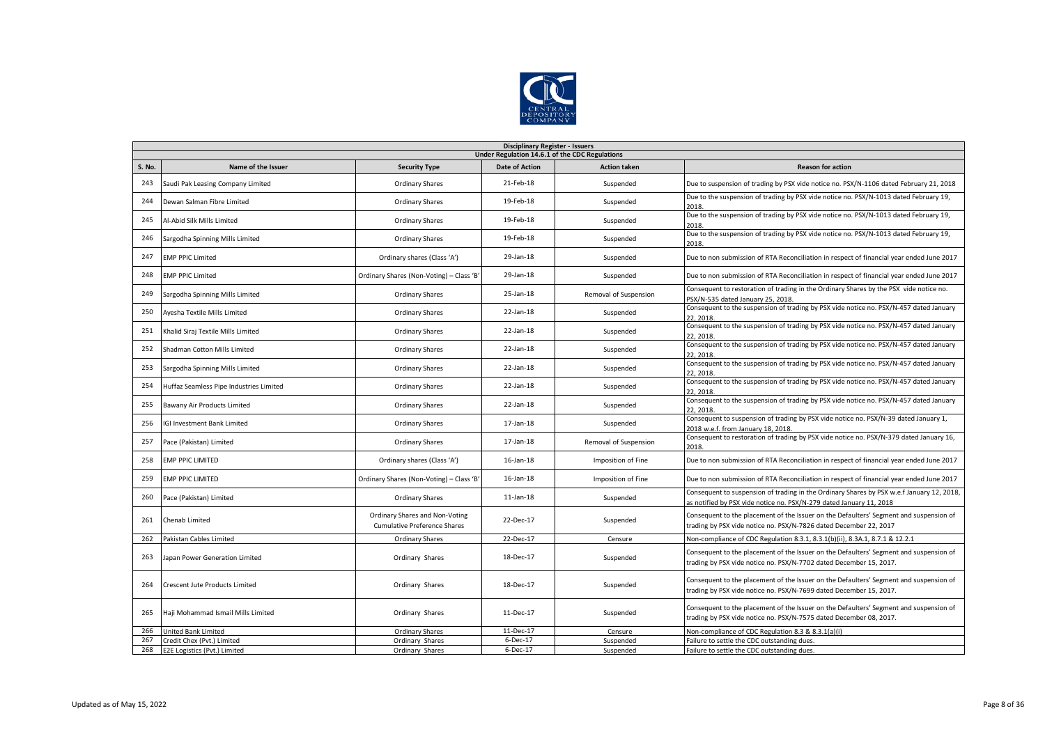| Disciplinary Register - Issuers | | | | | |
|---|---|---|---|---|---|
| Under Regulation 14.6.1 of the CDC Regulations | | | | | |
| S. No. | Name of the Issuer | Security Type | Date of Action | Action taken | Reason for action |
| 243 | Saudi Pak Leasing Company Limited | Ordinary Shares | 21-Feb-18 | Suspended | Due to suspension of trading by PSX vide notice no. PSX/N-1106 dated February 21, 2018 |
| 244 | Dewan Salman Fibre Limited | Ordinary Shares | 19-Feb-18 | Suspended | Due to the suspension of trading by PSX vide notice no. PSX/N-1013 dated February 19, 2018. |
| 245 | Al-Abid Silk Mills Limited | Ordinary Shares | 19-Feb-18 | Suspended | Due to the suspension of trading by PSX vide notice no. PSX/N-1013 dated February 19, 2018. |
| 246 | Sargodha Spinning Mills Limited | Ordinary Shares | 19-Feb-18 | Suspended | Due to the suspension of trading by PSX vide notice no. PSX/N-1013 dated February 19, 2018. |
| 247 | EMP PPIC Limited | Ordinary shares (Class 'A') | 29-Jan-18 | Suspended | Due to non submission of RTA Reconciliation in respect of financial year ended June 2017 |
| 248 | EMP PPIC Limited | Ordinary Shares (Non-Voting) – Class 'B' | 29-Jan-18 | Suspended | Due to non submission of RTA Reconciliation in respect of financial year ended June 2017 |
| 249 | Sargodha Spinning Mills Limited | Ordinary Shares | 25-Jan-18 | Removal of Suspension | Consequent to restoration of trading in the Ordinary Shares by the PSX vide notice no. PSX/N-535 dated January 25, 2018. |
| 250 | Ayesha Textile Mills Limited | Ordinary Shares | 22-Jan-18 | Suspended | Consequent to the suspension of trading by PSX vide notice no. PSX/N-457 dated January 22, 2018. |
| 251 | Khalid Siraj Textile Mills Limited | Ordinary Shares | 22-Jan-18 | Suspended | Consequent to the suspension of trading by PSX vide notice no. PSX/N-457 dated January 22, 2018. |
| 252 | Shadman Cotton Mills Limited | Ordinary Shares | 22-Jan-18 | Suspended | Consequent to the suspension of trading by PSX vide notice no. PSX/N-457 dated January 22, 2018. |
| 253 | Sargodha Spinning Mills Limited | Ordinary Shares | 22-Jan-18 | Suspended | Consequent to the suspension of trading by PSX vide notice no. PSX/N-457 dated January 22, 2018. |
| 254 | Huffaz Seamless Pipe Industries Limited | Ordinary Shares | 22-Jan-18 | Suspended | Consequent to the suspension of trading by PSX vide notice no. PSX/N-457 dated January 22, 2018. |
| 255 | Bawany Air Products Limited | Ordinary Shares | 22-Jan-18 | Suspended | Consequent to the suspension of trading by PSX vide notice no. PSX/N-457 dated January 22, 2018. |
| 256 | IGI Investment Bank Limited | Ordinary Shares | 17-Jan-18 | Suspended | Consequent to suspension of trading by PSX vide notice no. PSX/N-39 dated January 1, 2018 w.e.f. from January 18, 2018. |
| 257 | Pace (Pakistan) Limited | Ordinary Shares | 17-Jan-18 | Removal of Suspension | Consequent to restoration of trading by PSX vide notice no. PSX/N-379 dated January 16, 2018. |
| 258 | EMP PPIC LIMITED | Ordinary shares (Class 'A') | 16-Jan-18 | Imposition of Fine | Due to non submission of RTA Reconciliation in respect of financial year ended June 2017 |
| 259 | EMP PPIC LIMITED | Ordinary Shares (Non-Voting) – Class 'B' | 16-Jan-18 | Imposition of Fine | Due to non submission of RTA Reconciliation in respect of financial year ended June 2017 |
| 260 | Pace (Pakistan) Limited | Ordinary Shares | 11-Jan-18 | Suspended | Consequent to suspension of trading in the Ordinary Shares by PSX w.e.f January 12, 2018, as notified by PSX vide notice no. PSX/N-279 dated January 11, 2018 |
| 261 | Chenab Limited | Ordinary Shares and Non-Voting Cumulative Preference Shares | 22-Dec-17 | Suspended | Consequent to the placement of the Issuer on the Defaulters' Segment and suspension of trading by PSX vide notice no. PSX/N-7826 dated December 22, 2017 |
| 262 | Pakistan Cables Limited | Ordinary Shares | 22-Dec-17 | Censure | Non-compliance of CDC Regulation 8.3.1, 8.3.1(b)(ii), 8.3A.1, 8.7.1 & 12.2.1 |
| 263 | Japan Power Generation Limited | Ordinary Shares | 18-Dec-17 | Suspended | Consequent to the placement of the Issuer on the Defaulters' Segment and suspension of trading by PSX vide notice no. PSX/N-7702 dated December 15, 2017. |
| 264 | Crescent Jute Products Limited | Ordinary Shares | 18-Dec-17 | Suspended | Consequent to the placement of the Issuer on the Defaulters' Segment and suspension of trading by PSX vide notice no. PSX/N-7699 dated December 15, 2017. |
| 265 | Haji Mohammad Ismail Mills Limited | Ordinary Shares | 11-Dec-17 | Suspended | Consequent to the placement of the Issuer on the Defaulters' Segment and suspension of trading by PSX vide notice no. PSX/N-7575 dated December 08, 2017. |
| 266 | United Bank Limited | Ordinary Shares | 11-Dec-17 | Censure | Non-compliance of CDC Regulation 8.3 & 8.3.1(a)(i) |
| 267 | Credit Chex (Pvt.) Limited | Ordinary Shares | 6-Dec-17 | Suspended | Failure to settle the CDC outstanding dues. |
| 268 | E2E Logistics (Pvt.) Limited | Ordinary Shares | 6-Dec-17 | Suspended | Failure to settle the CDC outstanding dues. |

Updated as of May 15, 2022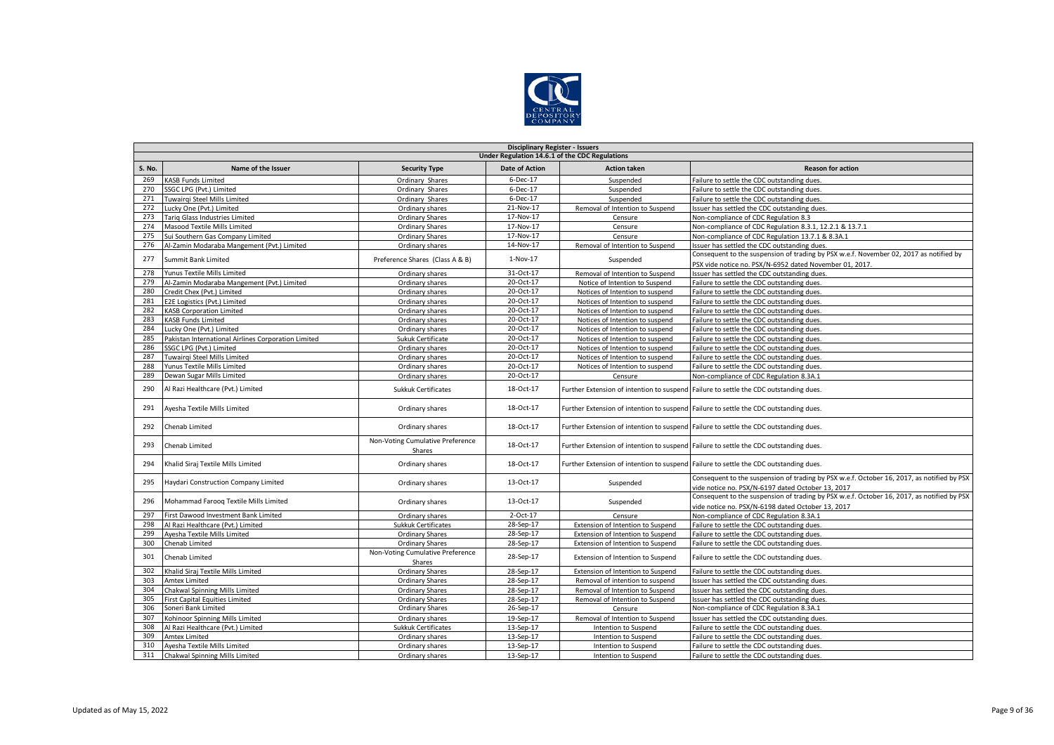**Disciplinary Register - Issuers**

**Under Regulation 14.6.1 of the CDC Regulations**

| S. No. | Name of the Issuer | Security Type | Date of Action | Action taken | Reason for action |
|---|---|---|---|---|---|
| 269 | KASB Funds Limited | Ordinary Shares | 6-Dec-17 | Suspended | Failure to settle the CDC outstanding dues. |
| 270 | SSGC LPG (Pvt.) Limited | Ordinary Shares | 6-Dec-17 | Suspended | Failure to settle the CDC outstanding dues. |
| 271 | Tuwairqi Steel Mills Limited | Ordinary Shares | 6-Dec-17 | Suspended | Failure to settle the CDC outstanding dues. |
| 272 | Lucky One (Pvt.) Limited | Ordinary shares | 21-Nov-17 | Removal of Intention to Suspend | Issuer has settled the CDC outstanding dues. |
| 273 | Tariq Glass Industries Limited | Ordinary Shares | 17-Nov-17 | Censure | Non-compliance of CDC Regulation 8.3 |
| 274 | Masood Textile Mills Limited | Ordinary Shares | 17-Nov-17 | Censure | Non-compliance of CDC Regulation 8.3.1, 12.2.1 & 13.7.1 |
| 275 | Sui Southern Gas Company Limited | Ordinary Shares | 17-Nov-17 | Censure | Non-compliance of CDC Regulation 13.7.1 & 8.3A.1 |
| 276 | Al-Zamin Modaraba Mangement (Pvt.) Limited | Ordinary shares | 14-Nov-17 | Removal of Intention to Suspend | Issuer has settled the CDC outstanding dues. |
| 277 | Summit Bank Limited | Preference Shares (Class A & B) | 1-Nov-17 | Suspended | Consequent to the suspension of trading by PSX w.e.f. November 02, 2017 as notified by PSX vide notice no. PSX/N-6952 dated November 01, 2017. |
| 278 | Yunus Textile Mills Limited | Ordinary shares | 31-Oct-17 | Removal of Intention to Suspend | Issuer has settled the CDC outstanding dues. |
| 279 | Al-Zamin Modaraba Mangement (Pvt.) Limited | Ordinary shares | 20-Oct-17 | Notice of Intention to Suspend | Failure to settle the CDC outstanding dues. |
| 280 | Credit Chex (Pvt.) Limited | Ordinary shares | 20-Oct-17 | Notices of Intention to suspend | Failure to settle the CDC outstanding dues. |
| 281 | E2E Logistics (Pvt.) Limited | Ordinary shares | 20-Oct-17 | Notices of Intention to suspend | Failure to settle the CDC outstanding dues. |
| 282 | KASB Corporation Limited | Ordinary shares | 20-Oct-17 | Notices of Intention to suspend | Failure to settle the CDC outstanding dues. |
| 283 | KASB Funds Limited | Ordinary shares | 20-Oct-17 | Notices of Intention to suspend | Failure to settle the CDC outstanding dues. |
| 284 | Lucky One (Pvt.) Limited | Ordinary shares | 20-Oct-17 | Notices of Intention to suspend | Failure to settle the CDC outstanding dues. |
| 285 | Pakistan International Airlines Corporation Limited | Sukuk Certificate | 20-Oct-17 | Notices of Intention to suspend | Failure to settle the CDC outstanding dues. |
| 286 | SSGC LPG (Pvt.) Limited | Ordinary shares | 20-Oct-17 | Notices of Intention to suspend | Failure to settle the CDC outstanding dues. |
| 287 | Tuwairqi Steel Mills Limited | Ordinary shares | 20-Oct-17 | Notices of Intention to suspend | Failure to settle the CDC outstanding dues. |
| 288 | Yunus Textile Mills Limited | Ordinary shares | 20-Oct-17 | Notices of Intention to suspend | Failure to settle the CDC outstanding dues. |
| 289 | Dewan Sugar Mills Limited | Ordinary shares | 20-Oct-17 | Censure | Non-compliance of CDC Regulation 8.3A.1 |
| 290 | Al Razi Healthcare (Pvt.) Limited | Sukkuk Certificates | 18-Oct-17 | Further Extension of intention to suspend | Failure to settle the CDC outstanding dues. |
| 291 | Ayesha Textile Mills Limited | Ordinary shares | 18-Oct-17 | Further Extension of intention to suspend | Failure to settle the CDC outstanding dues. |
| 292 | Chenab Limited | Ordinary shares | 18-Oct-17 | Further Extension of intention to suspend | Failure to settle the CDC outstanding dues. |
| 293 | Chenab Limited | Non-Voting Cumulative Preference Shares | 18-Oct-17 | Further Extension of intention to suspend | Failure to settle the CDC outstanding dues. |
| 294 | Khalid Siraj Textile Mills Limited | Ordinary shares | 18-Oct-17 | Further Extension of intention to suspend | Failure to settle the CDC outstanding dues. |
| 295 | Haydari Construction Company Limited | Ordinary shares | 13-Oct-17 | Suspended | Consequent to the suspension of trading by PSX w.e.f. October 16, 2017, as notified by PSX vide notice no. PSX/N-6197 dated October 13, 2017 |
| 296 | Mohammad Farooq Textile Mills Limited | Ordinary shares | 13-Oct-17 | Suspended | Consequent to the suspension of trading by PSX w.e.f. October 16, 2017, as notified by PSX vide notice no. PSX/N-6198 dated October 13, 2017 |
| 297 | First Dawood Investment Bank Limited | Ordinary shares | 2-Oct-17 | Censure | Non-compliance of CDC Regulation 8.3A.1 |
| 298 | Al Razi Healthcare (Pvt.) Limited | Sukkuk Certificates | 28-Sep-17 | Extension of Intention to Suspend | Failure to settle the CDC outstanding dues. |
| 299 | Ayesha Textile Mills Limited | Ordinary Shares | 28-Sep-17 | Extension of Intention to Suspend | Failure to settle the CDC outstanding dues. |
| 300 | Chenab Limited | Ordinary Shares | 28-Sep-17 | Extension of Intention to Suspend | Failure to settle the CDC outstanding dues. |
| 301 | Chenab Limited | Non-Voting Cumulative Preference Shares | 28-Sep-17 | Extension of Intention to Suspend | Failure to settle the CDC outstanding dues. |
| 302 | Khalid Siraj Textile Mills Limited | Ordinary Shares | 28-Sep-17 | Extension of Intention to Suspend | Failure to settle the CDC outstanding dues. |
| 303 | Amtex Limited | Ordinary Shares | 28-Sep-17 | Removal of intention to suspend | Issuer has settled the CDC outstanding dues. |
| 304 | Chakwal Spinning Mills Limited | Ordinary Shares | 28-Sep-17 | Removal of Intention to Suspend | Issuer has settled the CDC outstanding dues. |
| 305 | First Capital Equities Limited | Ordinary Shares | 28-Sep-17 | Removal of Intention to Suspend | Issuer has settled the CDC outstanding dues. |
| 306 | Soneri Bank Limited | Ordinary Shares | 26-Sep-17 | Censure | Non-compliance of CDC Regulation 8.3A.1 |
| 307 | Kohinoor Spinning Mills Limited | Ordinary shares | 19-Sep-17 | Removal of Intention to Suspend | Issuer has settled the CDC outstanding dues. |
| 308 | Al Razi Healthcare (Pvt.) Limited | Sukkuk Certificates | 13-Sep-17 | Intention to Suspend | Failure to settle the CDC outstanding dues. |
| 309 | Amtex Limited | Ordinary shares | 13-Sep-17 | Intention to Suspend | Failure to settle the CDC outstanding dues. |
| 310 | Ayesha Textile Mills Limited | Ordinary shares | 13-Sep-17 | Intention to Suspend | Failure to settle the CDC outstanding dues. |
| 311 | Chakwal Spinning Mills Limited | Ordinary shares | 13-Sep-17 | Intention to Suspend | Failure to settle the CDC outstanding dues. |

Updated as of May 15, 2022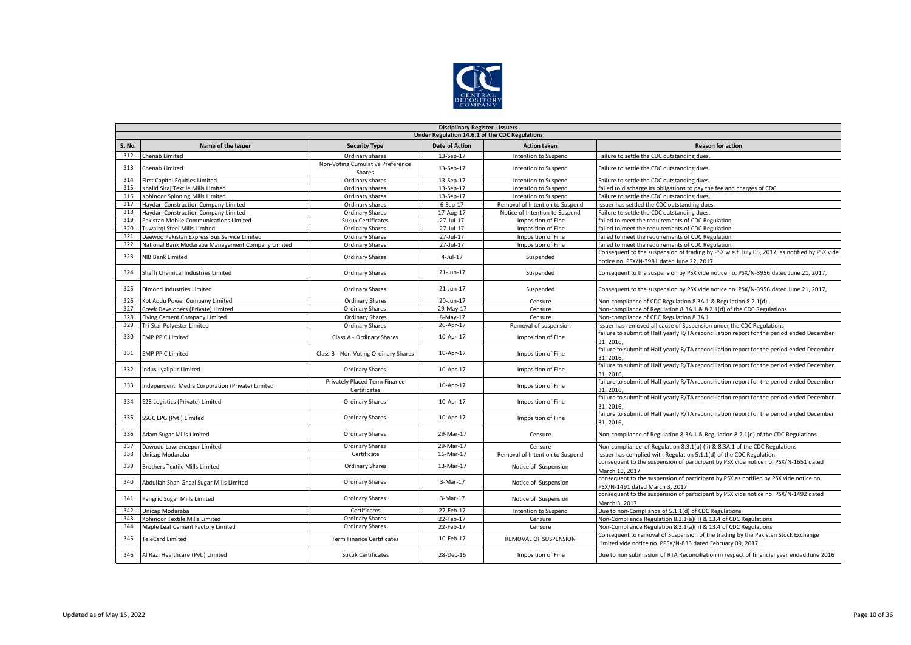| Disciplinary Register - Issuers | | | | | |
|---|---|---|---|---|---|
| Under Regulation 14.6.1 of the CDC Regulations | | | | | |
| **S. No.** | **Name of the Issuer** | **Security Type** | **Date of Action** | **Action taken** | **Reason for action** |
| 312 | Chenab Limited | Ordinary shares | 13-Sep-17 | Intention to Suspend | Failure to settle the CDC outstanding dues. |
| 313 | Chenab Limited | Non-Voting Cumulative Preference Shares | 13-Sep-17 | Intention to Suspend | Failure to settle the CDC outstanding dues. |
| 314 | First Capital Equities Limited | Ordinary shares | 13-Sep-17 | Intention to Suspend | Failure to settle the CDC outstanding dues. |
| 315 | Khalid Siraj Textile Mills Limited | Ordinary shares | 13-Sep-17 | Intention to Suspend | failed to discharge its obligations to pay the fee and charges of CDC |
| 316 | Kohinoor Spinning Mills Limited | Ordinary shares | 13-Sep-17 | Intention to Suspend | Failure to settle the CDC outstanding dues. |
| 317 | Haydari Construction Company Limited | Ordinary shares | 6-Sep-17 | Removal of Intention to Suspend | Issuer has settled the CDC outstanding dues. |
| 318 | Haydari Construction Company Limited | Ordinary Shares | 17-Aug-17 | Notice of Intention to Suspend | Failure to settle the CDC outstanding dues. |
| 319 | Pakistan Mobile Communications Limited | Sukuk Certificates | 27-Jul-17 | Imposition of Fine | failed to meet the requirements of CDC Regulation |
| 320 | Tuwairqi Steel Mills Limited | Ordinary Shares | 27-Jul-17 | Imposition of Fine | failed to meet the requirements of CDC Regulation |
| 321 | Daewoo Pakistan Express Bus Service Limited | Ordinary Shares | 27-Jul-17 | Imposition of Fine | failed to meet the requirements of CDC Regulation |
| 322 | National Bank Modaraba Management Company Limited | Ordinary Shares | 27-Jul-17 | Imposition of Fine | failed to meet the requirements of CDC Regulation |
| 323 | NIB Bank Limited | Ordinary Shares | 4-Jul-17 | Suspended | Consequent to the suspension of trading by PSX w.e.f July 05, 2017, as notified by PSX vide notice no. PSX/N-3981 dated June 22, 2017 . |
| 324 | Shaffi Chemical Industries Limited | Ordinary Shares | 21-Jun-17 | Suspended | Consequent to the suspension by PSX vide notice no. PSX/N-3956 dated June 21, 2017, |
| 325 | Dimond Industries Limited | Ordinary Shares | 21-Jun-17 | Suspended | Consequent to the suspension by PSX vide notice no. PSX/N-3956 dated June 21, 2017, |
| 326 | Kot Addu Power Company Limited | Ordinary Shares | 20-Jun-17 | Censure | Non-compliance of CDC Regulation 8.3A.1 & Regulation 8.2.1(d) . |
| 327 | Creek Developers (Private) Limited | Ordinary Shares | 29-May-17 | Censure | Non-compliance of Regulation 8.3A.1 & 8.2.1(d) of the CDC Regulations |
| 328 | Flying Cement Company Limited | Ordinary Shares | 8-May-17 | Censure | Non-compliance of CDC Regulation 8.3A.1 |
| 329 | Tri-Star Polyester Limited | Ordinary Shares | 26-Apr-17 | Removal of suspension | Issuer has removed all cause of Suspension under the CDC Regulations |
| 330 | EMP PPIC Limited | Class A - Ordinary Shares | 10-Apr-17 | Imposition of Fine | failure to submit of Half yearly R/TA reconciliation report for the period ended December 31, 2016, |
| 331 | EMP PPIC Limited | Class B - Non-Voting Ordinary Shares | 10-Apr-17 | Imposition of Fine | failure to submit of Half yearly R/TA reconciliation report for the period ended December 31, 2016, |
| 332 | Indus Lyallpur Limited | Ordinary Shares | 10-Apr-17 | Imposition of Fine | failure to submit of Half yearly R/TA reconciliation report for the period ended December 31, 2016, |
| 333 | Independent Media Corporation (Private) Limited | Privately Placed Term Finance Certificates | 10-Apr-17 | Imposition of Fine | failure to submit of Half yearly R/TA reconciliation report for the period ended December 31, 2016, |
| 334 | E2E Logistics (Private) Limited | Ordinary Shares | 10-Apr-17 | Imposition of Fine | failure to submit of Half yearly R/TA reconciliation report for the period ended December 31, 2016, |
| 335 | SSGC LPG (Pvt.) Limited | Ordinary Shares | 10-Apr-17 | Imposition of Fine | failure to submit of Half yearly R/TA reconciliation report for the period ended December 31, 2016, |
| 336 | Adam Sugar Mills Limited | Ordinary Shares | 29-Mar-17 | Censure | Non-compliance of Regulation 8.3A.1 & Regulation 8.2.1(d) of the CDC Regulations |
| 337 | Dawood Lawrencepur Limited | Ordinary Shares | 29-Mar-17 | Censure | Non-compliance of Regulation 8.3.1(a) (ii) & 8.3A.1 of the CDC Regulations |
| 338 | Unicap Modaraba | Certificate | 15-Mar-17 | Removal of Intention to Suspend | Issuer has complied with Regulation 5.1.1(d) of the CDC Regulation |
| 339 | Brothers Textile Mills Limited | Ordinary Shares | 13-Mar-17 | Notice of Suspension | consequent to the suspension of participant by PSX vide notice no. PSX/N-1651 dated March 13, 2017 |
| 340 | Abdullah Shah Ghazi Sugar Mills Limited | Ordinary Shares | 3-Mar-17 | Notice of Suspension | consequent to the suspension of participant by PSX as notified by PSX vide notice no. PSX/N-1491 dated March 3, 2017 |
| 341 | Pangrio Sugar Mills Limited | Ordinary Shares | 3-Mar-17 | Notice of Suspension | consequent to the suspension of participant by PSX vide notice no. PSX/N-1492 dated March 3, 2017 |
| 342 | Unicap Modaraba | Certificates | 27-Feb-17 | Intention to Suspend | Due to non-Compliance of 5.1.1(d) of CDC Regulations |
| 343 | Kohinoor Textile Mills Limited | Ordinary Shares | 22-Feb-17 | Censure | Non-Compliance Regulation 8.3.1(a)(ii) & 13.4 of CDC Regulations |
| 344 | Maple Leaf Cement Factory Limited | Ordinary Shares | 22-Feb-17 | Censure | Non-Compliance Regulation 8.3.1(a)(ii) & 13.4 of CDC Regulations |
| 345 | TeleCard Limited | Term Finance Certificates | 10-Feb-17 | REMOVAL OF SUSPENSION | Consequent to removal of Suspension of the trading by the Pakistan Stock Exchange Limited vide notice no. PPSX/N-833 dated February 09, 2017. |
| 346 | Al Razi Healthcare (Pvt.) Limited | Sukuk Certificates | 28-Dec-16 | Imposition of Fine | Due to non submission of RTA Reconciliation in respect of financial year ended June 2016 |

Updated as of May 15, 2022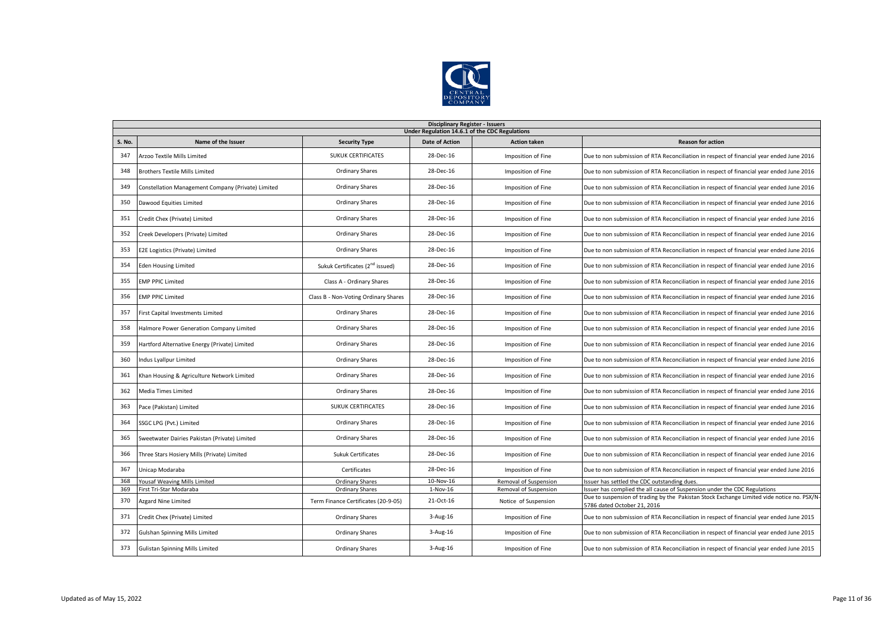**Disciplinary Register - Issuers**
**Under Regulation 14.6.1 of the CDC Regulations**

| S. No. | Name of the Issuer | Security Type | Date of Action | Action taken | Reason for action |
|---|---|---|---|---|---|
| 347 | Arzoo Textile Mills Limited | SUKUK CERTIFICATES | 28-Dec-16 | Imposition of Fine | Due to non submission of RTA Reconciliation in respect of financial year ended June 2016 |
| 348 | Brothers Textile Mills Limited | Ordinary Shares | 28-Dec-16 | Imposition of Fine | Due to non submission of RTA Reconciliation in respect of financial year ended June 2016 |
| 349 | Constellation Management Company (Private) Limited | Ordinary Shares | 28-Dec-16 | Imposition of Fine | Due to non submission of RTA Reconciliation in respect of financial year ended June 2016 |
| 350 | Dawood Equities Limited | Ordinary Shares | 28-Dec-16 | Imposition of Fine | Due to non submission of RTA Reconciliation in respect of financial year ended June 2016 |
| 351 | Credit Chex (Private) Limited | Ordinary Shares | 28-Dec-16 | Imposition of Fine | Due to non submission of RTA Reconciliation in respect of financial year ended June 2016 |
| 352 | Creek Developers (Private) Limited | Ordinary Shares | 28-Dec-16 | Imposition of Fine | Due to non submission of RTA Reconciliation in respect of financial year ended June 2016 |
| 353 | E2E Logistics (Private) Limited | Ordinary Shares | 28-Dec-16 | Imposition of Fine | Due to non submission of RTA Reconciliation in respect of financial year ended June 2016 |
| 354 | Eden Housing Limited | Sukuk Certificates (2nd issued) | 28-Dec-16 | Imposition of Fine | Due to non submission of RTA Reconciliation in respect of financial year ended June 2016 |
| 355 | EMP PPIC Limited | Class A - Ordinary Shares | 28-Dec-16 | Imposition of Fine | Due to non submission of RTA Reconciliation in respect of financial year ended June 2016 |
| 356 | EMP PPIC Limited | Class B - Non-Voting Ordinary Shares | 28-Dec-16 | Imposition of Fine | Due to non submission of RTA Reconciliation in respect of financial year ended June 2016 |
| 357 | First Capital Investments Limited | Ordinary Shares | 28-Dec-16 | Imposition of Fine | Due to non submission of RTA Reconciliation in respect of financial year ended June 2016 |
| 358 | Halmore Power Generation Company Limited | Ordinary Shares | 28-Dec-16 | Imposition of Fine | Due to non submission of RTA Reconciliation in respect of financial year ended June 2016 |
| 359 | Hartford Alternative Energy (Private) Limited | Ordinary Shares | 28-Dec-16 | Imposition of Fine | Due to non submission of RTA Reconciliation in respect of financial year ended June 2016 |
| 360 | Indus Lyallpur Limited | Ordinary Shares | 28-Dec-16 | Imposition of Fine | Due to non submission of RTA Reconciliation in respect of financial year ended June 2016 |
| 361 | Khan Housing & Agriculture Network Limited | Ordinary Shares | 28-Dec-16 | Imposition of Fine | Due to non submission of RTA Reconciliation in respect of financial year ended June 2016 |
| 362 | Media Times Limited | Ordinary Shares | 28-Dec-16 | Imposition of Fine | Due to non submission of RTA Reconciliation in respect of financial year ended June 2016 |
| 363 | Pace (Pakistan) Limited | SUKUK CERTIFICATES | 28-Dec-16 | Imposition of Fine | Due to non submission of RTA Reconciliation in respect of financial year ended June 2016 |
| 364 | SSGC LPG (Pvt.) Limited | Ordinary Shares | 28-Dec-16 | Imposition of Fine | Due to non submission of RTA Reconciliation in respect of financial year ended June 2016 |
| 365 | Sweetwater Dairies Pakistan (Private) Limited | Ordinary Shares | 28-Dec-16 | Imposition of Fine | Due to non submission of RTA Reconciliation in respect of financial year ended June 2016 |
| 366 | Three Stars Hosiery Mills (Private) Limited | Sukuk Certificates | 28-Dec-16 | Imposition of Fine | Due to non submission of RTA Reconciliation in respect of financial year ended June 2016 |
| 367 | Unicap Modaraba | Certificates | 28-Dec-16 | Imposition of Fine | Due to non submission of RTA Reconciliation in respect of financial year ended June 2016 |
| 368 | Yousaf Weaving Mills Limited | Ordinary Shares | 10-Nov-16 | Removal of Suspension | Issuer has settled the CDC outstanding dues. |
| 369 | First Tri-Star Modaraba | Ordinary Shares | 1-Nov-16 | Removal of Suspension | Issuer has complied the all cause of Suspension under the CDC Regulations |
| 370 | Azgard Nine Limited | Term Finance Certificates (20-9-05) | 21-Oct-16 | Notice of Suspension | Due to suspension of trading by the Pakistan Stock Exchange Limited vide notice no. PSX/N-5786 dated October 21, 2016 |
| 371 | Credit Chex (Private) Limited | Ordinary Shares | 3-Aug-16 | Imposition of Fine | Due to non submission of RTA Reconciliation in respect of financial year ended June 2015 |
| 372 | Gulshan Spinning Mills Limited | Ordinary Shares | 3-Aug-16 | Imposition of Fine | Due to non submission of RTA Reconciliation in respect of financial year ended June 2015 |
| 373 | Gulistan Spinning Mills Limited | Ordinary Shares | 3-Aug-16 | Imposition of Fine | Due to non submission of RTA Reconciliation in respect of financial year ended June 2015 |

Updated as of May 15, 2022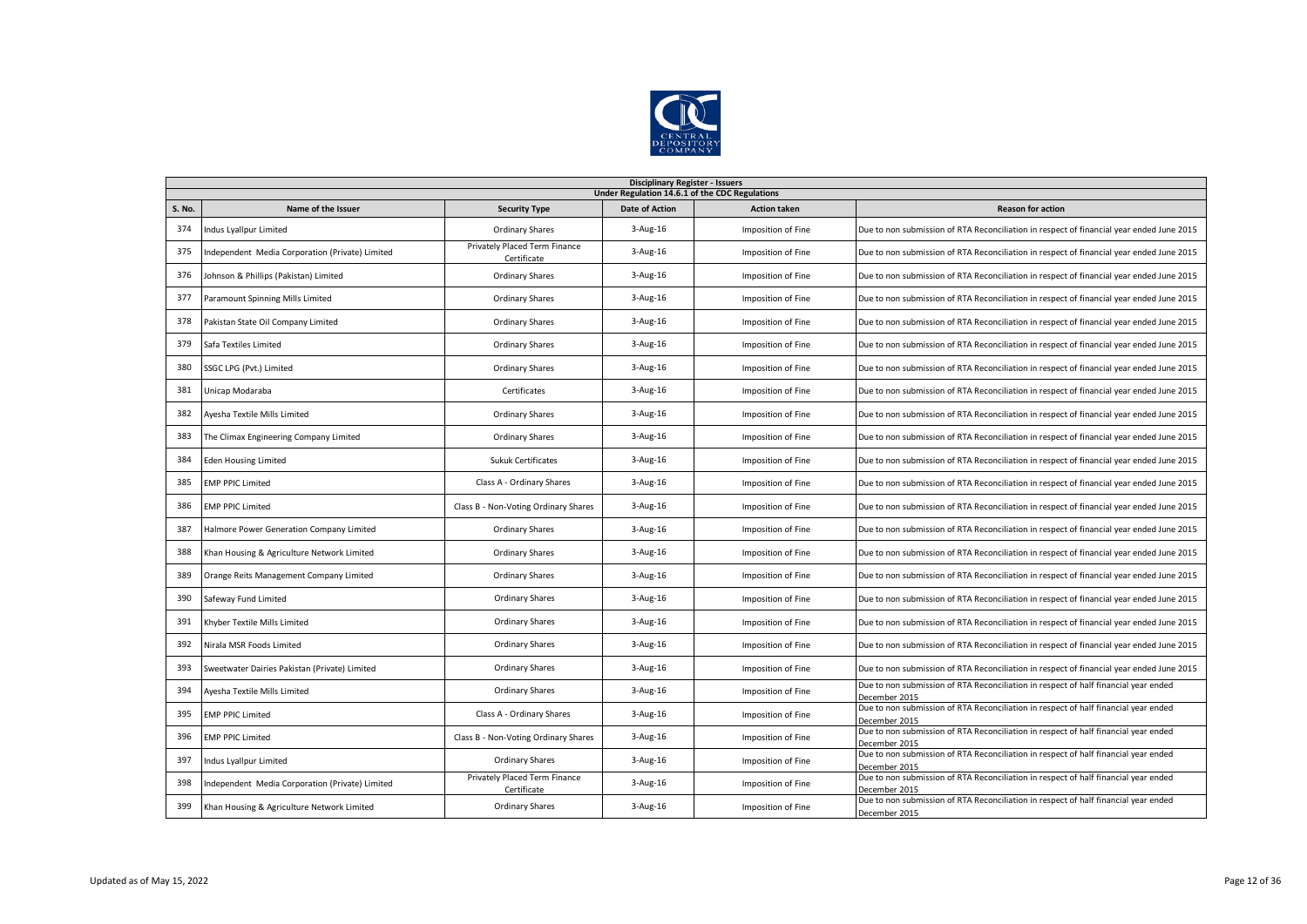## Disciplinary Register - Issuers

### Under Regulation 14.6.1 of the CDC Regulations

| S. No. | Name of the Issuer | Security Type | Date of Action | Action taken | Reason for action |
|---|---|---|---|---|---|
| 374 | Indus Lyallpur Limited | Ordinary Shares | 3-Aug-16 | Imposition of Fine | Due to non submission of RTA Reconciliation in respect of financial year ended June 2015 |
| 375 | Independent Media Corporation (Private) Limited | Privately Placed Term Finance Certificate | 3-Aug-16 | Imposition of Fine | Due to non submission of RTA Reconciliation in respect of financial year ended June 2015 |
| 376 | Johnson & Phillips (Pakistan) Limited | Ordinary Shares | 3-Aug-16 | Imposition of Fine | Due to non submission of RTA Reconciliation in respect of financial year ended June 2015 |
| 377 | Paramount Spinning Mills Limited | Ordinary Shares | 3-Aug-16 | Imposition of Fine | Due to non submission of RTA Reconciliation in respect of financial year ended June 2015 |
| 378 | Pakistan State Oil Company Limited | Ordinary Shares | 3-Aug-16 | Imposition of Fine | Due to non submission of RTA Reconciliation in respect of financial year ended June 2015 |
| 379 | Safa Textiles Limited | Ordinary Shares | 3-Aug-16 | Imposition of Fine | Due to non submission of RTA Reconciliation in respect of financial year ended June 2015 |
| 380 | SSGC LPG (Pvt.) Limited | Ordinary Shares | 3-Aug-16 | Imposition of Fine | Due to non submission of RTA Reconciliation in respect of financial year ended June 2015 |
| 381 | Unicap Modaraba | Certificates | 3-Aug-16 | Imposition of Fine | Due to non submission of RTA Reconciliation in respect of financial year ended June 2015 |
| 382 | Ayesha Textile Mills Limited | Ordinary Shares | 3-Aug-16 | Imposition of Fine | Due to non submission of RTA Reconciliation in respect of financial year ended June 2015 |
| 383 | The Climax Engineering Company Limited | Ordinary Shares | 3-Aug-16 | Imposition of Fine | Due to non submission of RTA Reconciliation in respect of financial year ended June 2015 |
| 384 | Eden Housing Limited | Sukuk Certificates | 3-Aug-16 | Imposition of Fine | Due to non submission of RTA Reconciliation in respect of financial year ended June 2015 |
| 385 | EMP PPIC Limited | Class A - Ordinary Shares | 3-Aug-16 | Imposition of Fine | Due to non submission of RTA Reconciliation in respect of financial year ended June 2015 |
| 386 | EMP PPIC Limited | Class B - Non-Voting Ordinary Shares | 3-Aug-16 | Imposition of Fine | Due to non submission of RTA Reconciliation in respect of financial year ended June 2015 |
| 387 | Halmore Power Generation Company Limited | Ordinary Shares | 3-Aug-16 | Imposition of Fine | Due to non submission of RTA Reconciliation in respect of financial year ended June 2015 |
| 388 | Khan Housing & Agriculture Network Limited | Ordinary Shares | 3-Aug-16 | Imposition of Fine | Due to non submission of RTA Reconciliation in respect of financial year ended June 2015 |
| 389 | Orange Reits Management Company Limited | Ordinary Shares | 3-Aug-16 | Imposition of Fine | Due to non submission of RTA Reconciliation in respect of financial year ended June 2015 |
| 390 | Safeway Fund Limited | Ordinary Shares | 3-Aug-16 | Imposition of Fine | Due to non submission of RTA Reconciliation in respect of financial year ended June 2015 |
| 391 | Khyber Textile Mills Limited | Ordinary Shares | 3-Aug-16 | Imposition of Fine | Due to non submission of RTA Reconciliation in respect of financial year ended June 2015 |
| 392 | Nirala MSR Foods Limited | Ordinary Shares | 3-Aug-16 | Imposition of Fine | Due to non submission of RTA Reconciliation in respect of financial year ended June 2015 |
| 393 | Sweetwater Dairies Pakistan (Private) Limited | Ordinary Shares | 3-Aug-16 | Imposition of Fine | Due to non submission of RTA Reconciliation in respect of financial year ended June 2015 |
| 394 | Ayesha Textile Mills Limited | Ordinary Shares | 3-Aug-16 | Imposition of Fine | Due to non submission of RTA Reconciliation in respect of half financial year ended December 2015 |
| 395 | EMP PPIC Limited | Class A - Ordinary Shares | 3-Aug-16 | Imposition of Fine | Due to non submission of RTA Reconciliation in respect of half financial year ended December 2015 |
| 396 | EMP PPIC Limited | Class B - Non-Voting Ordinary Shares | 3-Aug-16 | Imposition of Fine | Due to non submission of RTA Reconciliation in respect of half financial year ended December 2015 |
| 397 | Indus Lyallpur Limited | Ordinary Shares | 3-Aug-16 | Imposition of Fine | Due to non submission of RTA Reconciliation in respect of half financial year ended December 2015 |
| 398 | Independent Media Corporation (Private) Limited | Privately Placed Term Finance Certificate | 3-Aug-16 | Imposition of Fine | Due to non submission of RTA Reconciliation in respect of half financial year ended December 2015 |
| 399 | Khan Housing & Agriculture Network Limited | Ordinary Shares | 3-Aug-16 | Imposition of Fine | Due to non submission of RTA Reconciliation in respect of half financial year ended December 2015 |

Updated as of May 15, 2022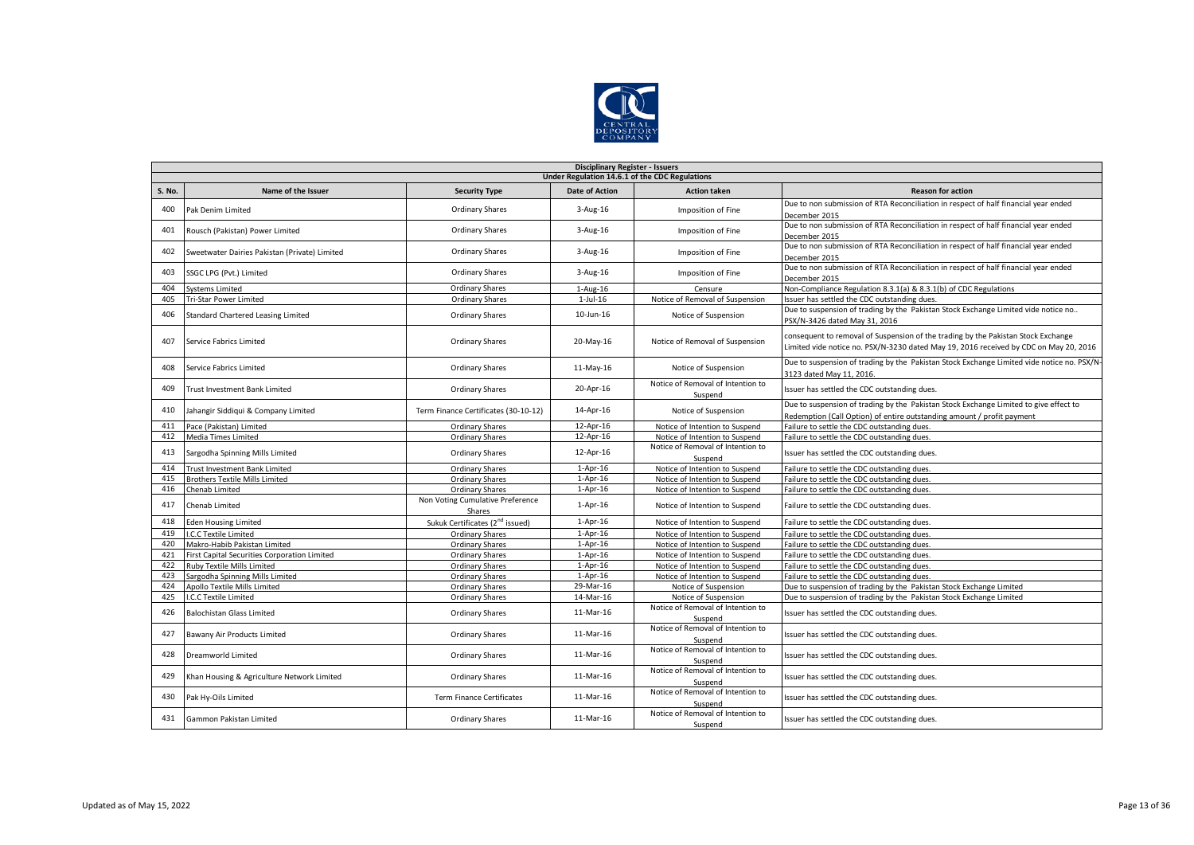**Disciplinary Register - Issuers**
**Under Regulation 14.6.1 of the CDC Regulations**

| S. No. | Name of the Issuer | Security Type | Date of Action | Action taken | Reason for action |
|---|---|---|---|---|---|
| 400 | Pak Denim Limited | Ordinary Shares | 3-Aug-16 | Imposition of Fine | Due to non submission of RTA Reconciliation in respect of half financial year ended December 2015 |
| 401 | Rousch (Pakistan) Power Limited | Ordinary Shares | 3-Aug-16 | Imposition of Fine | Due to non submission of RTA Reconciliation in respect of half financial year ended December 2015 |
| 402 | Sweetwater Dairies Pakistan (Private) Limited | Ordinary Shares | 3-Aug-16 | Imposition of Fine | Due to non submission of RTA Reconciliation in respect of half financial year ended December 2015 |
| 403 | SSGC LPG (Pvt.) Limited | Ordinary Shares | 3-Aug-16 | Imposition of Fine | Due to non submission of RTA Reconciliation in respect of half financial year ended December 2015 |
| 404 | Systems Limited | Ordinary Shares | 1-Aug-16 | Censure | Non-Compliance Regulation 8.3.1(a) & 8.3.1(b) of CDC Regulations |
| 405 | Tri-Star Power Limited | Ordinary Shares | 1-Jul-16 | Notice of Removal of Suspension | Issuer has settled the CDC outstanding dues. |
| 406 | Standard Chartered Leasing Limited | Ordinary Shares | 10-Jun-16 | Notice of Suspension | Due to suspension of trading by the Pakistan Stock Exchange Limited vide notice no.. PSX/N-3426 dated May 31, 2016 |
| 407 | Service Fabrics Limited | Ordinary Shares | 20-May-16 | Notice of Removal of Suspension | consequent to removal of Suspension of the trading by the Pakistan Stock Exchange Limited vide notice no. PSX/N-3230 dated May 19, 2016 received by CDC on May 20, 2016 |
| 408 | Service Fabrics Limited | Ordinary Shares | 11-May-16 | Notice of Suspension | Due to suspension of trading by the Pakistan Stock Exchange Limited vide notice no. PSX/N-3123 dated May 11, 2016. |
| 409 | Trust Investment Bank Limited | Ordinary Shares | 20-Apr-16 | Notice of Removal of Intention to Suspend | Issuer has settled the CDC outstanding dues. |
| 410 | Jahangir Siddiqui & Company Limited | Term Finance Certificates (30-10-12) | 14-Apr-16 | Notice of Suspension | Due to suspension of trading by the Pakistan Stock Exchange Limited to give effect to Redemption (Call Option) of entire outstanding amount / profit payment |
| 411 | Pace (Pakistan) Limited | Ordinary Shares | 12-Apr-16 | Notice of Intention to Suspend | Failure to settle the CDC outstanding dues. |
| 412 | Media Times Limited | Ordinary Shares | 12-Apr-16 | Notice of Intention to Suspend | Failure to settle the CDC outstanding dues. |
| 413 | Sargodha Spinning Mills Limited | Ordinary Shares | 12-Apr-16 | Notice of Removal of Intention to Suspend | Issuer has settled the CDC outstanding dues. |
| 414 | Trust Investment Bank Limited | Ordinary Shares | 1-Apr-16 | Notice of Intention to Suspend | Failure to settle the CDC outstanding dues. |
| 415 | Brothers Textile Mills Limited | Ordinary Shares | 1-Apr-16 | Notice of Intention to Suspend | Failure to settle the CDC outstanding dues. |
| 416 | Chenab Limited | Ordinary Shares | 1-Apr-16 | Notice of Intention to Suspend | Failure to settle the CDC outstanding dues. |
| 417 | Chenab Limited | Non Voting Cumulative Preference Shares | 1-Apr-16 | Notice of Intention to Suspend | Failure to settle the CDC outstanding dues. |
| 418 | Eden Housing Limited | Sukuk Certificates (2nd issued) | 1-Apr-16 | Notice of Intention to Suspend | Failure to settle the CDC outstanding dues. |
| 419 | I.C.C Textile Limited | Ordinary Shares | 1-Apr-16 | Notice of Intention to Suspend | Failure to settle the CDC outstanding dues. |
| 420 | Makro-Habib Pakistan Limited | Ordinary Shares | 1-Apr-16 | Notice of Intention to Suspend | Failure to settle the CDC outstanding dues. |
| 421 | First Capital Securities Corporation Limited | Ordinary Shares | 1-Apr-16 | Notice of Intention to Suspend | Failure to settle the CDC outstanding dues. |
| 422 | Ruby Textile Mills Limited | Ordinary Shares | 1-Apr-16 | Notice of Intention to Suspend | Failure to settle the CDC outstanding dues. |
| 423 | Sargodha Spinning Mills Limited | Ordinary Shares | 1-Apr-16 | Notice of Intention to Suspend | Failure to settle the CDC outstanding dues. |
| 424 | Apollo Textile Mills Limited | Ordinary Shares | 29-Mar-16 | Notice of Suspension | Due to suspension of trading by the Pakistan Stock Exchange Limited |
| 425 | I.C.C Textile Limited | Ordinary Shares | 14-Mar-16 | Notice of Suspension | Due to suspension of trading by the Pakistan Stock Exchange Limited |
| 426 | Balochistan Glass Limited | Ordinary Shares | 11-Mar-16 | Notice of Removal of Intention to Suspend | Issuer has settled the CDC outstanding dues. |
| 427 | Bawany Air Products Limited | Ordinary Shares | 11-Mar-16 | Notice of Removal of Intention to Suspend | Issuer has settled the CDC outstanding dues. |
| 428 | Dreamworld Limited | Ordinary Shares | 11-Mar-16 | Notice of Removal of Intention to Suspend | Issuer has settled the CDC outstanding dues. |
| 429 | Khan Housing & Agriculture Network Limited | Ordinary Shares | 11-Mar-16 | Notice of Removal of Intention to Suspend | Issuer has settled the CDC outstanding dues. |
| 430 | Pak Hy-Oils Limited | Term Finance Certificates | 11-Mar-16 | Notice of Removal of Intention to Suspend | Issuer has settled the CDC outstanding dues. |
| 431 | Gammon Pakistan Limited | Ordinary Shares | 11-Mar-16 | Notice of Removal of Intention to Suspend | Issuer has settled the CDC outstanding dues. |

Updated as of May 15, 2022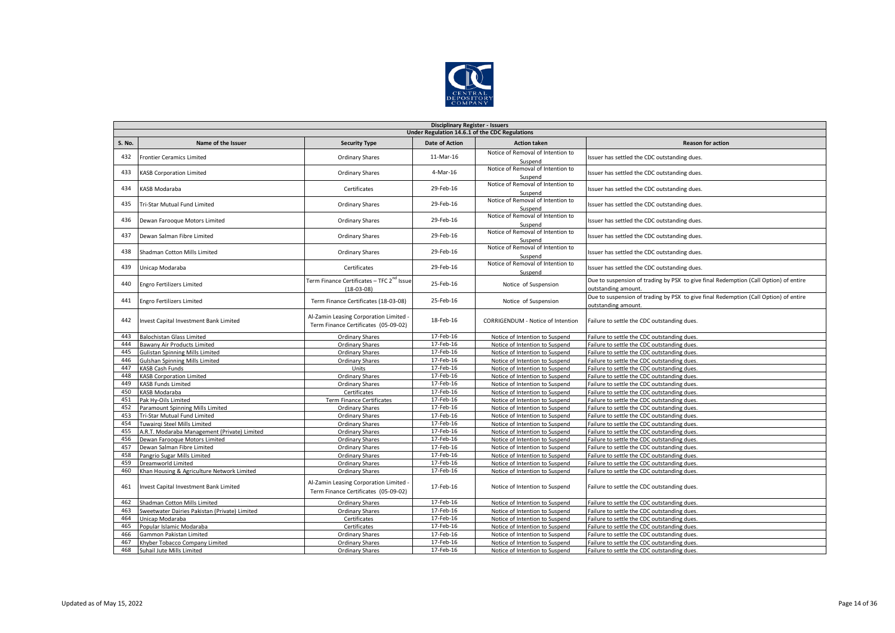## Disciplinary Register - Issuers

### Under Regulation 14.6.1 of the CDC Regulations

| S. No. | Name of the Issuer | Security Type | Date of Action | Action taken | Reason for action |
|---|---|---|---|---|---|
| 432 | Frontier Ceramics Limited | Ordinary Shares | 11-Mar-16 | Notice of Removal of Intention to Suspend | Issuer has settled the CDC outstanding dues. |
| 433 | KASB Corporation Limited | Ordinary Shares | 4-Mar-16 | Notice of Removal of Intention to Suspend | Issuer has settled the CDC outstanding dues. |
| 434 | KASB Modaraba | Certificates | 29-Feb-16 | Notice of Removal of Intention to Suspend | Issuer has settled the CDC outstanding dues. |
| 435 | Tri-Star Mutual Fund Limited | Ordinary Shares | 29-Feb-16 | Notice of Removal of Intention to Suspend | Issuer has settled the CDC outstanding dues. |
| 436 | Dewan Farooque Motors Limited | Ordinary Shares | 29-Feb-16 | Notice of Removal of Intention to Suspend | Issuer has settled the CDC outstanding dues. |
| 437 | Dewan Salman Fibre Limited | Ordinary Shares | 29-Feb-16 | Notice of Removal of Intention to Suspend | Issuer has settled the CDC outstanding dues. |
| 438 | Shadman Cotton Mills Limited | Ordinary Shares | 29-Feb-16 | Notice of Removal of Intention to Suspend | Issuer has settled the CDC outstanding dues. |
| 439 | Unicap Modaraba | Certificates | 29-Feb-16 | Notice of Removal of Intention to Suspend | Issuer has settled the CDC outstanding dues. |
| 440 | Engro Fertilizers Limited | Term Finance Certificates – TFC 2nd Issue (18-03-08) | 25-Feb-16 | Notice of Suspension | Due to suspension of trading by PSX to give final Redemption (Call Option) of entire outstanding amount. |
| 441 | Engro Fertilizers Limited | Term Finance Certificates (18-03-08) | 25-Feb-16 | Notice of Suspension | Due to suspension of trading by PSX to give final Redemption (Call Option) of entire outstanding amount. |
| 442 | Invest Capital Investment Bank Limited | Al-Zamin Leasing Corporation Limited - Term Finance Certificates (05-09-02) | 18-Feb-16 | CORRIGENDUM - Notice of Intention | Failure to settle the CDC outstanding dues. |
| 443 | Balochistan Glass Limited | Ordinary Shares | 17-Feb-16 | Notice of Intention to Suspend | Failure to settle the CDC outstanding dues. |
| 444 | Bawany Air Products Limited | Ordinary Shares | 17-Feb-16 | Notice of Intention to Suspend | Failure to settle the CDC outstanding dues. |
| 445 | Gulistan Spinning Mills Limited | Ordinary Shares | 17-Feb-16 | Notice of Intention to Suspend | Failure to settle the CDC outstanding dues. |
| 446 | Gulshan Spinning Mills Limited | Ordinary Shares | 17-Feb-16 | Notice of Intention to Suspend | Failure to settle the CDC outstanding dues. |
| 447 | KASB Cash Funds | Units | 17-Feb-16 | Notice of Intention to Suspend | Failure to settle the CDC outstanding dues. |
| 448 | KASB Corporation Limited | Ordinary Shares | 17-Feb-16 | Notice of Intention to Suspend | Failure to settle the CDC outstanding dues. |
| 449 | KASB Funds Limited | Ordinary Shares | 17-Feb-16 | Notice of Intention to Suspend | Failure to settle the CDC outstanding dues. |
| 450 | KASB Modaraba | Certificates | 17-Feb-16 | Notice of Intention to Suspend | Failure to settle the CDC outstanding dues. |
| 451 | Pak Hy-Oils Limited | Term Finance Certificates | 17-Feb-16 | Notice of Intention to Suspend | Failure to settle the CDC outstanding dues. |
| 452 | Paramount Spinning Mills Limited | Ordinary Shares | 17-Feb-16 | Notice of Intention to Suspend | Failure to settle the CDC outstanding dues. |
| 453 | Tri-Star Mutual Fund Limited | Ordinary Shares | 17-Feb-16 | Notice of Intention to Suspend | Failure to settle the CDC outstanding dues. |
| 454 | Tuwairqi Steel Mills Limited | Ordinary Shares | 17-Feb-16 | Notice of Intention to Suspend | Failure to settle the CDC outstanding dues. |
| 455 | A.R.T. Modaraba Management (Private) Limited | Ordinary Shares | 17-Feb-16 | Notice of Intention to Suspend | Failure to settle the CDC outstanding dues. |
| 456 | Dewan Farooque Motors Limited | Ordinary Shares | 17-Feb-16 | Notice of Intention to Suspend | Failure to settle the CDC outstanding dues. |
| 457 | Dewan Salman Fibre Limited | Ordinary Shares | 17-Feb-16 | Notice of Intention to Suspend | Failure to settle the CDC outstanding dues. |
| 458 | Pangrio Sugar Mills Limited | Ordinary Shares | 17-Feb-16 | Notice of Intention to Suspend | Failure to settle the CDC outstanding dues. |
| 459 | Dreamworld Limited | Ordinary Shares | 17-Feb-16 | Notice of Intention to Suspend | Failure to settle the CDC outstanding dues. |
| 460 | Khan Housing & Agriculture Network Limited | Ordinary Shares | 17-Feb-16 | Notice of Intention to Suspend | Failure to settle the CDC outstanding dues. |
| 461 | Invest Capital Investment Bank Limited | Al-Zamin Leasing Corporation Limited - Term Finance Certificates (05-09-02) | 17-Feb-16 | Notice of Intention to Suspend | Failure to settle the CDC outstanding dues. |
| 462 | Shadman Cotton Mills Limited | Ordinary Shares | 17-Feb-16 | Notice of Intention to Suspend | Failure to settle the CDC outstanding dues. |
| 463 | Sweetwater Dairies Pakistan (Private) Limited | Ordinary Shares | 17-Feb-16 | Notice of Intention to Suspend | Failure to settle the CDC outstanding dues. |
| 464 | Unicap Modaraba | Certificates | 17-Feb-16 | Notice of Intention to Suspend | Failure to settle the CDC outstanding dues. |
| 465 | Popular Islamic Modaraba | Certificates | 17-Feb-16 | Notice of Intention to Suspend | Failure to settle the CDC outstanding dues. |
| 466 | Gammon Pakistan Limited | Ordinary Shares | 17-Feb-16 | Notice of Intention to Suspend | Failure to settle the CDC outstanding dues. |
| 467 | Khyber Tobacco Company Limited | Ordinary Shares | 17-Feb-16 | Notice of Intention to Suspend | Failure to settle the CDC outstanding dues. |
| 468 | Suhail Jute Mills Limited | Ordinary Shares | 17-Feb-16 | Notice of Intention to Suspend | Failure to settle the CDC outstanding dues. |

Updated as of May 15, 2022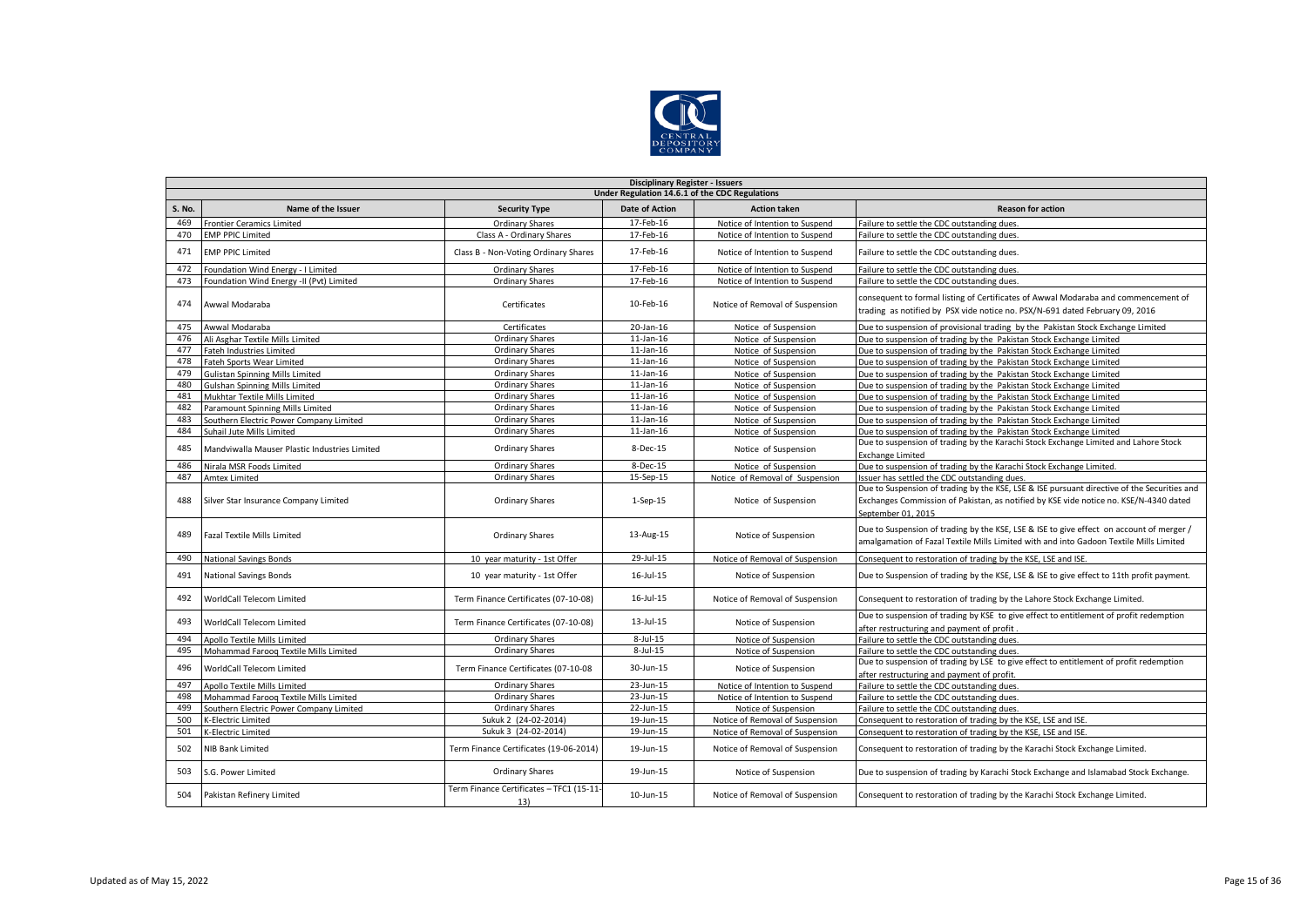| Disciplinary Register - Issuers | | | | | |
|---|---|---|---|---|---|
| Under Regulation 14.6.1 of the CDC Regulations | | | | | |
| S. No. | Name of the Issuer | Security Type | Date of Action | Action taken | Reason for action |
| 469 | Frontier Ceramics Limited | Ordinary Shares | 17-Feb-16 | Notice of Intention to Suspend | Failure to settle the CDC outstanding dues. |
| 470 | EMP PPIC Limited | Class A - Ordinary Shares | 17-Feb-16 | Notice of Intention to Suspend | Failure to settle the CDC outstanding dues. |
| 471 | EMP PPIC Limited | Class B - Non-Voting Ordinary Shares | 17-Feb-16 | Notice of Intention to Suspend | Failure to settle the CDC outstanding dues. |
| 472 | Foundation Wind Energy - I Limited | Ordinary Shares | 17-Feb-16 | Notice of Intention to Suspend | Failure to settle the CDC outstanding dues. |
| 473 | Foundation Wind Energy -II (Pvt) Limited | Ordinary Shares | 17-Feb-16 | Notice of Intention to Suspend | Failure to settle the CDC outstanding dues. |
| 474 | Awwal Modaraba | Certificates | 10-Feb-16 | Notice of Removal of Suspension | consequent to formal listing of Certificates of Awwal Modaraba and commencement of trading as notified by PSX vide notice no. PSX/N-691 dated February 09, 2016 |
| 475 | Awwal Modaraba | Certificates | 20-Jan-16 | Notice of Suspension | Due to suspension of provisional trading by the Pakistan Stock Exchange Limited |
| 476 | Ali Asghar Textile Mills Limited | Ordinary Shares | 11-Jan-16 | Notice of Suspension | Due to suspension of trading by the Pakistan Stock Exchange Limited |
| 477 | Fateh Industries Limited | Ordinary Shares | 11-Jan-16 | Notice of Suspension | Due to suspension of trading by the Pakistan Stock Exchange Limited |
| 478 | Fateh Sports Wear Limited | Ordinary Shares | 11-Jan-16 | Notice of Suspension | Due to suspension of trading by the Pakistan Stock Exchange Limited |
| 479 | Gulistan Spinning Mills Limited | Ordinary Shares | 11-Jan-16 | Notice of Suspension | Due to suspension of trading by the Pakistan Stock Exchange Limited |
| 480 | Gulshan Spinning Mills Limited | Ordinary Shares | 11-Jan-16 | Notice of Suspension | Due to suspension of trading by the Pakistan Stock Exchange Limited |
| 481 | Mukhtar Textile Mills Limited | Ordinary Shares | 11-Jan-16 | Notice of Suspension | Due to suspension of trading by the Pakistan Stock Exchange Limited |
| 482 | Paramount Spinning Mills Limited | Ordinary Shares | 11-Jan-16 | Notice of Suspension | Due to suspension of trading by the Pakistan Stock Exchange Limited |
| 483 | Southern Electric Power Company Limited | Ordinary Shares | 11-Jan-16 | Notice of Suspension | Due to suspension of trading by the Pakistan Stock Exchange Limited |
| 484 | Suhail Jute Mills Limited | Ordinary Shares | 11-Jan-16 | Notice of Suspension | Due to suspension of trading by the Pakistan Stock Exchange Limited |
| 485 | Mandviwalla Mauser Plastic Industries Limited | Ordinary Shares | 8-Dec-15 | Notice of Suspension | Due to suspension of trading by the Karachi Stock Exchange Limited and Lahore Stock Exchange Limited |
| 486 | Nirala MSR Foods Limited | Ordinary Shares | 8-Dec-15 | Notice of Suspension | Due to suspension of trading by the Karachi Stock Exchange Limited. |
| 487 | Amtex Limited | Ordinary Shares | 15-Sep-15 | Notice of Removal of Suspension | Issuer has settled the CDC outstanding dues. |
| 488 | Silver Star Insurance Company Limited | Ordinary Shares | 1-Sep-15 | Notice of Suspension | Due to Suspension of trading by the KSE, LSE & ISE pursuant directive of the Securities and Exchanges Commission of Pakistan, as notified by KSE vide notice no. KSE/N-4340 dated September 01, 2015 |
| 489 | Fazal Textile Mills Limited | Ordinary Shares | 13-Aug-15 | Notice of Suspension | Due to Suspension of trading by the KSE, LSE & ISE to give effect on account of merger / amalgamation of Fazal Textile Mills Limited with and into Gadoon Textile Mills Limited |
| 490 | National Savings Bonds | 10 year maturity - 1st Offer | 29-Jul-15 | Notice of Removal of Suspension | Consequent to restoration of trading by the KSE, LSE and ISE. |
| 491 | National Savings Bonds | 10 year maturity - 1st Offer | 16-Jul-15 | Notice of Suspension | Due to Suspension of trading by the KSE, LSE & ISE to give effect to 11th profit payment. |
| 492 | WorldCall Telecom Limited | Term Finance Certificates (07-10-08) | 16-Jul-15 | Notice of Removal of Suspension | Consequent to restoration of trading by the Lahore Stock Exchange Limited. |
| 493 | WorldCall Telecom Limited | Term Finance Certificates (07-10-08) | 13-Jul-15 | Notice of Suspension | Due to suspension of trading by KSE to give effect to entitlement of profit redemption after restructuring and payment of profit . |
| 494 | Apollo Textile Mills Limited | Ordinary Shares | 8-Jul-15 | Notice of Suspension | Failure to settle the CDC outstanding dues. |
| 495 | Mohammad Farooq Textile Mills Limited | Ordinary Shares | 8-Jul-15 | Notice of Suspension | Failure to settle the CDC outstanding dues. |
| 496 | WorldCall Telecom Limited | Term Finance Certificates (07-10-08 | 30-Jun-15 | Notice of Suspension | Due to suspension of trading by LSE to give effect to entitlement of profit redemption after restructuring and payment of profit. |
| 497 | Apollo Textile Mills Limited | Ordinary Shares | 23-Jun-15 | Notice of Intention to Suspend | Failure to settle the CDC outstanding dues. |
| 498 | Mohammad Farooq Textile Mills Limited | Ordinary Shares | 23-Jun-15 | Notice of Intention to Suspend | Failure to settle the CDC outstanding dues. |
| 499 | Southern Electric Power Company Limited | Ordinary Shares | 22-Jun-15 | Notice of Suspension | Failure to settle the CDC outstanding dues. |
| 500 | K-Electric Limited | Sukuk 2 (24-02-2014) | 19-Jun-15 | Notice of Removal of Suspension | Consequent to restoration of trading by the KSE, LSE and ISE. |
| 501 | K-Electric Limited | Sukuk 3 (24-02-2014) | 19-Jun-15 | Notice of Removal of Suspension | Consequent to restoration of trading by the KSE, LSE and ISE. |
| 502 | NIB Bank Limited | Term Finance Certificates (19-06-2014) | 19-Jun-15 | Notice of Removal of Suspension | Consequent to restoration of trading by the Karachi Stock Exchange Limited. |
| 503 | S.G. Power Limited | Ordinary Shares | 19-Jun-15 | Notice of Suspension | Due to suspension of trading by Karachi Stock Exchange and Islamabad Stock Exchange. |
| 504 | Pakistan Refinery Limited | Term Finance Certificates – TFC1 (15-11-13) | 10-Jun-15 | Notice of Removal of Suspension | Consequent to restoration of trading by the Karachi Stock Exchange Limited. |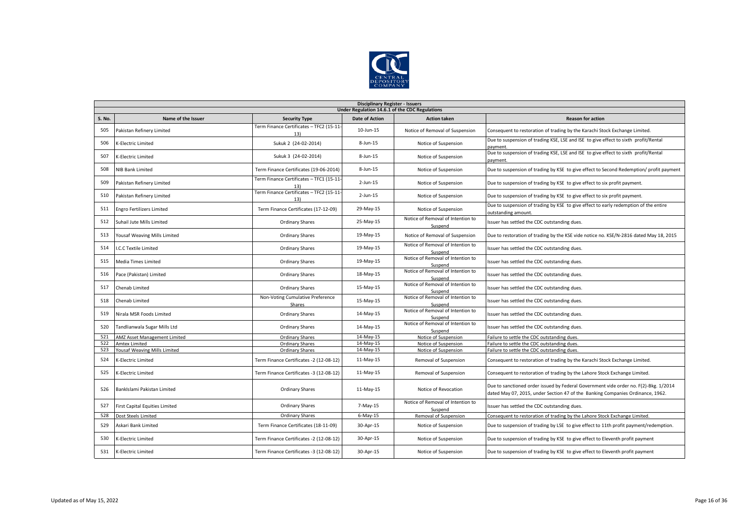| Disciplinary Register - Issuers | | | | | |
|---|---|---|---|---|---|
| Under Regulation 14.6.1 of the CDC Regulations | | | | | |
| S. No. | Name of the Issuer | Security Type | Date of Action | Action taken | Reason for action |
| 505 | Pakistan Refinery Limited | Term Finance Certificates – TFC2 (15-11-13) | 10-Jun-15 | Notice of Removal of Suspension | Consequent to restoration of trading by the Karachi Stock Exchange Limited. |
| 506 | K-Electric Limited | Sukuk 2 (24-02-2014) | 8-Jun-15 | Notice of Suspension | Due to suspension of trading KSE, LSE and ISE to give effect to sixth profit/Rental payment. |
| 507 | K-Electric Limited | Sukuk 3 (24-02-2014) | 8-Jun-15 | Notice of Suspension | Due to suspension of trading KSE, LSE and ISE to give effect to sixth profit/Rental payment. |
| 508 | NIB Bank Limited | Term Finance Certificates (19-06-2014) | 8-Jun-15 | Notice of Suspension | Due to suspension of trading by KSE to give effect to Second Redemption/ profit payment |
| 509 | Pakistan Refinery Limited | Term Finance Certificates – TFC1 (15-11-13) | 2-Jun-15 | Notice of Suspension | Due to suspension of trading by KSE to give effect to six profit payment. |
| 510 | Pakistan Refinery Limited | Term Finance Certificates – TFC2 (15-11-13) | 2-Jun-15 | Notice of Suspension | Due to suspension of trading by KSE to give effect to six profit payment. |
| 511 | Engro Fertilizers Limited | Term Finance Certificates (17-12-09) | 29-May-15 | Notice of Suspension | Due to suspension of trading by KSE to give effect to early redemption of the entire outstanding amount. |
| 512 | Suhail Jute Mills Limited | Ordinary Shares | 25-May-15 | Notice of Removal of Intention to Suspend | Issuer has settled the CDC outstanding dues. |
| 513 | Yousaf Weaving Mills Limited | Ordinary Shares | 19-May-15 | Notice of Removal of Suspension | Due to restoration of trading by the KSE vide notice no. KSE/N-2816 dated May 18, 2015 |
| 514 | I.C.C Textile Limited | Ordinary Shares | 19-May-15 | Notice of Removal of Intention to Suspend | Issuer has settled the CDC outstanding dues. |
| 515 | Media Times Limited | Ordinary Shares | 19-May-15 | Notice of Removal of Intention to Suspend | Issuer has settled the CDC outstanding dues. |
| 516 | Pace (Pakistan) Limited | Ordinary Shares | 18-May-15 | Notice of Removal of Intention to Suspend | Issuer has settled the CDC outstanding dues. |
| 517 | Chenab Limited | Ordinary Shares | 15-May-15 | Notice of Removal of Intention to Suspend | Issuer has settled the CDC outstanding dues. |
| 518 | Chenab Limited | Non-Voting Cumulative Preference Shares | 15-May-15 | Notice of Removal of Intention to Suspend | Issuer has settled the CDC outstanding dues. |
| 519 | Nirala MSR Foods Limited | Ordinary Shares | 14-May-15 | Notice of Removal of Intention to Suspend | Issuer has settled the CDC outstanding dues. |
| 520 | Tandlianwala Sugar Mills Ltd | Ordinary Shares | 14-May-15 | Notice of Removal of Intention to Suspend | Issuer has settled the CDC outstanding dues. |
| 521 | AMZ Asset Management Limited | Ordinary Shares | 14-May-15 | Notice of Suspension | Failure to settle the CDC outstanding dues. |
| 522 | Amtex Limited | Ordinary Shares | 14-May-15 | Notice of Suspension | Failure to settle the CDC outstanding dues. |
| 523 | Yousaf Weaving Mills Limited | Ordinary Shares | 14-May-15 | Notice of Suspension | Failure to settle the CDC outstanding dues. |
| 524 | K-Electric Limited | Term Finance Certificates -2 (12-08-12) | 11-May-15 | Removal of Suspension | Consequent to restoration of trading by the Karachi Stock Exchange Limited. |
| 525 | K-Electric Limited | Term Finance Certificates -3 (12-08-12) | 11-May-15 | Removal of Suspension | Consequent to restoration of trading by the Lahore Stock Exchange Limited. |
| 526 | BankIslami Pakistan Limited | Ordinary Shares | 11-May-15 | Notice of Revocation | Due to sanctioned order issued by Federal Government vide order no. F(2)-Bkg. 1/2014 dated May 07, 2015, under Section 47 of the Banking Companies Ordinance, 1962. |
| 527 | First Capital Equities Limited | Ordinary Shares | 7-May-15 | Notice of Removal of Intention to Suspend | Issuer has settled the CDC outstanding dues. |
| 528 | Dost Steels Limited | Ordinary Shares | 6-May-15 | Removal of Suspension | Consequent to restoration of trading by the Lahore Stock Exchange Limited. |
| 529 | Askari Bank Limited | Term Finance Certificates (18-11-09) | 30-Apr-15 | Notice of Suspension | Due to suspension of trading by LSE to give effect to 11th profit payment/redemption. |
| 530 | K-Electric Limited | Term Finance Certificates -2 (12-08-12) | 30-Apr-15 | Notice of Suspension | Due to suspension of trading by KSE to give effect to Eleventh profit payment |
| 531 | K-Electric Limited | Term Finance Certificates -3 (12-08-12) | 30-Apr-15 | Notice of Suspension | Due to suspension of trading by KSE to give effect to Eleventh profit payment |

Updated as of May 15, 2022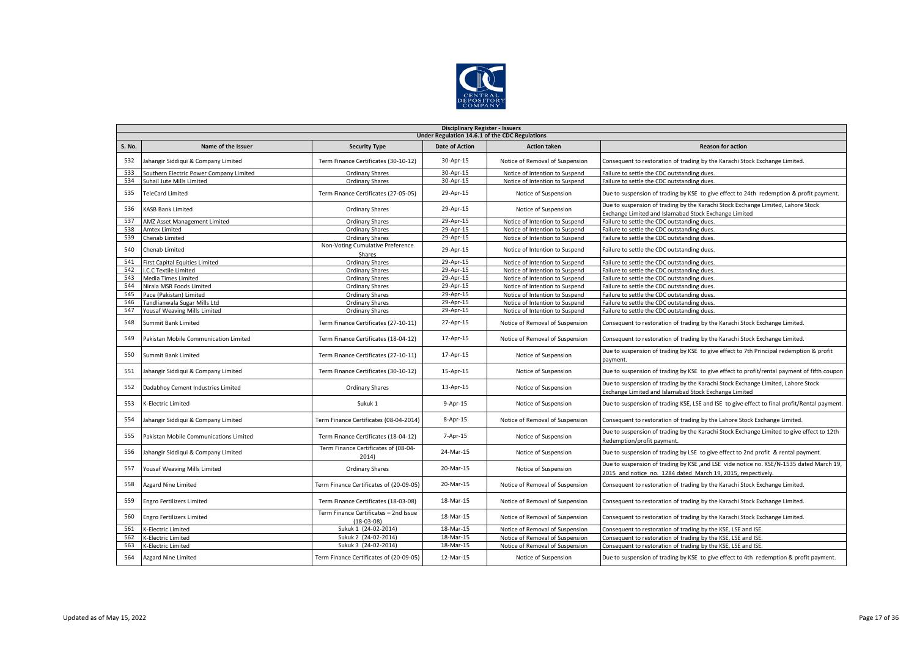| Disciplinary Register - Issuers | | | | | |
|---|---|---|---|---|---|
| Under Regulation 14.6.1 of the CDC Regulations | | | | | |
| S. No. | Name of the Issuer | Security Type | Date of Action | Action taken | Reason for action |
| 532 | Jahangir Siddiqui & Company Limited | Term Finance Certificates (30-10-12) | 30-Apr-15 | Notice of Removal of Suspension | Consequent to restoration of trading by the Karachi Stock Exchange Limited. |
| 533 | Southern Electric Power Company Limited | Ordinary Shares | 30-Apr-15 | Notice of Intention to Suspend | Failure to settle the CDC outstanding dues. |
| 534 | Suhail Jute Mills Limited | Ordinary Shares | 30-Apr-15 | Notice of Intention to Suspend | Failure to settle the CDC outstanding dues. |
| 535 | TeleCard Limited | Term Finance Certificates (27-05-05) | 29-Apr-15 | Notice of Suspension | Due to suspension of trading by KSE to give effect to 24th redemption & profit payment. |
| 536 | KASB Bank Limited | Ordinary Shares | 29-Apr-15 | Notice of Suspension | Due to suspension of trading by the Karachi Stock Exchange Limited, Lahore Stock Exchange Limited and Islamabad Stock Exchange Limited |
| 537 | AMZ Asset Management Limited | Ordinary Shares | 29-Apr-15 | Notice of Intention to Suspend | Failure to settle the CDC outstanding dues. |
| 538 | Amtex Limited | Ordinary Shares | 29-Apr-15 | Notice of Intention to Suspend | Failure to settle the CDC outstanding dues. |
| 539 | Chenab Limited | Ordinary Shares | 29-Apr-15 | Notice of Intention to Suspend | Failure to settle the CDC outstanding dues. |
| 540 | Chenab Limited | Non-Voting Cumulative Preference Shares | 29-Apr-15 | Notice of Intention to Suspend | Failure to settle the CDC outstanding dues. |
| 541 | First Capital Equities Limited | Ordinary Shares | 29-Apr-15 | Notice of Intention to Suspend | Failure to settle the CDC outstanding dues. |
| 542 | I.C.C Textile Limited | Ordinary Shares | 29-Apr-15 | Notice of Intention to Suspend | Failure to settle the CDC outstanding dues. |
| 543 | Media Times Limited | Ordinary Shares | 29-Apr-15 | Notice of Intention to Suspend | Failure to settle the CDC outstanding dues. |
| 544 | Nirala MSR Foods Limited | Ordinary Shares | 29-Apr-15 | Notice of Intention to Suspend | Failure to settle the CDC outstanding dues. |
| 545 | Pace (Pakistan) Limited | Ordinary Shares | 29-Apr-15 | Notice of Intention to Suspend | Failure to settle the CDC outstanding dues. |
| 546 | Tandlianwala Sugar Mills Ltd | Ordinary Shares | 29-Apr-15 | Notice of Intention to Suspend | Failure to settle the CDC outstanding dues. |
| 547 | Yousaf Weaving Mills Limited | Ordinary Shares | 29-Apr-15 | Notice of Intention to Suspend | Failure to settle the CDC outstanding dues. |
| 548 | Summit Bank Limited | Term Finance Certificates (27-10-11) | 27-Apr-15 | Notice of Removal of Suspension | Consequent to restoration of trading by the Karachi Stock Exchange Limited. |
| 549 | Pakistan Mobile Communication Limited | Term Finance Certificates (18-04-12) | 17-Apr-15 | Notice of Removal of Suspension | Consequent to restoration of trading by the Karachi Stock Exchange Limited. |
| 550 | Summit Bank Limited | Term Finance Certificates (27-10-11) | 17-Apr-15 | Notice of Suspension | Due to suspension of trading by KSE to give effect to 7th Principal redemption & profit payment. |
| 551 | Jahangir Siddiqui & Company Limited | Term Finance Certificates (30-10-12) | 15-Apr-15 | Notice of Suspension | Due to suspension of trading by KSE to give effect to profit/rental payment of fifth coupon |
| 552 | Dadabhoy Cement Industries Limited | Ordinary Shares | 13-Apr-15 | Notice of Suspension | Due to suspension of trading by the Karachi Stock Exchange Limited, Lahore Stock Exchange Limited and Islamabad Stock Exchange Limited |
| 553 | K-Electric Limited | Sukuk 1 | 9-Apr-15 | Notice of Suspension | Due to suspension of trading KSE, LSE and ISE to give effect to final profit/Rental payment. |
| 554 | Jahangir Siddiqui & Company Limited | Term Finance Certificates (08-04-2014) | 8-Apr-15 | Notice of Removal of Suspension | Consequent to restoration of trading by the Lahore Stock Exchange Limited. |
| 555 | Pakistan Mobile Communications Limited | Term Finance Certificates (18-04-12) | 7-Apr-15 | Notice of Suspension | Due to suspension of trading by the Karachi Stock Exchange Limited to give effect to 12th Redemption/profit payment. |
| 556 | Jahangir Siddiqui & Company Limited | Term Finance Certificates of (08-04-2014) | 24-Mar-15 | Notice of Suspension | Due to suspension of trading by LSE to give effect to 2nd profit & rental payment. |
| 557 | Yousaf Weaving Mills Limited | Ordinary Shares | 20-Mar-15 | Notice of Suspension | Due to suspension of trading by KSE ,and LSE vide notice no. KSE/N-1535 dated March 19, 2015 and notice no. 1284 dated March 19, 2015, respectively. |
| 558 | Azgard Nine Limited | Term Finance Certificates of (20-09-05) | 20-Mar-15 | Notice of Removal of Suspension | Consequent to restoration of trading by the Karachi Stock Exchange Limited. |
| 559 | Engro Fertilizers Limited | Term Finance Certificates (18-03-08) | 18-Mar-15 | Notice of Removal of Suspension | Consequent to restoration of trading by the Karachi Stock Exchange Limited. |
| 560 | Engro Fertilizers Limited | Term Finance Certificates – 2nd Issue (18-03-08) | 18-Mar-15 | Notice of Removal of Suspension | Consequent to restoration of trading by the Karachi Stock Exchange Limited. |
| 561 | K-Electric Limited | Sukuk 1 (24-02-2014) | 18-Mar-15 | Notice of Removal of Suspension | Consequent to restoration of trading by the KSE, LSE and ISE. |
| 562 | K-Electric Limited | Sukuk 2 (24-02-2014) | 18-Mar-15 | Notice of Removal of Suspension | Consequent to restoration of trading by the KSE, LSE and ISE. |
| 563 | K-Electric Limited | Sukuk 3 (24-02-2014) | 18-Mar-15 | Notice of Removal of Suspension | Consequent to restoration of trading by the KSE, LSE and ISE. |
| 564 | Azgard Nine Limited | Term Finance Certificates of (20-09-05) | 12-Mar-15 | Notice of Suspension | Due to suspension of trading by KSE to give effect to 4th redemption & profit payment. |

Updated as of May 15, 2022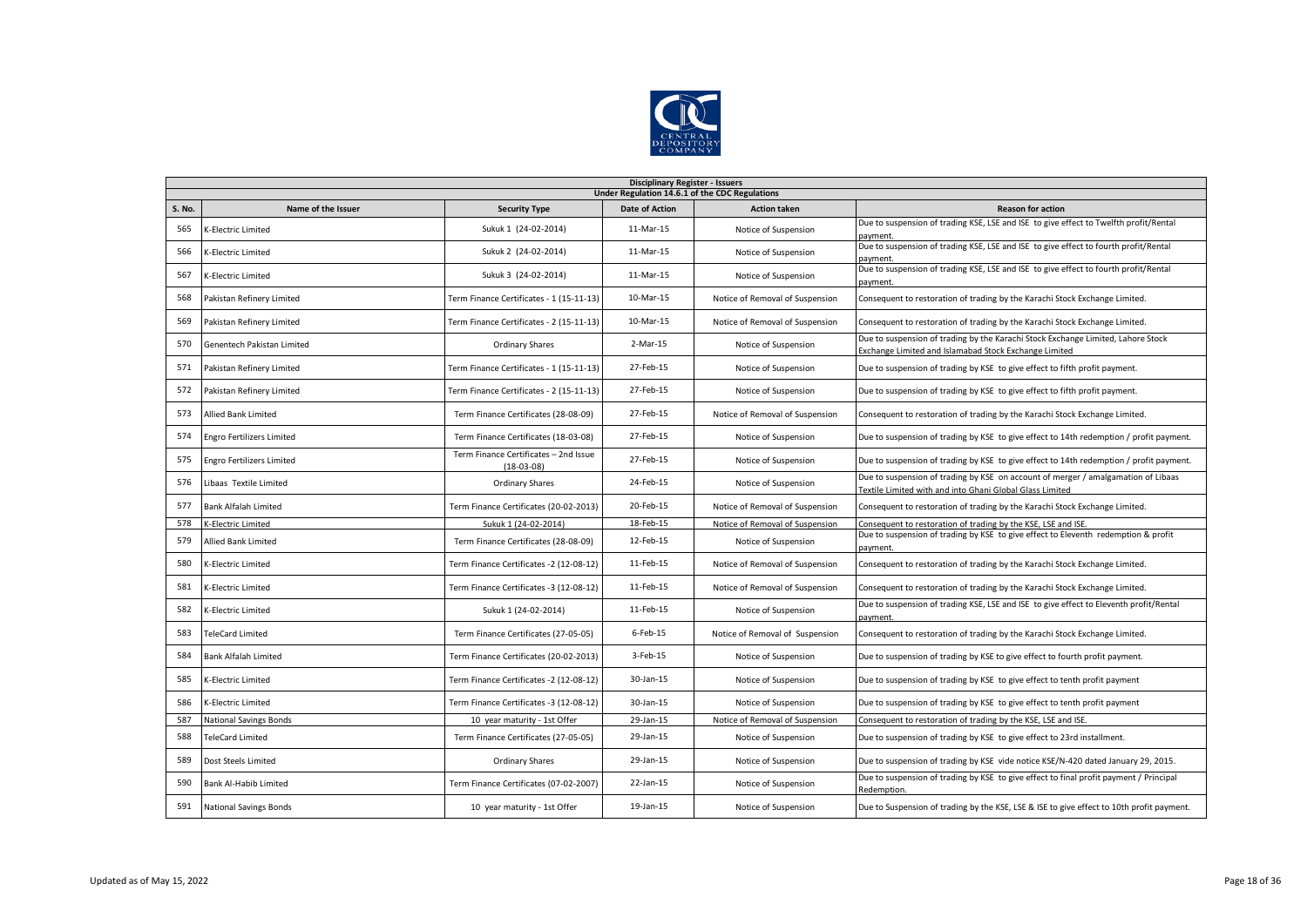| Disciplinary Register - Issuers | | | | | |
|---|---|---|---|---|---|
| Under Regulation 14.6.1 of the CDC Regulations | | | | | |
| S. No. | Name of the Issuer | Security Type | Date of Action | Action taken | Reason for action |
| 565 | K-Electric Limited | Sukuk 1 (24-02-2014) | 11-Mar-15 | Notice of Suspension | Due to suspension of trading KSE, LSE and ISE to give effect to Twelfth profit/Rental payment. |
| 566 | K-Electric Limited | Sukuk 2 (24-02-2014) | 11-Mar-15 | Notice of Suspension | Due to suspension of trading KSE, LSE and ISE to give effect to fourth profit/Rental payment. |
| 567 | K-Electric Limited | Sukuk 3 (24-02-2014) | 11-Mar-15 | Notice of Suspension | Due to suspension of trading KSE, LSE and ISE to give effect to fourth profit/Rental payment. |
| 568 | Pakistan Refinery Limited | Term Finance Certificates - 1 (15-11-13) | 10-Mar-15 | Notice of Removal of Suspension | Consequent to restoration of trading by the Karachi Stock Exchange Limited. |
| 569 | Pakistan Refinery Limited | Term Finance Certificates - 2 (15-11-13) | 10-Mar-15 | Notice of Removal of Suspension | Consequent to restoration of trading by the Karachi Stock Exchange Limited. |
| 570 | Genentech Pakistan Limited | Ordinary Shares | 2-Mar-15 | Notice of Suspension | Due to suspension of trading by the Karachi Stock Exchange Limited, Lahore Stock Exchange Limited and Islamabad Stock Exchange Limited |
| 571 | Pakistan Refinery Limited | Term Finance Certificates - 1 (15-11-13) | 27-Feb-15 | Notice of Suspension | Due to suspension of trading by KSE to give effect to fifth profit payment. |
| 572 | Pakistan Refinery Limited | Term Finance Certificates - 2 (15-11-13) | 27-Feb-15 | Notice of Suspension | Due to suspension of trading by KSE to give effect to fifth profit payment. |
| 573 | Allied Bank Limited | Term Finance Certificates (28-08-09) | 27-Feb-15 | Notice of Removal of Suspension | Consequent to restoration of trading by the Karachi Stock Exchange Limited. |
| 574 | Engro Fertilizers Limited | Term Finance Certificates (18-03-08) | 27-Feb-15 | Notice of Suspension | Due to suspension of trading by KSE to give effect to 14th redemption / profit payment. |
| 575 | Engro Fertilizers Limited | Term Finance Certificates – 2nd Issue (18-03-08) | 27-Feb-15 | Notice of Suspension | Due to suspension of trading by KSE to give effect to 14th redemption / profit payment. |
| 576 | Libaas Textile Limited | Ordinary Shares | 24-Feb-15 | Notice of Suspension | Due to suspension of trading by KSE on account of merger / amalgamation of Libaas Textile Limited with and into Ghani Global Glass Limited |
| 577 | Bank Alfalah Limited | Term Finance Certificates (20-02-2013) | 20-Feb-15 | Notice of Removal of Suspension | Consequent to restoration of trading by the Karachi Stock Exchange Limited. |
| 578 | K-Electric Limited | Sukuk 1 (24-02-2014) | 18-Feb-15 | Notice of Removal of Suspension | Consequent to restoration of trading by the KSE, LSE and ISE. |
| 579 | Allied Bank Limited | Term Finance Certificates (28-08-09) | 12-Feb-15 | Notice of Suspension | Due to suspension of trading by KSE to give effect to Eleventh redemption & profit payment. |
| 580 | K-Electric Limited | Term Finance Certificates -2 (12-08-12) | 11-Feb-15 | Notice of Removal of Suspension | Consequent to restoration of trading by the Karachi Stock Exchange Limited. |
| 581 | K-Electric Limited | Term Finance Certificates -3 (12-08-12) | 11-Feb-15 | Notice of Removal of Suspension | Consequent to restoration of trading by the Karachi Stock Exchange Limited. |
| 582 | K-Electric Limited | Sukuk 1 (24-02-2014) | 11-Feb-15 | Notice of Suspension | Due to suspension of trading KSE, LSE and ISE to give effect to Eleventh profit/Rental payment. |
| 583 | TeleCard Limited | Term Finance Certificates (27-05-05) | 6-Feb-15 | Notice of Removal of Suspension | Consequent to restoration of trading by the Karachi Stock Exchange Limited. |
| 584 | Bank Alfalah Limited | Term Finance Certificates (20-02-2013) | 3-Feb-15 | Notice of Suspension | Due to suspension of trading by KSE to give effect to fourth profit payment. |
| 585 | K-Electric Limited | Term Finance Certificates -2 (12-08-12) | 30-Jan-15 | Notice of Suspension | Due to suspension of trading by KSE to give effect to tenth profit payment |
| 586 | K-Electric Limited | Term Finance Certificates -3 (12-08-12) | 30-Jan-15 | Notice of Suspension | Due to suspension of trading by KSE to give effect to tenth profit payment |
| 587 | National Savings Bonds | 10 year maturity - 1st Offer | 29-Jan-15 | Notice of Removal of Suspension | Consequent to restoration of trading by the KSE, LSE and ISE. |
| 588 | TeleCard Limited | Term Finance Certificates (27-05-05) | 29-Jan-15 | Notice of Suspension | Due to suspension of trading by KSE to give effect to 23rd installment. |
| 589 | Dost Steels Limited | Ordinary Shares | 29-Jan-15 | Notice of Suspension | Due to suspension of trading by KSE vide notice KSE/N-420 dated January 29, 2015. |
| 590 | Bank Al-Habib Limited | Term Finance Certificates (07-02-2007) | 22-Jan-15 | Notice of Suspension | Due to suspension of trading by KSE to give effect to final profit payment / Principal Redemption. |
| 591 | National Savings Bonds | 10 year maturity - 1st Offer | 19-Jan-15 | Notice of Suspension | Due to Suspension of trading by the KSE, LSE & ISE to give effect to 10th profit payment. |

Updated as of May 15, 2022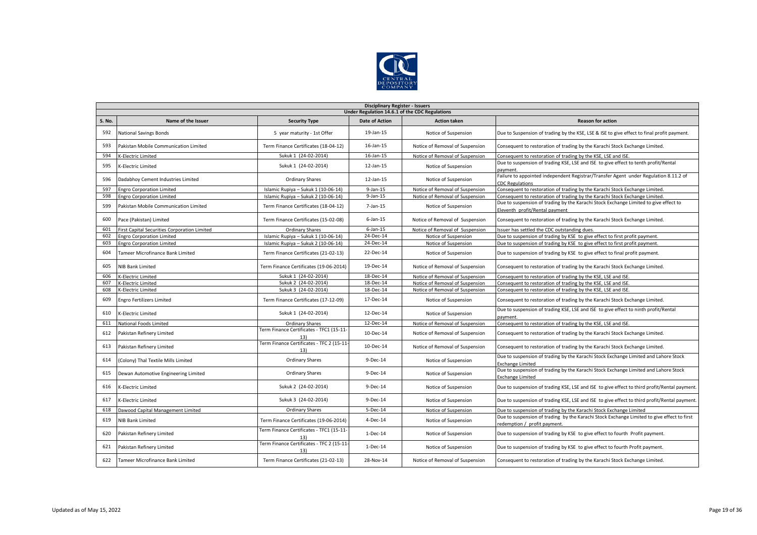| Disciplinary Register - Issuers | | | | | |
|---|---|---|---|---|---|
| Under Regulation 14.6.1 of the CDC Regulations | | | | | |
| **S. No.** | **Name of the Issuer** | **Security Type** | **Date of Action** | **Action taken** | **Reason for action** |
| 592 | National Savings Bonds | 5 year maturity - 1st Offer | 19-Jan-15 | Notice of Suspension | Due to Suspension of trading by the KSE, LSE & ISE to give effect to final profit payment. |
| 593 | Pakistan Mobile Communication Limited | Term Finance Certificates (18-04-12) | 16-Jan-15 | Notice of Removal of Suspension | Consequent to restoration of trading by the Karachi Stock Exchange Limited. |
| 594 | K-Electric Limited | Sukuk 1 (24-02-2014) | 16-Jan-15 | Notice of Removal of Suspension | Consequent to restoration of trading by the KSE, LSE and ISE. |
| 595 | K-Electric Limited | Sukuk 1 (24-02-2014) | 12-Jan-15 | Notice of Suspension | Due to suspension of trading KSE, LSE and ISE to give effect to tenth profit/Rental payment. |
| 596 | Dadabhoy Cement Industries Limited | Ordinary Shares | 12-Jan-15 | Notice of Suspension | Failure to appointed independent Registrar/Transfer Agent under Regulation 8.11.2 of CDC Regulations |
| 597 | Engro Corporation Limited | Islamic Rupiya – Sukuk 1 (10-06-14) | 9-Jan-15 | Notice of Removal of Suspension | Consequent to restoration of trading by the Karachi Stock Exchange Limited. |
| 598 | Engro Corporation Limited | Islamic Rupiya – Sukuk 2 (10-06-14) | 9-Jan-15 | Notice of Removal of Suspension | Consequent to restoration of trading by the Karachi Stock Exchange Limited. |
| 599 | Pakistan Mobile Communication Limited | Term Finance Certificates (18-04-12) | 7-Jan-15 | Notice of Suspension | Due to suspension of trading by the Karachi Stock Exchange Limited to give effect to Eleventh profit/Rental payment |
| 600 | Pace (Pakistan) Limited | Term Finance Certificates (15-02-08) | 6-Jan-15 | Notice of Removal of Suspension | Consequent to restoration of trading by the Karachi Stock Exchange Limited. |
| 601 | First Capital Securities Corporation Limited | Ordinary Shares | 6-Jan-15 | Notice of Removal of Suspension | Issuer has settled the CDC outstanding dues. |
| 602 | Engro Corporation Limited | Islamic Rupiya – Sukuk 1 (10-06-14) | 24-Dec-14 | Notice of Suspension | Due to suspension of trading by KSE to give effect to first profit payment. |
| 603 | Engro Corporation Limited | Islamic Rupiya – Sukuk 2 (10-06-14) | 24-Dec-14 | Notice of Suspension | Due to suspension of trading by KSE to give effect to first profit payment. |
| 604 | Tameer Microfinance Bank Limited | Term Finance Certificates (21-02-13) | 22-Dec-14 | Notice of Suspension | Due to suspension of trading by KSE to give effect to final profit payment. |
| 605 | NIB Bank Limited | Term Finance Certificates (19-06-2014) | 19-Dec-14 | Notice of Removal of Suspension | Consequent to restoration of trading by the Karachi Stock Exchange Limited. |
| 606 | K-Electric Limited | Sukuk 1 (24-02-2014) | 18-Dec-14 | Notice of Removal of Suspension | Consequent to restoration of trading by the KSE, LSE and ISE. |
| 607 | K-Electric Limited | Sukuk 2 (24-02-2014) | 18-Dec-14 | Notice of Removal of Suspension | Consequent to restoration of trading by the KSE, LSE and ISE. |
| 608 | K-Electric Limited | Sukuk 3 (24-02-2014) | 18-Dec-14 | Notice of Removal of Suspension | Consequent to restoration of trading by the KSE, LSE and ISE. |
| 609 | Engro Fertilizers Limited | Term Finance Certificates (17-12-09) | 17-Dec-14 | Notice of Suspension | Consequent to restoration of trading by the Karachi Stock Exchange Limited. |
| 610 | K-Electric Limited | Sukuk 1 (24-02-2014) | 12-Dec-14 | Notice of Suspension | Due to suspension of trading KSE, LSE and ISE to give effect to ninth profit/Rental payment. |
| 611 | National Foods Limited | Ordinary Shares | 12-Dec-14 | Notice of Removal of Suspension | Consequent to restoration of trading by the KSE, LSE and ISE. |
| 612 | Pakistan Refinery Limited | Term Finance Certificates - TFC1 (15-11-13) | 10-Dec-14 | Notice of Removal of Suspension | Consequent to restoration of trading by the Karachi Stock Exchange Limited. |
| 613 | Pakistan Refinery Limited | Term Finance Certificates - TFC 2 (15-11-13) | 10-Dec-14 | Notice of Removal of Suspension | Consequent to restoration of trading by the Karachi Stock Exchange Limited. |
| 614 | (Colony) Thal Textile Mills Limited | Ordinary Shares | 9-Dec-14 | Notice of Suspension | Due to suspension of trading by the Karachi Stock Exchange Limited and Lahore Stock Exchange Limited |
| 615 | Dewan Automotive Engineering Limited | Ordinary Shares | 9-Dec-14 | Notice of Suspension | Due to suspension of trading by the Karachi Stock Exchange Limited and Lahore Stock Exchange Limited |
| 616 | K-Electric Limited | Sukuk 2 (24-02-2014) | 9-Dec-14 | Notice of Suspension | Due to suspension of trading KSE, LSE and ISE to give effect to third profit/Rental payment. |
| 617 | K-Electric Limited | Sukuk 3 (24-02-2014) | 9-Dec-14 | Notice of Suspension | Due to suspension of trading KSE, LSE and ISE to give effect to third profit/Rental payment. |
| 618 | Dawood Capital Management Limited | Ordinary Shares | 5-Dec-14 | Notice of Suspension | Due to suspension of trading by the Karachi Stock Exchange Limited |
| 619 | NIB Bank Limited | Term Finance Certificates (19-06-2014) | 4-Dec-14 | Notice of Suspension | Due to suspension of trading by the Karachi Stock Exchange Limited to give effect to first redemption / profit payment. |
| 620 | Pakistan Refinery Limited | Term Finance Certificates - TFC1 (15-11-13) | 1-Dec-14 | Notice of Suspension | Due to suspension of trading by KSE to give effect to fourth Profit payment. |
| 621 | Pakistan Refinery Limited | Term Finance Certificates - TFC 2 (15-11-13) | 1-Dec-14 | Notice of Suspension | Due to suspension of trading by KSE to give effect to fourth Profit payment. |
| 622 | Tameer Microfinance Bank Limited | Term Finance Certificates (21-02-13) | 28-Nov-14 | Notice of Removal of Suspension | Consequent to restoration of trading by the Karachi Stock Exchange Limited. |

Updated as of May 15, 2022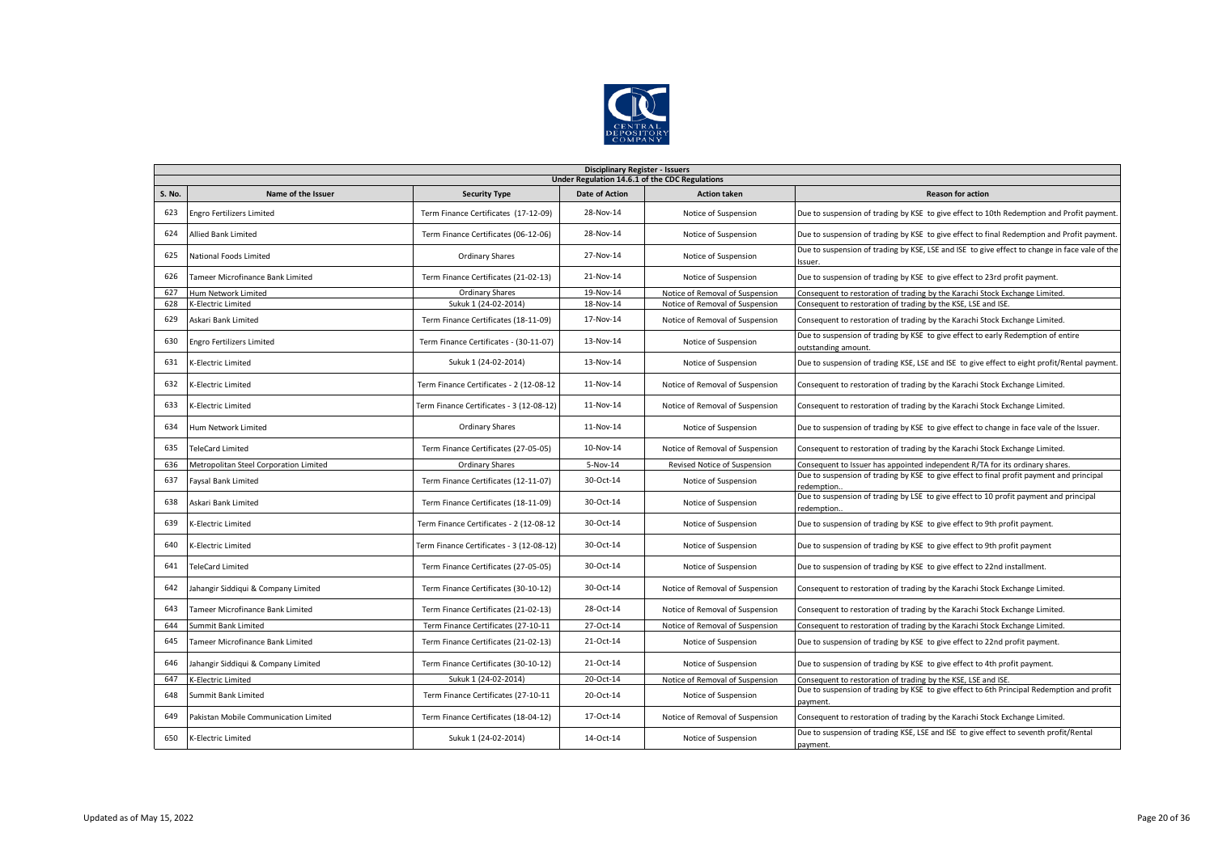**Disciplinary Register - Issuers**
**Under Regulation 14.6.1 of the CDC Regulations**

| S. No. | Name of the Issuer | Security Type | Date of Action | Action taken | Reason for action |
|---|---|---|---|---|---|
| 623 | Engro Fertilizers Limited | Term Finance Certificates (17-12-09) | 28-Nov-14 | Notice of Suspension | Due to suspension of trading by KSE to give effect to 10th Redemption and Profit payment. |
| 624 | Allied Bank Limited | Term Finance Certificates (06-12-06) | 28-Nov-14 | Notice of Suspension | Due to suspension of trading by KSE to give effect to final Redemption and Profit payment. |
| 625 | National Foods Limited | Ordinary Shares | 27-Nov-14 | Notice of Suspension | Due to suspension of trading by KSE, LSE and ISE to give effect to change in face vale of the Issuer. |
| 626 | Tameer Microfinance Bank Limited | Term Finance Certificates (21-02-13) | 21-Nov-14 | Notice of Suspension | Due to suspension of trading by KSE to give effect to 23rd profit payment. |
| 627 | Hum Network Limited | Ordinary Shares | 19-Nov-14 | Notice of Removal of Suspension | Consequent to restoration of trading by the Karachi Stock Exchange Limited. |
| 628 | K-Electric Limited | Sukuk 1 (24-02-2014) | 18-Nov-14 | Notice of Removal of Suspension | Consequent to restoration of trading by the KSE, LSE and ISE. |
| 629 | Askari Bank Limited | Term Finance Certificates (18-11-09) | 17-Nov-14 | Notice of Removal of Suspension | Consequent to restoration of trading by the Karachi Stock Exchange Limited. |
| 630 | Engro Fertilizers Limited | Term Finance Certificates - (30-11-07) | 13-Nov-14 | Notice of Suspension | Due to suspension of trading by KSE to give effect to early Redemption of entire outstanding amount. |
| 631 | K-Electric Limited | Sukuk 1 (24-02-2014) | 13-Nov-14 | Notice of Suspension | Due to suspension of trading KSE, LSE and ISE to give effect to eight profit/Rental payment. |
| 632 | K-Electric Limited | Term Finance Certificates - 2 (12-08-12 | 11-Nov-14 | Notice of Removal of Suspension | Consequent to restoration of trading by the Karachi Stock Exchange Limited. |
| 633 | K-Electric Limited | Term Finance Certificates - 3 (12-08-12) | 11-Nov-14 | Notice of Removal of Suspension | Consequent to restoration of trading by the Karachi Stock Exchange Limited. |
| 634 | Hum Network Limited | Ordinary Shares | 11-Nov-14 | Notice of Suspension | Due to suspension of trading by KSE to give effect to change in face vale of the Issuer. |
| 635 | TeleCard Limited | Term Finance Certificates (27-05-05) | 10-Nov-14 | Notice of Removal of Suspension | Consequent to restoration of trading by the Karachi Stock Exchange Limited. |
| 636 | Metropolitan Steel Corporation Limited | Ordinary Shares | 5-Nov-14 | Revised Notice of Suspension | Consequent to Issuer has appointed independent R/TA for its ordinary shares. |
| 637 | Faysal Bank Limited | Term Finance Certificates (12-11-07) | 30-Oct-14 | Notice of Suspension | Due to suspension of trading by KSE to give effect to final profit payment and principal redemption.. |
| 638 | Askari Bank Limited | Term Finance Certificates (18-11-09) | 30-Oct-14 | Notice of Suspension | Due to suspension of trading by LSE to give effect to 10 profit payment and principal redemption.. |
| 639 | K-Electric Limited | Term Finance Certificates - 2 (12-08-12 | 30-Oct-14 | Notice of Suspension | Due to suspension of trading by KSE to give effect to 9th profit payment. |
| 640 | K-Electric Limited | Term Finance Certificates - 3 (12-08-12) | 30-Oct-14 | Notice of Suspension | Due to suspension of trading by KSE to give effect to 9th profit payment |
| 641 | TeleCard Limited | Term Finance Certificates (27-05-05) | 30-Oct-14 | Notice of Suspension | Due to suspension of trading by KSE to give effect to 22nd installment. |
| 642 | Jahangir Siddiqui & Company Limited | Term Finance Certificates (30-10-12) | 30-Oct-14 | Notice of Removal of Suspension | Consequent to restoration of trading by the Karachi Stock Exchange Limited. |
| 643 | Tameer Microfinance Bank Limited | Term Finance Certificates (21-02-13) | 28-Oct-14 | Notice of Removal of Suspension | Consequent to restoration of trading by the Karachi Stock Exchange Limited. |
| 644 | Summit Bank Limited | Term Finance Certificates (27-10-11 | 27-Oct-14 | Notice of Removal of Suspension | Consequent to restoration of trading by the Karachi Stock Exchange Limited. |
| 645 | Tameer Microfinance Bank Limited | Term Finance Certificates (21-02-13) | 21-Oct-14 | Notice of Suspension | Due to suspension of trading by KSE to give effect to 22nd profit payment. |
| 646 | Jahangir Siddiqui & Company Limited | Term Finance Certificates (30-10-12) | 21-Oct-14 | Notice of Suspension | Due to suspension of trading by KSE to give effect to 4th profit payment. |
| 647 | K-Electric Limited | Sukuk 1 (24-02-2014) | 20-Oct-14 | Notice of Removal of Suspension | Consequent to restoration of trading by the KSE, LSE and ISE. |
| 648 | Summit Bank Limited | Term Finance Certificates (27-10-11 | 20-Oct-14 | Notice of Suspension | Due to suspension of trading by KSE to give effect to 6th Principal Redemption and profit payment. |
| 649 | Pakistan Mobile Communication Limited | Term Finance Certificates (18-04-12) | 17-Oct-14 | Notice of Removal of Suspension | Consequent to restoration of trading by the Karachi Stock Exchange Limited. |
| 650 | K-Electric Limited | Sukuk 1 (24-02-2014) | 14-Oct-14 | Notice of Suspension | Due to suspension of trading KSE, LSE and ISE to give effect to seventh profit/Rental payment. |

Updated as of May 15, 2022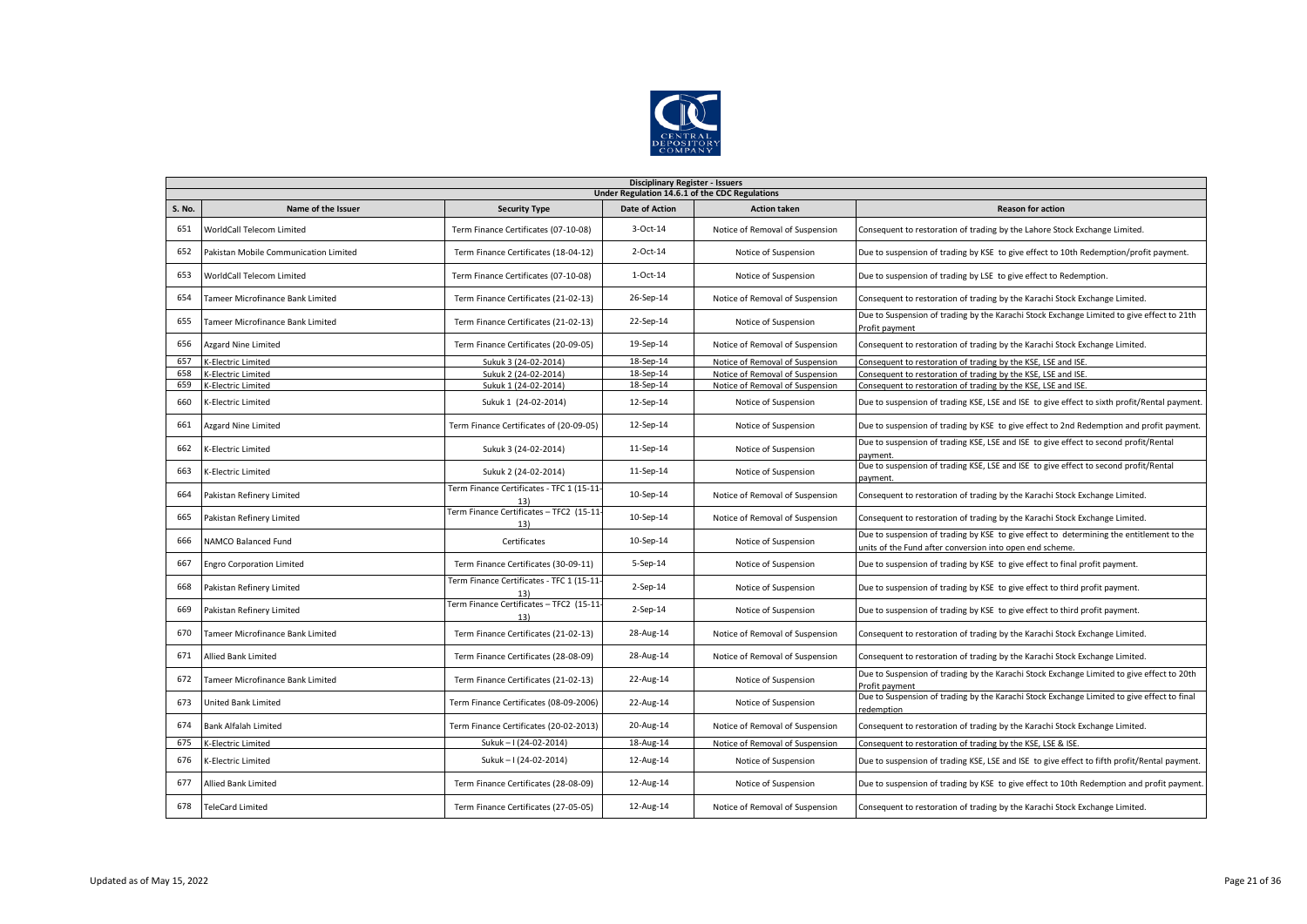## Disciplinary Register - Issuers

### Under Regulation 14.6.1 of the CDC Regulations

| S. No. | Name of the Issuer | Security Type | Date of Action | Action taken | Reason for action |
|---|---|---|---|---|---|
| 651 | WorldCall Telecom Limited | Term Finance Certificates (07-10-08) | 3-Oct-14 | Notice of Removal of Suspension | Consequent to restoration of trading by the Lahore Stock Exchange Limited. |
| 652 | Pakistan Mobile Communication Limited | Term Finance Certificates (18-04-12) | 2-Oct-14 | Notice of Suspension | Due to suspension of trading by KSE to give effect to 10th Redemption/profit payment. |
| 653 | WorldCall Telecom Limited | Term Finance Certificates (07-10-08) | 1-Oct-14 | Notice of Suspension | Due to suspension of trading by LSE to give effect to Redemption. |
| 654 | Tameer Microfinance Bank Limited | Term Finance Certificates (21-02-13) | 26-Sep-14 | Notice of Removal of Suspension | Consequent to restoration of trading by the Karachi Stock Exchange Limited. |
| 655 | Tameer Microfinance Bank Limited | Term Finance Certificates (21-02-13) | 22-Sep-14 | Notice of Suspension | Due to Suspension of trading by the Karachi Stock Exchange Limited to give effect to 21th Profit payment |
| 656 | Azgard Nine Limited | Term Finance Certificates (20-09-05) | 19-Sep-14 | Notice of Removal of Suspension | Consequent to restoration of trading by the Karachi Stock Exchange Limited. |
| 657 | K-Electric Limited | Sukuk 3 (24-02-2014) | 18-Sep-14 | Notice of Removal of Suspension | Consequent to restoration of trading by the KSE, LSE and ISE. |
| 658 | K-Electric Limited | Sukuk 2 (24-02-2014) | 18-Sep-14 | Notice of Removal of Suspension | Consequent to restoration of trading by the KSE, LSE and ISE. |
| 659 | K-Electric Limited | Sukuk 1 (24-02-2014) | 18-Sep-14 | Notice of Removal of Suspension | Consequent to restoration of trading by the KSE, LSE and ISE. |
| 660 | K-Electric Limited | Sukuk 1 (24-02-2014) | 12-Sep-14 | Notice of Suspension | Due to suspension of trading KSE, LSE and ISE to give effect to sixth profit/Rental payment. |
| 661 | Azgard Nine Limited | Term Finance Certificates of (20-09-05) | 12-Sep-14 | Notice of Suspension | Due to suspension of trading by KSE to give effect to 2nd Redemption and profit payment. |
| 662 | K-Electric Limited | Sukuk 3 (24-02-2014) | 11-Sep-14 | Notice of Suspension | Due to suspension of trading KSE, LSE and ISE to give effect to second profit/Rental payment. |
| 663 | K-Electric Limited | Sukuk 2 (24-02-2014) | 11-Sep-14 | Notice of Suspension | Due to suspension of trading KSE, LSE and ISE to give effect to second profit/Rental payment. |
| 664 | Pakistan Refinery Limited | Term Finance Certificates - TFC 1 (15-11-13) | 10-Sep-14 | Notice of Removal of Suspension | Consequent to restoration of trading by the Karachi Stock Exchange Limited. |
| 665 | Pakistan Refinery Limited | Term Finance Certificates – TFC2 (15-11-13) | 10-Sep-14 | Notice of Removal of Suspension | Consequent to restoration of trading by the Karachi Stock Exchange Limited. |
| 666 | NAMCO Balanced Fund | Certificates | 10-Sep-14 | Notice of Suspension | Due to suspension of trading by KSE to give effect to determining the entitlement to the units of the Fund after conversion into open end scheme. |
| 667 | Engro Corporation Limited | Term Finance Certificates (30-09-11) | 5-Sep-14 | Notice of Suspension | Due to suspension of trading by KSE to give effect to final profit payment. |
| 668 | Pakistan Refinery Limited | Term Finance Certificates - TFC 1 (15-11-13) | 2-Sep-14 | Notice of Suspension | Due to suspension of trading by KSE to give effect to third profit payment. |
| 669 | Pakistan Refinery Limited | Term Finance Certificates – TFC2 (15-11-13) | 2-Sep-14 | Notice of Suspension | Due to suspension of trading by KSE to give effect to third profit payment. |
| 670 | Tameer Microfinance Bank Limited | Term Finance Certificates (21-02-13) | 28-Aug-14 | Notice of Removal of Suspension | Consequent to restoration of trading by the Karachi Stock Exchange Limited. |
| 671 | Allied Bank Limited | Term Finance Certificates (28-08-09) | 28-Aug-14 | Notice of Removal of Suspension | Consequent to restoration of trading by the Karachi Stock Exchange Limited. |
| 672 | Tameer Microfinance Bank Limited | Term Finance Certificates (21-02-13) | 22-Aug-14 | Notice of Suspension | Due to Suspension of trading by the Karachi Stock Exchange Limited to give effect to 20th Profit payment |
| 673 | United Bank Limited | Term Finance Certificates (08-09-2006) | 22-Aug-14 | Notice of Suspension | Due to Suspension of trading by the Karachi Stock Exchange Limited to give effect to final redemption |
| 674 | Bank Alfalah Limited | Term Finance Certificates (20-02-2013) | 20-Aug-14 | Notice of Removal of Suspension | Consequent to restoration of trading by the Karachi Stock Exchange Limited. |
| 675 | K-Electric Limited | Sukuk – I (24-02-2014) | 18-Aug-14 | Notice of Removal of Suspension | Consequent to restoration of trading by the KSE, LSE & ISE. |
| 676 | K-Electric Limited | Sukuk – I (24-02-2014) | 12-Aug-14 | Notice of Suspension | Due to suspension of trading KSE, LSE and ISE to give effect to fifth profit/Rental payment. |
| 677 | Allied Bank Limited | Term Finance Certificates (28-08-09) | 12-Aug-14 | Notice of Suspension | Due to suspension of trading by KSE to give effect to 10th Redemption and profit payment. |
| 678 | TeleCard Limited | Term Finance Certificates (27-05-05) | 12-Aug-14 | Notice of Removal of Suspension | Consequent to restoration of trading by the Karachi Stock Exchange Limited. |

Updated as of May 15, 2022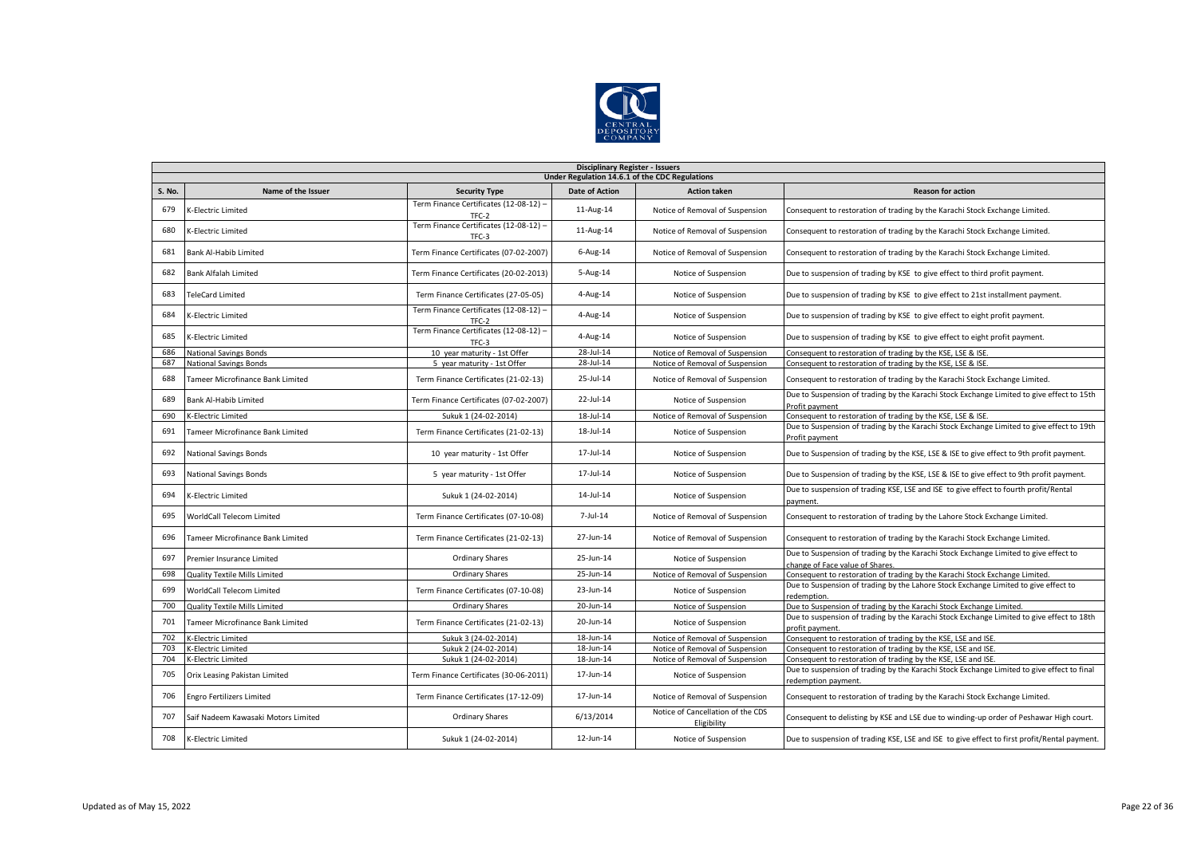| Disciplinary Register - Issuers | | | | | |
|---|---|---|---|---|---|
| Under Regulation 14.6.1 of the CDC Regulations | | | | | |
| **S. No.** | **Name of the Issuer** | **Security Type** | **Date of Action** | **Action taken** | **Reason for action** |
| 679 | K-Electric Limited | Term Finance Certificates (12-08-12) – TFC-2 | 11-Aug-14 | Notice of Removal of Suspension | Consequent to restoration of trading by the Karachi Stock Exchange Limited. |
| 680 | K-Electric Limited | Term Finance Certificates (12-08-12) – TFC-3 | 11-Aug-14 | Notice of Removal of Suspension | Consequent to restoration of trading by the Karachi Stock Exchange Limited. |
| 681 | Bank Al-Habib Limited | Term Finance Certificates (07-02-2007) | 6-Aug-14 | Notice of Removal of Suspension | Consequent to restoration of trading by the Karachi Stock Exchange Limited. |
| 682 | Bank Alfalah Limited | Term Finance Certificates (20-02-2013) | 5-Aug-14 | Notice of Suspension | Due to suspension of trading by KSE to give effect to third profit payment. |
| 683 | TeleCard Limited | Term Finance Certificates (27-05-05) | 4-Aug-14 | Notice of Suspension | Due to suspension of trading by KSE to give effect to 21st installment payment. |
| 684 | K-Electric Limited | Term Finance Certificates (12-08-12) – TFC-2 | 4-Aug-14 | Notice of Suspension | Due to suspension of trading by KSE to give effect to eight profit payment. |
| 685 | K-Electric Limited | Term Finance Certificates (12-08-12) – TFC-3 | 4-Aug-14 | Notice of Suspension | Due to suspension of trading by KSE to give effect to eight profit payment. |
| 686 | National Savings Bonds | 10 year maturity - 1st Offer | 28-Jul-14 | Notice of Removal of Suspension | Consequent to restoration of trading by the KSE, LSE & ISE. |
| 687 | National Savings Bonds | 5 year maturity - 1st Offer | 28-Jul-14 | Notice of Removal of Suspension | Consequent to restoration of trading by the KSE, LSE & ISE. |
| 688 | Tameer Microfinance Bank Limited | Term Finance Certificates (21-02-13) | 25-Jul-14 | Notice of Removal of Suspension | Consequent to restoration of trading by the Karachi Stock Exchange Limited. |
| 689 | Bank Al-Habib Limited | Term Finance Certificates (07-02-2007) | 22-Jul-14 | Notice of Suspension | Due to Suspension of trading by the Karachi Stock Exchange Limited to give effect to 15th Profit payment |
| 690 | K-Electric Limited | Sukuk 1 (24-02-2014) | 18-Jul-14 | Notice of Removal of Suspension | Consequent to restoration of trading by the KSE, LSE & ISE. |
| 691 | Tameer Microfinance Bank Limited | Term Finance Certificates (21-02-13) | 18-Jul-14 | Notice of Suspension | Due to Suspension of trading by the Karachi Stock Exchange Limited to give effect to 19th Profit payment |
| 692 | National Savings Bonds | 10 year maturity - 1st Offer | 17-Jul-14 | Notice of Suspension | Due to Suspension of trading by the KSE, LSE & ISE to give effect to 9th profit payment. |
| 693 | National Savings Bonds | 5 year maturity - 1st Offer | 17-Jul-14 | Notice of Suspension | Due to Suspension of trading by the KSE, LSE & ISE to give effect to 9th profit payment. |
| 694 | K-Electric Limited | Sukuk 1 (24-02-2014) | 14-Jul-14 | Notice of Suspension | Due to suspension of trading KSE, LSE and ISE to give effect to fourth profit/Rental payment. |
| 695 | WorldCall Telecom Limited | Term Finance Certificates (07-10-08) | 7-Jul-14 | Notice of Removal of Suspension | Consequent to restoration of trading by the Lahore Stock Exchange Limited. |
| 696 | Tameer Microfinance Bank Limited | Term Finance Certificates (21-02-13) | 27-Jun-14 | Notice of Removal of Suspension | Consequent to restoration of trading by the Karachi Stock Exchange Limited. |
| 697 | Premier Insurance Limited | Ordinary Shares | 25-Jun-14 | Notice of Suspension | Due to Suspension of trading by the Karachi Stock Exchange Limited to give effect to change of Face value of Shares. |
| 698 | Quality Textile Mills Limited | Ordinary Shares | 25-Jun-14 | Notice of Removal of Suspension | Consequent to restoration of trading by the Karachi Stock Exchange Limited. |
| 699 | WorldCall Telecom Limited | Term Finance Certificates (07-10-08) | 23-Jun-14 | Notice of Suspension | Due to Suspension of trading by the Lahore Stock Exchange Limited to give effect to redemption. |
| 700 | Quality Textile Mills Limited | Ordinary Shares | 20-Jun-14 | Notice of Suspension | Due to Suspension of trading by the Karachi Stock Exchange Limited. |
| 701 | Tameer Microfinance Bank Limited | Term Finance Certificates (21-02-13) | 20-Jun-14 | Notice of Suspension | Due to suspension of trading by the Karachi Stock Exchange Limited to give effect to 18th profit payment. |
| 702 | K-Electric Limited | Sukuk 3 (24-02-2014) | 18-Jun-14 | Notice of Removal of Suspension | Consequent to restoration of trading by the KSE, LSE and ISE. |
| 703 | K-Electric Limited | Sukuk 2 (24-02-2014) | 18-Jun-14 | Notice of Removal of Suspension | Consequent to restoration of trading by the KSE, LSE and ISE. |
| 704 | K-Electric Limited | Sukuk 1 (24-02-2014) | 18-Jun-14 | Notice of Removal of Suspension | Consequent to restoration of trading by the KSE, LSE and ISE. |
| 705 | Orix Leasing Pakistan Limited | Term Finance Certificates (30-06-2011) | 17-Jun-14 | Notice of Suspension | Due to suspension of trading by the Karachi Stock Exchange Limited to give effect to final redemption payment. |
| 706 | Engro Fertilizers Limited | Term Finance Certificates (17-12-09) | 17-Jun-14 | Notice of Removal of Suspension | Consequent to restoration of trading by the Karachi Stock Exchange Limited. |
| 707 | Saif Nadeem Kawasaki Motors Limited | Ordinary Shares | 6/13/2014 | Notice of Cancellation of the CDS Eligibility | Consequent to delisting by KSE and LSE due to winding-up order of Peshawar High court. |
| 708 | K-Electric Limited | Sukuk 1 (24-02-2014) | 12-Jun-14 | Notice of Suspension | Due to suspension of trading KSE, LSE and ISE to give effect to first profit/Rental payment. |

Updated as of May 15, 2022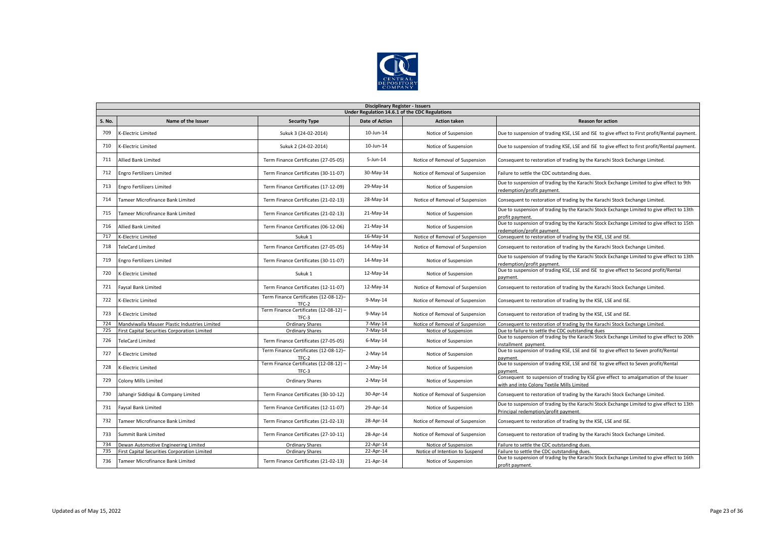**Disciplinary Register - Issuers**

**Under Regulation 14.6.1 of the CDC Regulations**

| S. No. | Name of the Issuer | Security Type | Date of Action | Action taken | Reason for action |
|---|---|---|---|---|---|
| 709 | K-Electric Limited | Sukuk 3 (24-02-2014) | 10-Jun-14 | Notice of Suspension | Due to suspension of trading KSE, LSE and ISE to give effect to First profit/Rental payment. |
| 710 | K-Electric Limited | Sukuk 2 (24-02-2014) | 10-Jun-14 | Notice of Suspension | Due to suspension of trading KSE, LSE and ISE to give effect to first profit/Rental payment. |
| 711 | Allied Bank Limited | Term Finance Certificates (27-05-05) | 5-Jun-14 | Notice of Removal of Suspension | Consequent to restoration of trading by the Karachi Stock Exchange Limited. |
| 712 | Engro Fertilizers Limited | Term Finance Certificates (30-11-07) | 30-May-14 | Notice of Removal of Suspension | Failure to settle the CDC outstanding dues. |
| 713 | Engro Fertilizers Limited | Term Finance Certificates (17-12-09) | 29-May-14 | Notice of Suspension | Due to suspension of trading by the Karachi Stock Exchange Limited to give effect to 9th redemption/profit payment. |
| 714 | Tameer Microfinance Bank Limited | Term Finance Certificates (21-02-13) | 28-May-14 | Notice of Removal of Suspension | Consequent to restoration of trading by the Karachi Stock Exchange Limited. |
| 715 | Tameer Microfinance Bank Limited | Term Finance Certificates (21-02-13) | 21-May-14 | Notice of Suspension | Due to suspension of trading by the Karachi Stock Exchange Limited to give effect to 13th profit payment. |
| 716 | Allied Bank Limited | Term Finance Certificates (06-12-06) | 21-May-14 | Notice of Suspension | Due to suspension of trading by the Karachi Stock Exchange Limited to give effect to 15th redemption/profit payment. |
| 717 | K-Electric Limited | Sukuk 1 | 16-May-14 | Notice of Removal of Suspension | Consequent to restoration of trading by the KSE, LSE and ISE. |
| 718 | TeleCard Limited | Term Finance Certificates (27-05-05) | 14-May-14 | Notice of Removal of Suspension | Consequent to restoration of trading by the Karachi Stock Exchange Limited. |
| 719 | Engro Fertilizers Limited | Term Finance Certificates (30-11-07) | 14-May-14 | Notice of Suspension | Due to suspension of trading by the Karachi Stock Exchange Limited to give effect to 13th redemption/profit payment. |
| 720 | K-Electric Limited | Sukuk 1 | 12-May-14 | Notice of Suspension | Due to suspension of trading KSE, LSE and ISE to give effect to Second profit/Rental payment. |
| 721 | Faysal Bank Limited | Term Finance Certificates (12-11-07) | 12-May-14 | Notice of Removal of Suspension | Consequent to restoration of trading by the Karachi Stock Exchange Limited. |
| 722 | K-Electric Limited | Term Finance Certificates (12-08-12)– TFC-2 | 9-May-14 | Notice of Removal of Suspension | Consequent to restoration of trading by the KSE, LSE and ISE. |
| 723 | K-Electric Limited | Term Finance Certificates (12-08-12) – TFC-3 | 9-May-14 | Notice of Removal of Suspension | Consequent to restoration of trading by the KSE, LSE and ISE. |
| 724 | Mandviwalla Mauser Plastic Industries Limited | Ordinary Shares | 7-May-14 | Notice of Removal of Suspension | Consequent to restoration of trading by the Karachi Stock Exchange Limited. |
| 725 | First Capital Securities Corporation Limited | Ordinary Shares | 7-May-14 | Notice of Suspension | Due to failure to settle the CDC outstanding dues |
| 726 | TeleCard Limited | Term Finance Certificates (27-05-05) | 6-May-14 | Notice of Suspension | Due to suspension of trading by the Karachi Stock Exchange Limited to give effect to 20th installment payment. |
| 727 | K-Electric Limited | Term Finance Certificates (12-08-12)– TFC-2 | 2-May-14 | Notice of Suspension | Due to suspension of trading KSE, LSE and ISE to give effect to Seven profit/Rental payment. |
| 728 | K-Electric Limited | Term Finance Certificates (12-08-12) – TFC-3 | 2-May-14 | Notice of Suspension | Due to suspension of trading KSE, LSE and ISE to give effect to Seven profit/Rental payment. |
| 729 | Colony Mills Limited | Ordinary Shares | 2-May-14 | Notice of Suspension | Consequent to suspension of trading by KSE give effect to amalgamation of the Issuer with and into Colony Textile Mills Limited |
| 730 | Jahangir Siddiqui & Company Limited | Term Finance Certificates (30-10-12) | 30-Apr-14 | Notice of Removal of Suspension | Consequent to restoration of trading by the Karachi Stock Exchange Limited. |
| 731 | Faysal Bank Limited | Term Finance Certificates (12-11-07) | 29-Apr-14 | Notice of Suspension | Due to suspension of trading by the Karachi Stock Exchange Limited to give effect to 13th Principal redemption/profit payment. |
| 732 | Tameer Microfinance Bank Limited | Term Finance Certificates (21-02-13) | 28-Apr-14 | Notice of Removal of Suspension | Consequent to restoration of trading by the KSE, LSE and ISE. |
| 733 | Summit Bank Limited | Term Finance Certificates (27-10-11) | 28-Apr-14 | Notice of Removal of Suspension | Consequent to restoration of trading by the Karachi Stock Exchange Limited. |
| 734 | Dewan Automotive Engineering Limited | Ordinary Shares | 22-Apr-14 | Notice of Suspension | Failure to settle the CDC outstanding dues. |
| 735 | First Capital Securities Corporation Limited | Ordinary Shares | 22-Apr-14 | Notice of Intention to Suspend | Failure to settle the CDC outstanding dues. |
| 736 | Tameer Microfinance Bank Limited | Term Finance Certificates (21-02-13) | 21-Apr-14 | Notice of Suspension | Due to suspension of trading by the Karachi Stock Exchange Limited to give effect to 16th profit payment. |

Updated as of May 15, 2022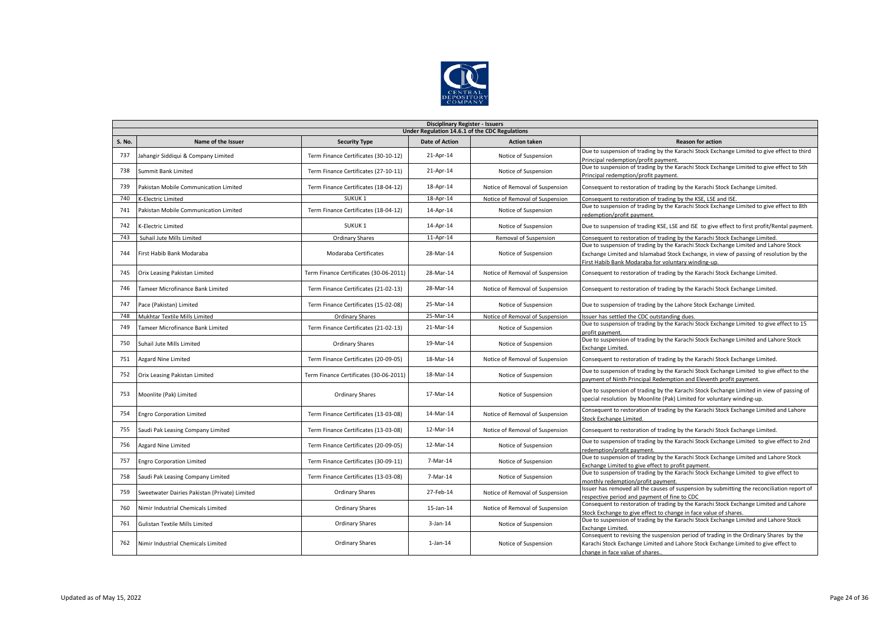## Disciplinary Register - Issuers

### Under Regulation 14.6.1 of the CDC Regulations

| S. No. | Name of the Issuer | Security Type | Date of Action | Action taken | Reason for action |
|---|---|---|---|---|---|
| 737 | Jahangir Siddiqui & Company Limited | Term Finance Certificates (30-10-12) | 21-Apr-14 | Notice of Suspension | Due to suspension of trading by the Karachi Stock Exchange Limited to give effect to third Principal redemption/profit payment. |
| 738 | Summit Bank Limited | Term Finance Certificates (27-10-11) | 21-Apr-14 | Notice of Suspension | Due to suspension of trading by the Karachi Stock Exchange Limited to give effect to 5th Principal redemption/profit payment. |
| 739 | Pakistan Mobile Communication Limited | Term Finance Certificates (18-04-12) | 18-Apr-14 | Notice of Removal of Suspension | Consequent to restoration of trading by the Karachi Stock Exchange Limited. |
| 740 | K-Electric Limited | SUKUK 1 | 18-Apr-14 | Notice of Removal of Suspension | Consequent to restoration of trading by the KSE, LSE and ISE. |
| 741 | Pakistan Mobile Communication Limited | Term Finance Certificates (18-04-12) | 14-Apr-14 | Notice of Suspension | Due to suspension of trading by the Karachi Stock Exchange Limited to give effect to 8th redemption/profit payment. |
| 742 | K-Electric Limited | SUKUK 1 | 14-Apr-14 | Notice of Suspension | Due to suspension of trading KSE, LSE and ISE to give effect to first profit/Rental payment. |
| 743 | Suhail Jute Mills Limited | Ordinary Shares | 11-Apr-14 | Removal of Suspension | Consequent to restoration of trading by the Karachi Stock Exchange Limited. |
| 744 | First Habib Bank Modaraba | Modaraba Certificates | 28-Mar-14 | Notice of Suspension | Due to suspension of trading by the Karachi Stock Exchange Limited and Lahore Stock Exchange Limited and Islamabad Stock Exchange, in view of passing of resolution by the First Habib Bank Modaraba for voluntary winding-up. |
| 745 | Orix Leasing Pakistan Limited | Term Finance Certificates (30-06-2011) | 28-Mar-14 | Notice of Removal of Suspension | Consequent to restoration of trading by the Karachi Stock Exchange Limited. |
| 746 | Tameer Microfinance Bank Limited | Term Finance Certificates (21-02-13) | 28-Mar-14 | Notice of Removal of Suspension | Consequent to restoration of trading by the Karachi Stock Exchange Limited. |
| 747 | Pace (Pakistan) Limited | Term Finance Certificates (15-02-08) | 25-Mar-14 | Notice of Suspension | Due to suspension of trading by the Lahore Stock Exchange Limited. |
| 748 | Mukhtar Textile Mills Limited | Ordinary Shares | 25-Mar-14 | Notice of Removal of Suspension | Issuer has settled the CDC outstanding dues. |
| 749 | Tameer Microfinance Bank Limited | Term Finance Certificates (21-02-13) | 21-Mar-14 | Notice of Suspension | Due to suspension of trading by the Karachi Stock Exchange Limited to give effect to 15 profit payment. |
| 750 | Suhail Jute Mills Limited | Ordinary Shares | 19-Mar-14 | Notice of Suspension | Due to suspension of trading by the Karachi Stock Exchange Limited and Lahore Stock Exchange Limited. |
| 751 | Azgard Nine Limited | Term Finance Certificates (20-09-05) | 18-Mar-14 | Notice of Removal of Suspension | Consequent to restoration of trading by the Karachi Stock Exchange Limited. |
| 752 | Orix Leasing Pakistan Limited | Term Finance Certificates (30-06-2011) | 18-Mar-14 | Notice of Suspension | Due to suspension of trading by the Karachi Stock Exchange Limited to give effect to the payment of Ninth Principal Redemption and Eleventh profit payment. |
| 753 | Moonlite (Pak) Limited | Ordinary Shares | 17-Mar-14 | Notice of Suspension | Due to suspension of trading by the Karachi Stock Exchange Limited in view of passing of special resolution by Moonlite (Pak) Limited for voluntary winding-up. |
| 754 | Engro Corporation Limited | Term Finance Certificates (13-03-08) | 14-Mar-14 | Notice of Removal of Suspension | Consequent to restoration of trading by the Karachi Stock Exchange Limited and Lahore Stock Exchange Limited. |
| 755 | Saudi Pak Leasing Company Limited | Term Finance Certificates (13-03-08) | 12-Mar-14 | Notice of Removal of Suspension | Consequent to restoration of trading by the Karachi Stock Exchange Limited. |
| 756 | Azgard Nine Limited | Term Finance Certificates (20-09-05) | 12-Mar-14 | Notice of Suspension | Due to suspension of trading by the Karachi Stock Exchange Limited to give effect to 2nd redemption/profit payment. |
| 757 | Engro Corporation Limited | Term Finance Certificates (30-09-11) | 7-Mar-14 | Notice of Suspension | Due to suspension of trading by the Karachi Stock Exchange Limited and Lahore Stock Exchange Limited to give effect to profit payment. |
| 758 | Saudi Pak Leasing Company Limited | Term Finance Certificates (13-03-08) | 7-Mar-14 | Notice of Suspension | Due to suspension of trading by the Karachi Stock Exchange Limited to give effect to monthly redemption/profit payment. |
| 759 | Sweetwater Dairies Pakistan (Private) Limited | Ordinary Shares | 27-Feb-14 | Notice of Removal of Suspension | Issuer has removed all the causes of suspension by submitting the reconciliation report of respective period and payment of fine to CDC |
| 760 | Nimir Industrial Chemicals Limited | Ordinary Shares | 15-Jan-14 | Notice of Removal of Suspension | Consequent to restoration of trading by the Karachi Stock Exchange Limited and Lahore Stock Exchange to give effect to change in face value of shares. |
| 761 | Gulistan Textile Mills Limited | Ordinary Shares | 3-Jan-14 | Notice of Suspension | Due to suspension of trading by the Karachi Stock Exchange Limited and Lahore Stock Exchange Limited. |
| 762 | Nimir Industrial Chemicals Limited | Ordinary Shares | 1-Jan-14 | Notice of Suspension | Consequent to revising the suspension period of trading in the Ordinary Shares by the Karachi Stock Exchange Limited and Lahore Stock Exchange Limited to give effect to change in face value of shares.. |

Updated as of May 15, 2022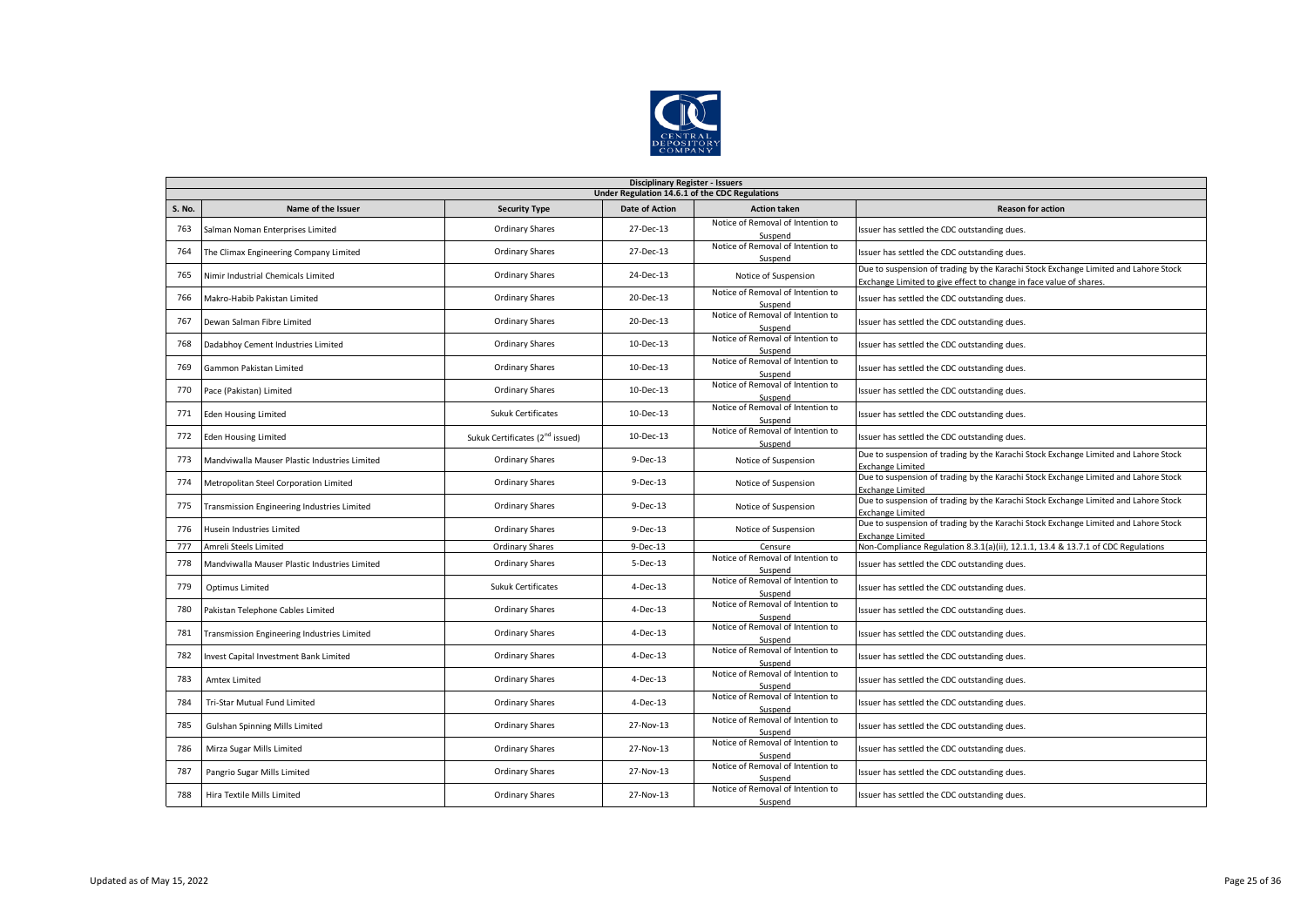**Disciplinary Register - Issuers**
**Under Regulation 14.6.1 of the CDC Regulations**

| S. No. | Name of the Issuer | Security Type | Date of Action | Action taken | Reason for action |
|---|---|---|---|---|---|
| 763 | Salman Noman Enterprises Limited | Ordinary Shares | 27-Dec-13 | Notice of Removal of Intention to Suspend | Issuer has settled the CDC outstanding dues. |
| 764 | The Climax Engineering Company Limited | Ordinary Shares | 27-Dec-13 | Notice of Removal of Intention to Suspend | Issuer has settled the CDC outstanding dues. |
| 765 | Nimir Industrial Chemicals Limited | Ordinary Shares | 24-Dec-13 | Notice of Suspension | Due to suspension of trading by the Karachi Stock Exchange Limited and Lahore Stock Exchange Limited to give effect to change in face value of shares. |
| 766 | Makro-Habib Pakistan Limited | Ordinary Shares | 20-Dec-13 | Notice of Removal of Intention to Suspend | Issuer has settled the CDC outstanding dues. |
| 767 | Dewan Salman Fibre Limited | Ordinary Shares | 20-Dec-13 | Notice of Removal of Intention to Suspend | Issuer has settled the CDC outstanding dues. |
| 768 | Dadabhoy Cement Industries Limited | Ordinary Shares | 10-Dec-13 | Notice of Removal of Intention to Suspend | Issuer has settled the CDC outstanding dues. |
| 769 | Gammon Pakistan Limited | Ordinary Shares | 10-Dec-13 | Notice of Removal of Intention to Suspend | Issuer has settled the CDC outstanding dues. |
| 770 | Pace (Pakistan) Limited | Ordinary Shares | 10-Dec-13 | Notice of Removal of Intention to Suspend | Issuer has settled the CDC outstanding dues. |
| 771 | Eden Housing Limited | Sukuk Certificates | 10-Dec-13 | Notice of Removal of Intention to Suspend | Issuer has settled the CDC outstanding dues. |
| 772 | Eden Housing Limited | Sukuk Certificates (2nd issued) | 10-Dec-13 | Notice of Removal of Intention to Suspend | Issuer has settled the CDC outstanding dues. |
| 773 | Mandviwalla Mauser Plastic Industries Limited | Ordinary Shares | 9-Dec-13 | Notice of Suspension | Due to suspension of trading by the Karachi Stock Exchange Limited and Lahore Stock Exchange Limited |
| 774 | Metropolitan Steel Corporation Limited | Ordinary Shares | 9-Dec-13 | Notice of Suspension | Due to suspension of trading by the Karachi Stock Exchange Limited and Lahore Stock Exchange Limited |
| 775 | Transmission Engineering Industries Limited | Ordinary Shares | 9-Dec-13 | Notice of Suspension | Due to suspension of trading by the Karachi Stock Exchange Limited and Lahore Stock Exchange Limited |
| 776 | Husein Industries Limited | Ordinary Shares | 9-Dec-13 | Notice of Suspension | Due to suspension of trading by the Karachi Stock Exchange Limited and Lahore Stock Exchange Limited |
| 777 | Amreli Steels Limited | Ordinary Shares | 9-Dec-13 | Censure | Non-Compliance Regulation 8.3.1(a)(ii), 12.1.1, 13.4 & 13.7.1 of CDC Regulations |
| 778 | Mandviwalla Mauser Plastic Industries Limited | Ordinary Shares | 5-Dec-13 | Notice of Removal of Intention to Suspend | Issuer has settled the CDC outstanding dues. |
| 779 | Optimus Limited | Sukuk Certificates | 4-Dec-13 | Notice of Removal of Intention to Suspend | Issuer has settled the CDC outstanding dues. |
| 780 | Pakistan Telephone Cables Limited | Ordinary Shares | 4-Dec-13 | Notice of Removal of Intention to Suspend | Issuer has settled the CDC outstanding dues. |
| 781 | Transmission Engineering Industries Limited | Ordinary Shares | 4-Dec-13 | Notice of Removal of Intention to Suspend | Issuer has settled the CDC outstanding dues. |
| 782 | Invest Capital Investment Bank Limited | Ordinary Shares | 4-Dec-13 | Notice of Removal of Intention to Suspend | Issuer has settled the CDC outstanding dues. |
| 783 | Amtex Limited | Ordinary Shares | 4-Dec-13 | Notice of Removal of Intention to Suspend | Issuer has settled the CDC outstanding dues. |
| 784 | Tri-Star Mutual Fund Limited | Ordinary Shares | 4-Dec-13 | Notice of Removal of Intention to Suspend | Issuer has settled the CDC outstanding dues. |
| 785 | Gulshan Spinning Mills Limited | Ordinary Shares | 27-Nov-13 | Notice of Removal of Intention to Suspend | Issuer has settled the CDC outstanding dues. |
| 786 | Mirza Sugar Mills Limited | Ordinary Shares | 27-Nov-13 | Notice of Removal of Intention to Suspend | Issuer has settled the CDC outstanding dues. |
| 787 | Pangrio Sugar Mills Limited | Ordinary Shares | 27-Nov-13 | Notice of Removal of Intention to Suspend | Issuer has settled the CDC outstanding dues. |
| 788 | Hira Textile Mills Limited | Ordinary Shares | 27-Nov-13 | Notice of Removal of Intention to Suspend | Issuer has settled the CDC outstanding dues. |

Updated as of May 15, 2022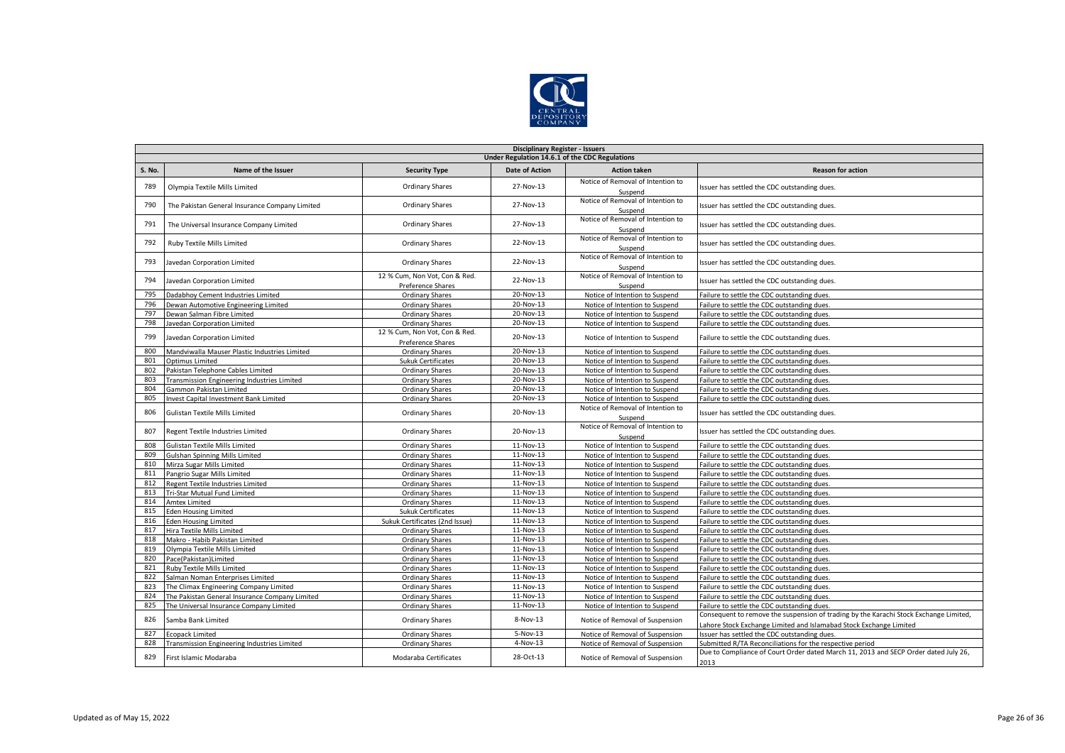## Disciplinary Register - Issuers

### Under Regulation 14.6.1 of the CDC Regulations

| S. No. | Name of the Issuer | Security Type | Date of Action | Action taken | Reason for action |
|---|---|---|---|---|---|
| 789 | Olympia Textile Mills Limited | Ordinary Shares | 27-Nov-13 | Notice of Removal of Intention to Suspend | Issuer has settled the CDC outstanding dues. |
| 790 | The Pakistan General Insurance Company Limited | Ordinary Shares | 27-Nov-13 | Notice of Removal of Intention to Suspend | Issuer has settled the CDC outstanding dues. |
| 791 | The Universal Insurance Company Limited | Ordinary Shares | 27-Nov-13 | Notice of Removal of Intention to Suspend | Issuer has settled the CDC outstanding dues. |
| 792 | Ruby Textile Mills Limited | Ordinary Shares | 22-Nov-13 | Notice of Removal of Intention to Suspend | Issuer has settled the CDC outstanding dues. |
| 793 | Javedan Corporation Limited | Ordinary Shares | 22-Nov-13 | Notice of Removal of Intention to Suspend | Issuer has settled the CDC outstanding dues. |
| 794 | Javedan Corporation Limited | 12 % Cum, Non Vot, Con & Red. Preference Shares | 22-Nov-13 | Notice of Removal of Intention to Suspend | Issuer has settled the CDC outstanding dues. |
| 795 | Dadabhoy Cement Industries Limited | Ordinary Shares | 20-Nov-13 | Notice of Intention to Suspend | Failure to settle the CDC outstanding dues. |
| 796 | Dewan Automotive Engineering Limited | Ordinary Shares | 20-Nov-13 | Notice of Intention to Suspend | Failure to settle the CDC outstanding dues. |
| 797 | Dewan Salman Fibre Limited | Ordinary Shares | 20-Nov-13 | Notice of Intention to Suspend | Failure to settle the CDC outstanding dues. |
| 798 | Javedan Corporation Limited | Ordinary Shares | 20-Nov-13 | Notice of Intention to Suspend | Failure to settle the CDC outstanding dues. |
| 799 | Javedan Corporation Limited | 12 % Cum, Non Vot, Con & Red. Preference Shares | 20-Nov-13 | Notice of Intention to Suspend | Failure to settle the CDC outstanding dues. |
| 800 | Mandviwalla Mauser Plastic Industries Limited | Ordinary Shares | 20-Nov-13 | Notice of Intention to Suspend | Failure to settle the CDC outstanding dues. |
| 801 | Optimus Limited | Sukuk Certificates | 20-Nov-13 | Notice of Intention to Suspend | Failure to settle the CDC outstanding dues. |
| 802 | Pakistan Telephone Cables Limited | Ordinary Shares | 20-Nov-13 | Notice of Intention to Suspend | Failure to settle the CDC outstanding dues. |
| 803 | Transmission Engineering Industries Limited | Ordinary Shares | 20-Nov-13 | Notice of Intention to Suspend | Failure to settle the CDC outstanding dues. |
| 804 | Gammon Pakistan Limited | Ordinary Shares | 20-Nov-13 | Notice of Intention to Suspend | Failure to settle the CDC outstanding dues. |
| 805 | Invest Capital Investment Bank Limited | Ordinary Shares | 20-Nov-13 | Notice of Intention to Suspend | Failure to settle the CDC outstanding dues. |
| 806 | Gulistan Textile Mills Limited | Ordinary Shares | 20-Nov-13 | Notice of Removal of Intention to Suspend | Issuer has settled the CDC outstanding dues. |
| 807 | Regent Textile Industries Limited | Ordinary Shares | 20-Nov-13 | Notice of Removal of Intention to Suspend | Issuer has settled the CDC outstanding dues. |
| 808 | Gulistan Textile Mills Limited | Ordinary Shares | 11-Nov-13 | Notice of Intention to Suspend | Failure to settle the CDC outstanding dues. |
| 809 | Gulshan Spinning Mills Limited | Ordinary Shares | 11-Nov-13 | Notice of Intention to Suspend | Failure to settle the CDC outstanding dues. |
| 810 | Mirza Sugar Mills Limited | Ordinary Shares | 11-Nov-13 | Notice of Intention to Suspend | Failure to settle the CDC outstanding dues. |
| 811 | Pangrio Sugar Mills Limited | Ordinary Shares | 11-Nov-13 | Notice of Intention to Suspend | Failure to settle the CDC outstanding dues. |
| 812 | Regent Textile Industries Limited | Ordinary Shares | 11-Nov-13 | Notice of Intention to Suspend | Failure to settle the CDC outstanding dues. |
| 813 | Tri-Star Mutual Fund Limited | Ordinary Shares | 11-Nov-13 | Notice of Intention to Suspend | Failure to settle the CDC outstanding dues. |
| 814 | Amtex Limited | Ordinary Shares | 11-Nov-13 | Notice of Intention to Suspend | Failure to settle the CDC outstanding dues. |
| 815 | Eden Housing Limited | Sukuk Certificates | 11-Nov-13 | Notice of Intention to Suspend | Failure to settle the CDC outstanding dues. |
| 816 | Eden Housing Limited | Sukuk Certificates (2nd Issue) | 11-Nov-13 | Notice of Intention to Suspend | Failure to settle the CDC outstanding dues. |
| 817 | Hira Textile Mills Limited | Ordinary Shares | 11-Nov-13 | Notice of Intention to Suspend | Failure to settle the CDC outstanding dues. |
| 818 | Makro - Habib Pakistan Limited | Ordinary Shares | 11-Nov-13 | Notice of Intention to Suspend | Failure to settle the CDC outstanding dues. |
| 819 | Olympia Textile Mills Limited | Ordinary Shares | 11-Nov-13 | Notice of Intention to Suspend | Failure to settle the CDC outstanding dues. |
| 820 | Pace(Pakistan)Limited | Ordinary Shares | 11-Nov-13 | Notice of Intention to Suspend | Failure to settle the CDC outstanding dues. |
| 821 | Ruby Textile Mills Limited | Ordinary Shares | 11-Nov-13 | Notice of Intention to Suspend | Failure to settle the CDC outstanding dues. |
| 822 | Salman Noman Enterprises Limited | Ordinary Shares | 11-Nov-13 | Notice of Intention to Suspend | Failure to settle the CDC outstanding dues. |
| 823 | The Climax Engineering Company Limited | Ordinary Shares | 11-Nov-13 | Notice of Intention to Suspend | Failure to settle the CDC outstanding dues. |
| 824 | The Pakistan General Insurance Company Limited | Ordinary Shares | 11-Nov-13 | Notice of Intention to Suspend | Failure to settle the CDC outstanding dues. |
| 825 | The Universal Insurance Company Limited | Ordinary Shares | 11-Nov-13 | Notice of Intention to Suspend | Failure to settle the CDC outstanding dues. |
| 826 | Samba Bank Limited | Ordinary Shares | 8-Nov-13 | Notice of Removal of Suspension | Consequent to remove the suspension of trading by the Karachi Stock Exchange Limited, Lahore Stock Exchange Limited and Islamabad Stock Exchange Limited |
| 827 | Ecopack Limited | Ordinary Shares | 5-Nov-13 | Notice of Removal of Suspension | Issuer has settled the CDC outstanding dues. |
| 828 | Transmission Engineering Industries Limited | Ordinary Shares | 4-Nov-13 | Notice of Removal of Suspension | Submitted R/TA Reconciliations for the respective period |
| 829 | First Islamic Modaraba | Modaraba Certificates | 28-Oct-13 | Notice of Removal of Suspension | Due to Compliance of Court Order dated March 11, 2013 and SECP Order dated July 26, 2013 |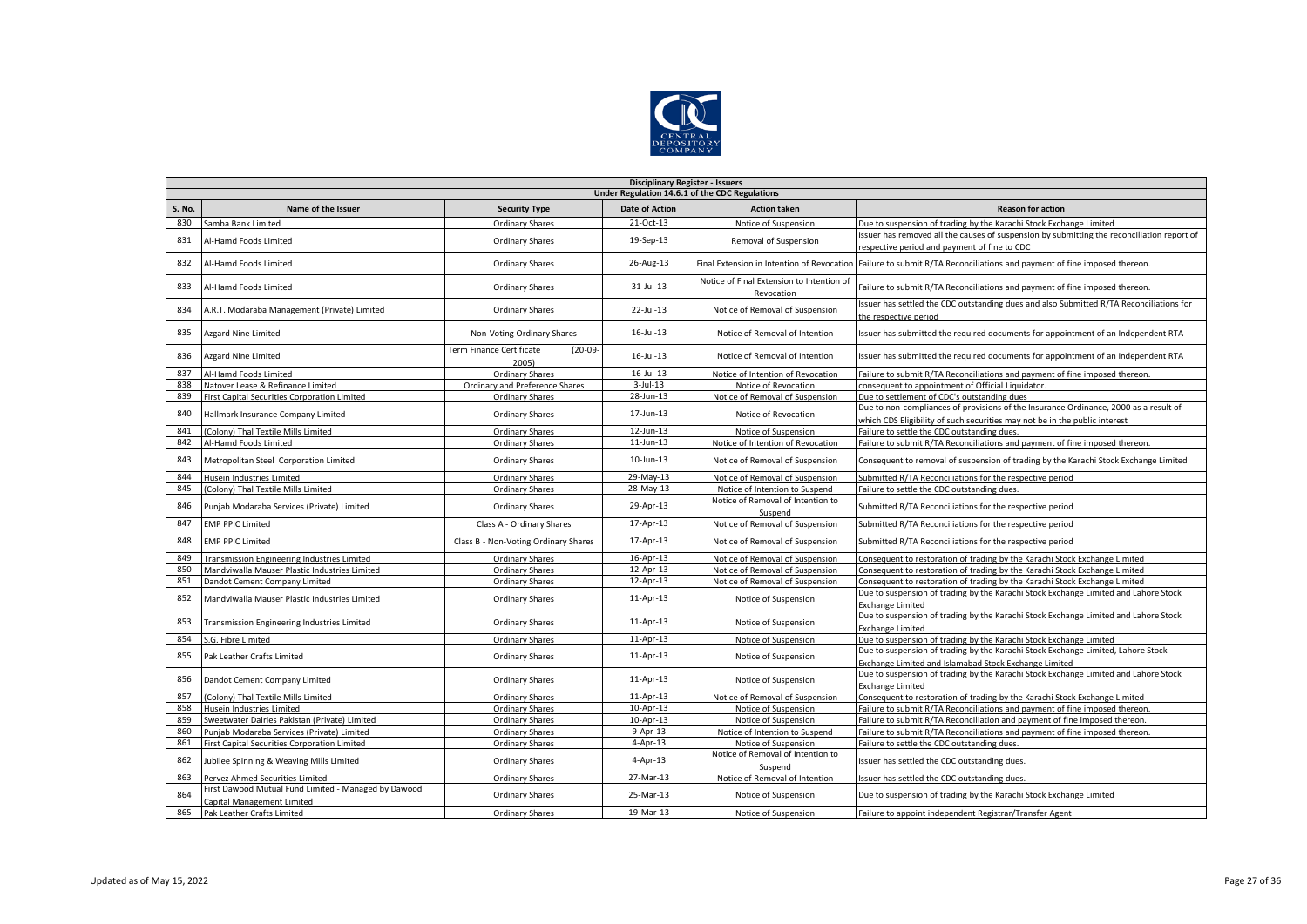| Disciplinary Register - Issuers | | | | | |
|---|---|---|---|---|---|
| Under Regulation 14.6.1 of the CDC Regulations | | | | | |
| S. No. | Name of the Issuer | Security Type | Date of Action | Action taken | Reason for action |
| 830 | Samba Bank Limited | Ordinary Shares | 21-Oct-13 | Notice of Suspension | Due to suspension of trading by the Karachi Stock Exchange Limited |
| 831 | Al-Hamd Foods Limited | Ordinary Shares | 19-Sep-13 | Removal of Suspension | Issuer has removed all the causes of suspension by submitting the reconciliation report of respective period and payment of fine to CDC |
| 832 | Al-Hamd Foods Limited | Ordinary Shares | 26-Aug-13 | Final Extension in Intention of Revocation | Failure to submit R/TA Reconciliations and payment of fine imposed thereon. |
| 833 | Al-Hamd Foods Limited | Ordinary Shares | 31-Jul-13 | Notice of Final Extension to Intention of Revocation | Failure to submit R/TA Reconciliations and payment of fine imposed thereon. |
| 834 | A.R.T. Modaraba Management (Private) Limited | Ordinary Shares | 22-Jul-13 | Notice of Removal of Suspension | Issuer has settled the CDC outstanding dues and also Submitted R/TA Reconciliations for the respective period |
| 835 | Azgard Nine Limited | Non-Voting Ordinary Shares | 16-Jul-13 | Notice of Removal of Intention | Issuer has submitted the required documents for appointment of an Independent RTA |
| 836 | Azgard Nine Limited | Term Finance Certificate (20-09-2005) | 16-Jul-13 | Notice of Removal of Intention | Issuer has submitted the required documents for appointment of an Independent RTA |
| 837 | Al-Hamd Foods Limited | Ordinary Shares | 16-Jul-13 | Notice of Intention of Revocation | Failure to submit R/TA Reconciliations and payment of fine imposed thereon. |
| 838 | Natover Lease & Refinance Limited | Ordinary and Preference Shares | 3-Jul-13 | Notice of Revocation | consequent to appointment of Official Liquidator. |
| 839 | First Capital Securities Corporation Limited | Ordinary Shares | 28-Jun-13 | Notice of Removal of Suspension | Due to settlement of CDC's outstanding dues |
| 840 | Hallmark Insurance Company Limited | Ordinary Shares | 17-Jun-13 | Notice of Revocation | Due to non-compliances of provisions of the Insurance Ordinance, 2000 as a result of which CDS Eligibility of such securities may not be in the public interest |
| 841 | (Colony) Thal Textile Mills Limited | Ordinary Shares | 12-Jun-13 | Notice of Suspension | Failure to settle the CDC outstanding dues. |
| 842 | Al-Hamd Foods Limited | Ordinary Shares | 11-Jun-13 | Notice of Intention of Revocation | Failure to submit R/TA Reconciliations and payment of fine imposed thereon. |
| 843 | Metropolitan Steel Corporation Limited | Ordinary Shares | 10-Jun-13 | Notice of Removal of Suspension | Consequent to removal of suspension of trading by the Karachi Stock Exchange Limited |
| 844 | Husein Industries Limited | Ordinary Shares | 29-May-13 | Notice of Removal of Suspension | Submitted R/TA Reconciliations for the respective period |
| 845 | (Colony) Thal Textile Mills Limited | Ordinary Shares | 28-May-13 | Notice of Intention to Suspend | Failure to settle the CDC outstanding dues. |
| 846 | Punjab Modaraba Services (Private) Limited | Ordinary Shares | 29-Apr-13 | Notice of Removal of Intention to Suspend | Submitted R/TA Reconciliations for the respective period |
| 847 | EMP PPIC Limited | Class A - Ordinary Shares | 17-Apr-13 | Notice of Removal of Suspension | Submitted R/TA Reconciliations for the respective period |
| 848 | EMP PPIC Limited | Class B - Non-Voting Ordinary Shares | 17-Apr-13 | Notice of Removal of Suspension | Submitted R/TA Reconciliations for the respective period |
| 849 | Transmission Engineering Industries Limited | Ordinary Shares | 16-Apr-13 | Notice of Removal of Suspension | Consequent to restoration of trading by the Karachi Stock Exchange Limited |
| 850 | Mandviwalla Mauser Plastic Industries Limited | Ordinary Shares | 12-Apr-13 | Notice of Removal of Suspension | Consequent to restoration of trading by the Karachi Stock Exchange Limited |
| 851 | Dandot Cement Company Limited | Ordinary Shares | 12-Apr-13 | Notice of Removal of Suspension | Consequent to restoration of trading by the Karachi Stock Exchange Limited |
| 852 | Mandviwalla Mauser Plastic Industries Limited | Ordinary Shares | 11-Apr-13 | Notice of Suspension | Due to suspension of trading by the Karachi Stock Exchange Limited and Lahore Stock Exchange Limited |
| 853 | Transmission Engineering Industries Limited | Ordinary Shares | 11-Apr-13 | Notice of Suspension | Due to suspension of trading by the Karachi Stock Exchange Limited and Lahore Stock Exchange Limited |
| 854 | S.G. Fibre Limited | Ordinary Shares | 11-Apr-13 | Notice of Suspension | Due to suspension of trading by the Karachi Stock Exchange Limited |
| 855 | Pak Leather Crafts Limited | Ordinary Shares | 11-Apr-13 | Notice of Suspension | Due to suspension of trading by the Karachi Stock Exchange Limited, Lahore Stock Exchange Limited and Islamabad Stock Exchange Limited |
| 856 | Dandot Cement Company Limited | Ordinary Shares | 11-Apr-13 | Notice of Suspension | Due to suspension of trading by the Karachi Stock Exchange Limited and Lahore Stock Exchange Limited |
| 857 | (Colony) Thal Textile Mills Limited | Ordinary Shares | 11-Apr-13 | Notice of Removal of Suspension | Consequent to restoration of trading by the Karachi Stock Exchange Limited |
| 858 | Husein Industries Limited | Ordinary Shares | 10-Apr-13 | Notice of Suspension | Failure to submit R/TA Reconciliations and payment of fine imposed thereon. |
| 859 | Sweetwater Dairies Pakistan (Private) Limited | Ordinary Shares | 10-Apr-13 | Notice of Suspension | Failure to submit R/TA Reconciliation and payment of fine imposed thereon. |
| 860 | Punjab Modaraba Services (Private) Limited | Ordinary Shares | 9-Apr-13 | Notice of Intention to Suspend | Failure to submit R/TA Reconciliations and payment of fine imposed thereon. |
| 861 | First Capital Securities Corporation Limited | Ordinary Shares | 4-Apr-13 | Notice of Suspension | Failure to settle the CDC outstanding dues. |
| 862 | Jubilee Spinning & Weaving Mills Limited | Ordinary Shares | 4-Apr-13 | Notice of Removal of Intention to Suspend | Issuer has settled the CDC outstanding dues. |
| 863 | Pervez Ahmed Securities Limited | Ordinary Shares | 27-Mar-13 | Notice of Removal of Intention | Issuer has settled the CDC outstanding dues. |
| 864 | First Dawood Mutual Fund Limited - Managed by Dawood Capital Management Limited | Ordinary Shares | 25-Mar-13 | Notice of Suspension | Due to suspension of trading by the Karachi Stock Exchange Limited |
| 865 | Pak Leather Crafts Limited | Ordinary Shares | 19-Mar-13 | Notice of Suspension | Failure to appoint independent Registrar/Transfer Agent |

Updated as of May 15, 2022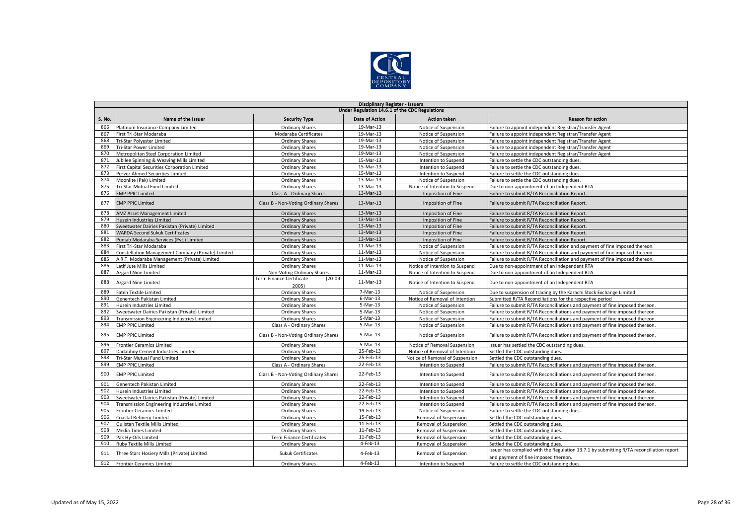**Disciplinary Register - Issuers**

**Under Regulation 14.6.1 of the CDC Regulations**

| S. No. | Name of the Issuer | Security Type | Date of Action | Action taken | Reason for action |
|---|---|---|---|---|---|
| 866 | Platinum Insurance Company Limited | Ordinary Shares | 19-Mar-13 | Notice of Suspension | Failure to appoint independent Registrar/Transfer Agent |
| 867 | First Tri-Star Modaraba | Modaraba Certificates | 19-Mar-13 | Notice of Suspension | Failure to appoint independent Registrar/Transfer Agent |
| 868 | Tri-Star Polyester Limited | Ordinary Shares | 19-Mar-13 | Notice of Suspension | Failure to appoint independent Registrar/Transfer Agent |
| 869 | Tri-Star Power Limited | Ordinary Shares | 19-Mar-13 | Notice of Suspension | Failure to appoint independent Registrar/Transfer Agent |
| 870 | Metropolitan Steel Corporation Limited | Ordinary Shares | 19-Mar-13 | Notice of Suspension | Failure to appoint independent Registrar/Transfer Agent |
| 871 | Jubilee Spinning & Weaving Mills Limited | Ordinary Shares | 15-Mar-13 | Intention to Suspend | Failure to settle the CDC outstanding dues. |
| 872 | First Capital Securities Corporation Limited | Ordinary Shares | 15-Mar-13 | Intention to Suspend | Failure to settle the CDC outstanding dues. |
| 873 | Pervez Ahmed Securities Limited | Ordinary Shares | 15-Mar-13 | Intention to Suspend | Failure to settle the CDC outstanding dues. |
| 874 | Moonlite (Pak) Limited | Ordinary Shares | 13-Mar-13 | Notice of Suspension | Failure to settle the CDC outstanding dues. |
| 875 | Tri-Star Mutual Fund Limited | Ordinary Shares | 13-Mar-13 | Notice of Intention to Suspend | Due to non-appointment of an Independent RTA |
| 876 | EMP PPIC Limited | Class A - Ordinary Shares | 13-Mar-13 | Imposition of Fine | Failure to submit R/TA Reconciliation Report. |
| 877 | EMP PPIC Limited | Class B - Non-Voting Ordinary Shares | 13-Mar-13 | Imposition of Fine | Failure to submit R/TA Reconciliation Report. |
| 878 | AMZ Asset Management Limited | Ordinary Shares | 13-Mar-13 | Imposition of Fine | Failure to submit R/TA Reconciliation Report. |
| 879 | Husein Industries Limited | Ordinary Shares | 13-Mar-13 | Imposition of Fine | Failure to submit R/TA Reconciliation Report. |
| 880 | Sweetwater Dairies Pakistan (Private) Limited | Ordinary Shares | 13-Mar-13 | Imposition of Fine | Failure to submit R/TA Reconciliation Report. |
| 881 | WAPDA Second Sukuk Certificates | Ordinary Shares | 13-Mar-13 | Imposition of Fine | Failure to submit R/TA Reconciliation Report. |
| 882 | Punjab Modaraba Services (Pvt.) Limited | Ordinary Shares | 13-Mar-13 | Imposition of Fine | Failure to submit R/TA Reconciliation Report. |
| 883 | First Tri-Star Modaraba | Ordinary Shares | 11-Mar-13 | Notice of Suspension | Failure to submit R/TA Reconciliation and payment of fine imposed thereon. |
| 884 | Constellation Management Company (Private) Limited | Ordinary Shares | 11-Mar-13 | Notice of Suspension | Failure to submit R/TA Reconciliation and payment of fine imposed thereon. |
| 885 | A.R.T. Modaraba Management (Private) Limited | Ordinary Shares | 11-Mar-13 | Notice of Suspension | Failure to submit R/TA Reconciliation and payment of fine imposed thereon. |
| 886 | Latif Jute Mills Limited | Ordinary Shares | 11-Mar-13 | Notice of Intention to Suspend | Due to non-appointment of an Independent RTA |
| 887 | Azgard Nine Limited | Non-Voting Ordinary Shares | 11-Mar-13 | Notice of Intention to Suspend | Due to non-appointment of an Independent RTA |
| 888 | Azgard Nine Limited | Term Finance Certificate (20-09-2005) | 11-Mar-13 | Notice of Intention to Suspend | Due to non-appointment of an Independent RTA |
| 889 | Fateh Textile Limited | Ordinary Shares | 7-Mar-13 | Notice of Suspension | Due to suspension of trading by the Karachi Stock Exchange Limited |
| 890 | Genentech Pakistan Limited | Ordinary Shares | 6-Mar-13 | Notice of Removal of Intention | Submitted R/TA Reconciliations for the respective period |
| 891 | Husein Industries Limited | Ordinary Shares | 5-Mar-13 | Notice of Suspension | Failure to submit R/TA Reconciliations and payment of fine imposed thereon. |
| 892 | Sweetwater Dairies Pakistan (Private) Limited | Ordinary Shares | 5-Mar-13 | Notice of Suspension | Failure to submit R/TA Reconciliations and payment of fine imposed thereon. |
| 893 | Transmission Engineering Industries Limited | Ordinary Shares | 5-Mar-13 | Notice of Suspension | Failure to submit R/TA Reconciliations and payment of fine imposed thereon. |
| 894 | EMP PPIC Limited | Class A - Ordinary Shares | 5-Mar-13 | Notice of Suspension | Failure to submit R/TA Reconciliations and payment of fine imposed thereon. |
| 895 | EMP PPIC Limited | Class B - Non-Voting Ordinary Shares | 5-Mar-13 | Notice of Suspension | Failure to submit R/TA Reconciliations and payment of fine imposed thereon. |
| 896 | Frontier Ceramics Limited | Ordinary Shares | 5-Mar-13 | Notice of Removal Suspension | Issuer has settled the CDC outstanding dues. |
| 897 | Dadabhoy Cement Industries Limited | Ordinary Shares | 25-Feb-13 | Notice of Removal of Intention | Settled the CDC outstanding dues. |
| 898 | Tri-Star Mutual Fund Limited | Ordinary Shares | 25-Feb-13 | Notice of Removal of Suspension | Settled the CDC outstanding dues. |
| 899 | EMP PPIC Limited | Class A - Ordinary Shares | 22-Feb-13 | Intention to Suspend | Failure to submit R/TA Reconciliations and payment of fine imposed thereon. |
| 900 | EMP PPIC Limited | Class B - Non-Voting Ordinary Shares | 22-Feb-13 | Intention to Suspend | Failure to submit R/TA Reconciliations and payment of fine imposed thereon. |
| 901 | Genentech Pakistan Limited | Ordinary Shares | 22-Feb-13 | Intention to Suspend | Failure to submit R/TA Reconciliations and payment of fine imposed thereon. |
| 902 | Husein Industries Limited | Ordinary Shares | 22-Feb-13 | Intention to Suspend | Failure to submit R/TA Reconciliations and payment of fine imposed thereon. |
| 903 | Sweetwater Dairies Pakistan (Private) Limited | Ordinary Shares | 22-Feb-13 | Intention to Suspend | Failure to submit R/TA Reconciliations and payment of fine imposed thereon. |
| 904 | Transmission Engineering Industries Limited | Ordinary Shares | 22-Feb-13 | Intention to Suspend | Failure to submit R/TA Reconciliations and payment of fine imposed thereon. |
| 905 | Frontier Ceramics Limited | Ordinary Shares | 19-Feb-13 | Notice of Suspension | Failure to settle the CDC outstanding dues. |
| 906 | Coastal Refinery Limited | Ordinary Shares | 15-Feb-13 | Removal of Suspension | Settled the CDC outstanding dues. |
| 907 | Gulistan Textile Mills Limited | Ordinary Shares | 11-Feb-13 | Removal of Suspension | Settled the CDC outstanding dues. |
| 908 | Media Times Limited | Ordinary Shares | 11-Feb-13 | Removal of Suspension | Settled the CDC outstanding dues. |
| 909 | Pak Hy-Oils Limited | Term Finance Certificates | 11-Feb-13 | Removal of Suspension | Settled the CDC outstanding dues. |
| 910 | Ruby Textile Mills Limited | Ordinary Shares | 4-Feb-13 | Removal of Suspension | Settled the CDC outstanding dues. |
| 911 | Three Stars Hosiery Mills (Private) Limited | Sukuk Certificates | 4-Feb-13 | Removal of Suspension | Issuer has complied with the Regulation 13.7.1 by submitting R/TA reconciliation report and payment of fine imposed thereon. |
| 912 | Frontier Ceramics Limited | Ordinary Shares | 4-Feb-13 | Intention to Suspend | Failure to settle the CDC outstanding dues. |

Updated as of May 15, 2022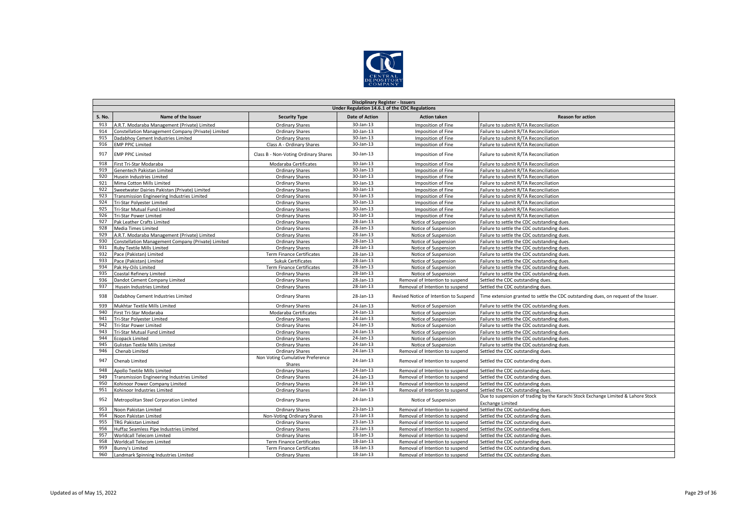| Disciplinary Register - Issuers | | | | | |
|---|---|---|---|---|---|
| Under Regulation 14.6.1 of the CDC Regulations | | | | | |
| S. No. | Name of the Issuer | Security Type | Date of Action | Action taken | Reason for action |
| 913 | A.R.T. Modaraba Management (Private) Limited | Ordinary Shares | 30-Jan-13 | Imposition of Fine | Failure to submit R/TA Reconciliation |
| 914 | Constellation Management Company (Private) Limited | Ordinary Shares | 30-Jan-13 | Imposition of Fine | Failure to submit R/TA Reconciliation |
| 915 | Dadabhoy Cement Industries Limited | Ordinary Shares | 30-Jan-13 | Imposition of Fine | Failure to submit R/TA Reconciliation |
| 916 | EMP PPIC Limited | Class A - Ordinary Shares | 30-Jan-13 | Imposition of Fine | Failure to submit R/TA Reconciliation |
| 917 | EMP PPIC Limited | Class B - Non-Voting Ordinary Shares | 30-Jan-13 | Imposition of Fine | Failure to submit R/TA Reconciliation |
| 918 | First Tri-Star Modaraba | Modaraba Certificates | 30-Jan-13 | Imposition of Fine | Failure to submit R/TA Reconciliation |
| 919 | Genentech Pakistan Limited | Ordinary Shares | 30-Jan-13 | Imposition of Fine | Failure to submit R/TA Reconciliation |
| 920 | Husein Industries Limited | Ordinary Shares | 30-Jan-13 | Imposition of Fine | Failure to submit R/TA Reconciliation |
| 921 | Mima Cotton Mills Limited | Ordinary Shares | 30-Jan-13 | Imposition of Fine | Failure to submit R/TA Reconciliation |
| 922 | Sweetwater Dairies Pakistan (Private) Limited | Ordinary Shares | 30-Jan-13 | Imposition of Fine | Failure to submit R/TA Reconciliation |
| 923 | Transmission Engineering Industries Limited | Ordinary Shares | 30-Jan-13 | Imposition of Fine | Failure to submit R/TA Reconciliation |
| 924 | Tri-Star Polyester Limited | Ordinary Shares | 30-Jan-13 | Imposition of Fine | Failure to submit R/TA Reconciliation |
| 925 | Tri-Star Mutual Fund Limited | Ordinary Shares | 30-Jan-13 | Imposition of Fine | Failure to submit R/TA Reconciliation |
| 926 | Tri-Star Power Limited | Ordinary Shares | 30-Jan-13 | Imposition of Fine | Failure to submit R/TA Reconciliation |
| 927 | Pak Leather Crafts Limited | Ordinary Shares | 28-Jan-13 | Notice of Suspension | Failure to settle the CDC outstanding dues. |
| 928 | Media Times Limited | Ordinary Shares | 28-Jan-13 | Notice of Suspension | Failure to settle the CDC outstanding dues. |
| 929 | A.R.T. Modaraba Management (Private) Limited | Ordinary Shares | 28-Jan-13 | Notice of Suspension | Failure to settle the CDC outstanding dues. |
| 930 | Constellation Management Company (Private) Limited | Ordinary Shares | 28-Jan-13 | Notice of Suspension | Failure to settle the CDC outstanding dues. |
| 931 | Ruby Textile Mills Limited | Ordinary Shares | 28-Jan-13 | Notice of Suspension | Failure to settle the CDC outstanding dues. |
| 932 | Pace (Pakistan) Limited | Term Finance Certificates | 28-Jan-13 | Notice of Suspension | Failure to settle the CDC outstanding dues. |
| 933 | Pace (Pakistan) Limited | Sukuk Certificates | 28-Jan-13 | Notice of Suspension | Failure to settle the CDC outstanding dues. |
| 934 | Pak Hy-Oils Limited | Term Finance Certificates | 28-Jan-13 | Notice of Suspension | Failure to settle the CDC outstanding dues. |
| 935 | Coastal Refinery Limited | Ordinary Shares | 28-Jan-13 | Notice of Suspension | Failure to settle the CDC outstanding dues. |
| 936 | Dandot Cement Company Limited | Ordinary Shares | 28-Jan-13 | Removal of Intention to suspend | Settled the CDC outstanding dues. |
| 937 | Husein Industries Limited | Ordinary Shares | 28-Jan-13 | Removal of Intention to suspend | Settled the CDC outstanding dues. |
| 938 | Dadabhoy Cement Industries Limited | Ordinary Shares | 28-Jan-13 | Revised Notice of Intention to Suspend | Time extension granted to settle the CDC outstanding dues, on request of the Issuer. |
| 939 | Mukhtar Textile Mills Limited | Ordinary Shares | 24-Jan-13 | Notice of Suspension | Failure to settle the CDC outstanding dues. |
| 940 | First Tri-Star Modaraba | Modaraba Certificates | 24-Jan-13 | Notice of Suspension | Failure to settle the CDC outstanding dues. |
| 941 | Tri-Star Polyester Limited | Ordinary Shares | 24-Jan-13 | Notice of Suspension | Failure to settle the CDC outstanding dues. |
| 942 | Tri-Star Power Limited | Ordinary Shares | 24-Jan-13 | Notice of Suspension | Failure to settle the CDC outstanding dues. |
| 943 | Tri-Star Mutual Fund Limited | Ordinary Shares | 24-Jan-13 | Notice of Suspension | Failure to settle the CDC outstanding dues. |
| 944 | Ecopack Limited | Ordinary Shares | 24-Jan-13 | Notice of Suspension | Failure to settle the CDC outstanding dues. |
| 945 | Gulistan Textile Mills Limited | Ordinary Shares | 24-Jan-13 | Notice of Suspension | Failure to settle the CDC outstanding dues. |
| 946 | Chenab Limited | Ordinary Shares | 24-Jan-13 | Removal of Intention to suspend | Settled the CDC outstanding dues. |
| 947 | Chenab Limited | Non Voting Cumulative Preference Shares | 24-Jan-13 | Removal of Intention to suspend | Settled the CDC outstanding dues. |
| 948 | Apollo Textile Mills Limited | Ordinary Shares | 24-Jan-13 | Removal of Intention to suspend | Settled the CDC outstanding dues. |
| 949 | Transmission Engineering Industries Limited | Ordinary Shares | 24-Jan-13 | Removal of Intention to suspend | Settled the CDC outstanding dues. |
| 950 | Kohinoor Power Company Limited | Ordinary Shares | 24-Jan-13 | Removal of Intention to suspend | Settled the CDC outstanding dues. |
| 951 | Kohinoor Industries Limited | Ordinary Shares | 24-Jan-13 | Removal of Intention to suspend | Settled the CDC outstanding dues. |
| 952 | Metropolitan Steel Corporation Limited | Ordinary Shares | 24-Jan-13 | Notice of Suspension | Due to suspension of trading by the Karachi Stock Exchange Limited & Lahore Stock Exchange Limited |
| 953 | Noon Pakistan Limited | Ordinary Shares | 23-Jan-13 | Removal of Intention to suspend | Settled the CDC outstanding dues. |
| 954 | Noon Pakistan Limited | Non-Voting Ordinary Shares | 23-Jan-13 | Removal of Intention to suspend | Settled the CDC outstanding dues. |
| 955 | TRG Pakistan Limited | Ordinary Shares | 23-Jan-13 | Removal of Intention to suspend | Settled the CDC outstanding dues. |
| 956 | Huffaz Seamless Pipe Industries Limited | Ordinary Shares | 23-Jan-13 | Removal of Intention to suspend | Settled the CDC outstanding dues. |
| 957 | Worldcall Telecom Limited | Ordinary Shares | 18-Jan-13 | Removal of Intention to suspend | Settled the CDC outstanding dues. |
| 958 | Worldcall Telecom Limited | Term Finance Certificates | 18-Jan-13 | Removal of Intention to suspend | Settled the CDC outstanding dues. |
| 959 | Bunny's Limited | Term Finance Certificates | 18-Jan-13 | Removal of Intention to suspend | Settled the CDC outstanding dues. |
| 960 | Landmark Spinning Industries Limited | Ordinary Shares | 18-Jan-13 | Removal of Intention to suspend | Settled the CDC outstanding dues. |

Updated as of May 15, 2022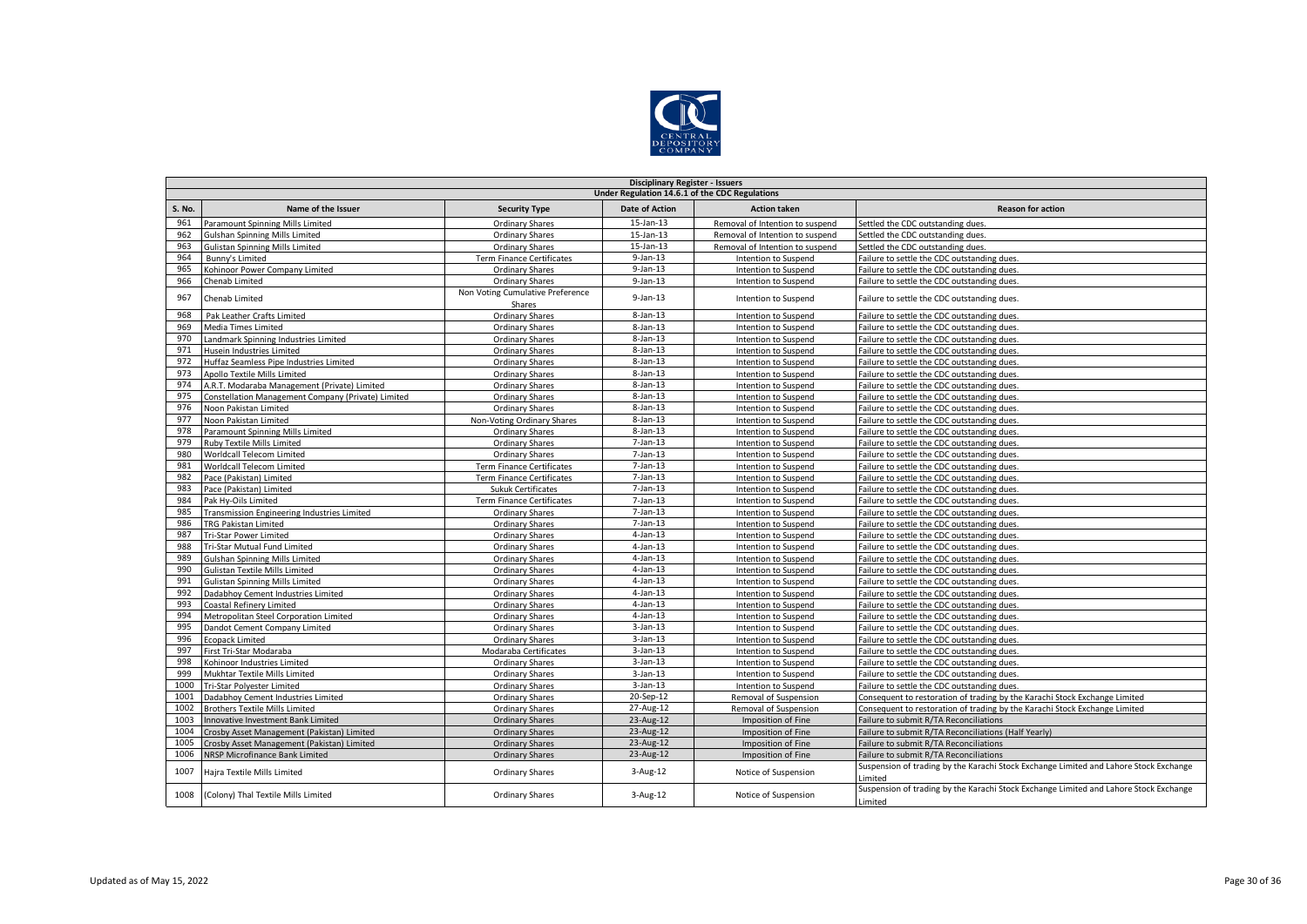**Disciplinary Register - Issuers**

**Under Regulation 14.6.1 of the CDC Regulations**

| S. No. | Name of the Issuer | Security Type | Date of Action | Action taken | Reason for action |
|---|---|---|---|---|---|
| 961 | Paramount Spinning Mills Limited | Ordinary Shares | 15-Jan-13 | Removal of Intention to suspend | Settled the CDC outstanding dues. |
| 962 | Gulshan Spinning Mills Limited | Ordinary Shares | 15-Jan-13 | Removal of Intention to suspend | Settled the CDC outstanding dues. |
| 963 | Gulistan Spinning Mills Limited | Ordinary Shares | 15-Jan-13 | Removal of Intention to suspend | Settled the CDC outstanding dues. |
| 964 | Bunny's Limited | Term Finance Certificates | 9-Jan-13 | Intention to Suspend | Failure to settle the CDC outstanding dues. |
| 965 | Kohinoor Power Company Limited | Ordinary Shares | 9-Jan-13 | Intention to Suspend | Failure to settle the CDC outstanding dues. |
| 966 | Chenab Limited | Ordinary Shares | 9-Jan-13 | Intention to Suspend | Failure to settle the CDC outstanding dues. |
| 967 | Chenab Limited | Non Voting Cumulative Preference Shares | 9-Jan-13 | Intention to Suspend | Failure to settle the CDC outstanding dues. |
| 968 | Pak Leather Crafts Limited | Ordinary Shares | 8-Jan-13 | Intention to Suspend | Failure to settle the CDC outstanding dues. |
| 969 | Media Times Limited | Ordinary Shares | 8-Jan-13 | Intention to Suspend | Failure to settle the CDC outstanding dues. |
| 970 | Landmark Spinning Industries Limited | Ordinary Shares | 8-Jan-13 | Intention to Suspend | Failure to settle the CDC outstanding dues. |
| 971 | Husein Industries Limited | Ordinary Shares | 8-Jan-13 | Intention to Suspend | Failure to settle the CDC outstanding dues. |
| 972 | Huffaz Seamless Pipe Industries Limited | Ordinary Shares | 8-Jan-13 | Intention to Suspend | Failure to settle the CDC outstanding dues. |
| 973 | Apollo Textile Mills Limited | Ordinary Shares | 8-Jan-13 | Intention to Suspend | Failure to settle the CDC outstanding dues. |
| 974 | A.R.T. Modaraba Management (Private) Limited | Ordinary Shares | 8-Jan-13 | Intention to Suspend | Failure to settle the CDC outstanding dues. |
| 975 | Constellation Management Company (Private) Limited | Ordinary Shares | 8-Jan-13 | Intention to Suspend | Failure to settle the CDC outstanding dues. |
| 976 | Noon Pakistan Limited | Ordinary Shares | 8-Jan-13 | Intention to Suspend | Failure to settle the CDC outstanding dues. |
| 977 | Noon Pakistan Limited | Non-Voting Ordinary Shares | 8-Jan-13 | Intention to Suspend | Failure to settle the CDC outstanding dues. |
| 978 | Paramount Spinning Mills Limited | Ordinary Shares | 8-Jan-13 | Intention to Suspend | Failure to settle the CDC outstanding dues. |
| 979 | Ruby Textile Mills Limited | Ordinary Shares | 7-Jan-13 | Intention to Suspend | Failure to settle the CDC outstanding dues. |
| 980 | Worldcall Telecom Limited | Ordinary Shares | 7-Jan-13 | Intention to Suspend | Failure to settle the CDC outstanding dues. |
| 981 | Worldcall Telecom Limited | Term Finance Certificates | 7-Jan-13 | Intention to Suspend | Failure to settle the CDC outstanding dues. |
| 982 | Pace (Pakistan) Limited | Term Finance Certificates | 7-Jan-13 | Intention to Suspend | Failure to settle the CDC outstanding dues. |
| 983 | Pace (Pakistan) Limited | Sukuk Certificates | 7-Jan-13 | Intention to Suspend | Failure to settle the CDC outstanding dues. |
| 984 | Pak Hy-Oils Limited | Term Finance Certificates | 7-Jan-13 | Intention to Suspend | Failure to settle the CDC outstanding dues. |
| 985 | Transmission Engineering Industries Limited | Ordinary Shares | 7-Jan-13 | Intention to Suspend | Failure to settle the CDC outstanding dues. |
| 986 | TRG Pakistan Limited | Ordinary Shares | 7-Jan-13 | Intention to Suspend | Failure to settle the CDC outstanding dues. |
| 987 | Tri-Star Power Limited | Ordinary Shares | 4-Jan-13 | Intention to Suspend | Failure to settle the CDC outstanding dues. |
| 988 | Tri-Star Mutual Fund Limited | Ordinary Shares | 4-Jan-13 | Intention to Suspend | Failure to settle the CDC outstanding dues. |
| 989 | Gulshan Spinning Mills Limited | Ordinary Shares | 4-Jan-13 | Intention to Suspend | Failure to settle the CDC outstanding dues. |
| 990 | Gulistan Textile Mills Limited | Ordinary Shares | 4-Jan-13 | Intention to Suspend | Failure to settle the CDC outstanding dues. |
| 991 | Gulistan Spinning Mills Limited | Ordinary Shares | 4-Jan-13 | Intention to Suspend | Failure to settle the CDC outstanding dues. |
| 992 | Dadabhoy Cement Industries Limited | Ordinary Shares | 4-Jan-13 | Intention to Suspend | Failure to settle the CDC outstanding dues. |
| 993 | Coastal Refinery Limited | Ordinary Shares | 4-Jan-13 | Intention to Suspend | Failure to settle the CDC outstanding dues. |
| 994 | Metropolitan Steel Corporation Limited | Ordinary Shares | 4-Jan-13 | Intention to Suspend | Failure to settle the CDC outstanding dues. |
| 995 | Dandot Cement Company Limited | Ordinary Shares | 3-Jan-13 | Intention to Suspend | Failure to settle the CDC outstanding dues. |
| 996 | Ecopack Limited | Ordinary Shares | 3-Jan-13 | Intention to Suspend | Failure to settle the CDC outstanding dues. |
| 997 | First Tri-Star Modaraba | Modaraba Certificates | 3-Jan-13 | Intention to Suspend | Failure to settle the CDC outstanding dues. |
| 998 | Kohinoor Industries Limited | Ordinary Shares | 3-Jan-13 | Intention to Suspend | Failure to settle the CDC outstanding dues. |
| 999 | Mukhtar Textile Mills Limited | Ordinary Shares | 3-Jan-13 | Intention to Suspend | Failure to settle the CDC outstanding dues. |
| 1000 | Tri-Star Polyester Limited | Ordinary Shares | 3-Jan-13 | Intention to Suspend | Failure to settle the CDC outstanding dues. |
| 1001 | Dadabhoy Cement Industries Limited | Ordinary Shares | 20-Sep-12 | Removal of Suspension | Consequent to restoration of trading by the Karachi Stock Exchange Limited |
| 1002 | Brothers Textile Mills Limited | Ordinary Shares | 27-Aug-12 | Removal of Suspension | Consequent to restoration of trading by the Karachi Stock Exchange Limited |
| 1003 | Innovative Investment Bank Limited | Ordinary Shares | 23-Aug-12 | Imposition of Fine | Failure to submit R/TA Reconciliations |
| 1004 | Crosby Asset Management (Pakistan) Limited | Ordinary Shares | 23-Aug-12 | Imposition of Fine | Failure to submit R/TA Reconciliations (Half Yearly) |
| 1005 | Crosby Asset Management (Pakistan) Limited | Ordinary Shares | 23-Aug-12 | Imposition of Fine | Failure to submit R/TA Reconciliations |
| 1006 | NRSP Microfinance Bank Limited | Ordinary Shares | 23-Aug-12 | Imposition of Fine | Failure to submit R/TA Reconciliations |
| 1007 | Hajra Textile Mills Limited | Ordinary Shares | 3-Aug-12 | Notice of Suspension | Suspension of trading by the Karachi Stock Exchange Limited and Lahore Stock Exchange Limited |
| 1008 | (Colony) Thal Textile Mills Limited | Ordinary Shares | 3-Aug-12 | Notice of Suspension | Suspension of trading by the Karachi Stock Exchange Limited and Lahore Stock Exchange Limited |

Updated as of May 15, 2022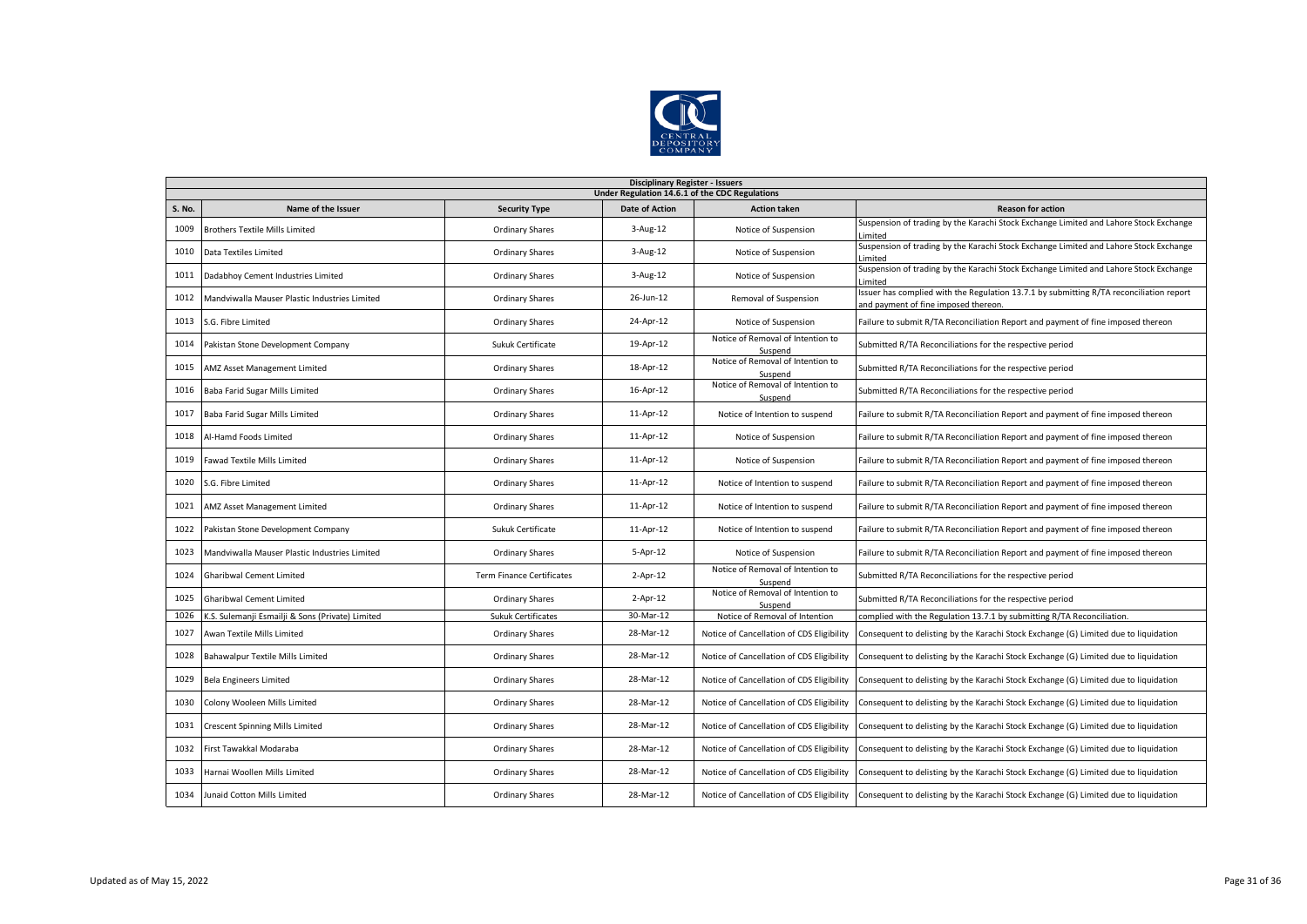| Disciplinary Register - Issuers | | | | | |
|---|---|---|---|---|---|
| Under Regulation 14.6.1 of the CDC Regulations | | | | | |
| **S. No.** | **Name of the Issuer** | **Security Type** | **Date of Action** | **Action taken** | **Reason for action** |
| 1009 | Brothers Textile Mills Limited | Ordinary Shares | 3-Aug-12 | Notice of Suspension | Suspension of trading by the Karachi Stock Exchange Limited and Lahore Stock Exchange Limited |
| 1010 | Data Textiles Limited | Ordinary Shares | 3-Aug-12 | Notice of Suspension | Suspension of trading by the Karachi Stock Exchange Limited and Lahore Stock Exchange Limited |
| 1011 | Dadabhoy Cement Industries Limited | Ordinary Shares | 3-Aug-12 | Notice of Suspension | Suspension of trading by the Karachi Stock Exchange Limited and Lahore Stock Exchange Limited |
| 1012 | Mandviwalla Mauser Plastic Industries Limited | Ordinary Shares | 26-Jun-12 | Removal of Suspension | Issuer has complied with the Regulation 13.7.1 by submitting R/TA reconciliation report and payment of fine imposed thereon. |
| 1013 | S.G. Fibre Limited | Ordinary Shares | 24-Apr-12 | Notice of Suspension | Failure to submit R/TA Reconciliation Report and payment of fine imposed thereon |
| 1014 | Pakistan Stone Development Company | Sukuk Certificate | 19-Apr-12 | Notice of Removal of Intention to Suspend | Submitted R/TA Reconciliations for the respective period |
| 1015 | AMZ Asset Management Limited | Ordinary Shares | 18-Apr-12 | Notice of Removal of Intention to Suspend | Submitted R/TA Reconciliations for the respective period |
| 1016 | Baba Farid Sugar Mills Limited | Ordinary Shares | 16-Apr-12 | Notice of Removal of Intention to Suspend | Submitted R/TA Reconciliations for the respective period |
| 1017 | Baba Farid Sugar Mills Limited | Ordinary Shares | 11-Apr-12 | Notice of Intention to suspend | Failure to submit R/TA Reconciliation Report and payment of fine imposed thereon |
| 1018 | Al-Hamd Foods Limited | Ordinary Shares | 11-Apr-12 | Notice of Suspension | Failure to submit R/TA Reconciliation Report and payment of fine imposed thereon |
| 1019 | Fawad Textile Mills Limited | Ordinary Shares | 11-Apr-12 | Notice of Suspension | Failure to submit R/TA Reconciliation Report and payment of fine imposed thereon |
| 1020 | S.G. Fibre Limited | Ordinary Shares | 11-Apr-12 | Notice of Intention to suspend | Failure to submit R/TA Reconciliation Report and payment of fine imposed thereon |
| 1021 | AMZ Asset Management Limited | Ordinary Shares | 11-Apr-12 | Notice of Intention to suspend | Failure to submit R/TA Reconciliation Report and payment of fine imposed thereon |
| 1022 | Pakistan Stone Development Company | Sukuk Certificate | 11-Apr-12 | Notice of Intention to suspend | Failure to submit R/TA Reconciliation Report and payment of fine imposed thereon |
| 1023 | Mandviwalla Mauser Plastic Industries Limited | Ordinary Shares | 5-Apr-12 | Notice of Suspension | Failure to submit R/TA Reconciliation Report and payment of fine imposed thereon |
| 1024 | Gharibwal Cement Limited | Term Finance Certificates | 2-Apr-12 | Notice of Removal of Intention to Suspend | Submitted R/TA Reconciliations for the respective period |
| 1025 | Gharibwal Cement Limited | Ordinary Shares | 2-Apr-12 | Notice of Removal of Intention to Suspend | Submitted R/TA Reconciliations for the respective period |
| 1026 | K.S. Sulemanji Esmailji & Sons (Private) Limited | Sukuk Certificates | 30-Mar-12 | Notice of Removal of Intention | complied with the Regulation 13.7.1 by submitting R/TA Reconciliation. |
| 1027 | Awan Textile Mills Limited | Ordinary Shares | 28-Mar-12 | Notice of Cancellation of CDS Eligibility | Consequent to delisting by the Karachi Stock Exchange (G) Limited due to liquidation |
| 1028 | Bahawalpur Textile Mills Limited | Ordinary Shares | 28-Mar-12 | Notice of Cancellation of CDS Eligibility | Consequent to delisting by the Karachi Stock Exchange (G) Limited due to liquidation |
| 1029 | Bela Engineers Limited | Ordinary Shares | 28-Mar-12 | Notice of Cancellation of CDS Eligibility | Consequent to delisting by the Karachi Stock Exchange (G) Limited due to liquidation |
| 1030 | Colony Wooleen Mills Limited | Ordinary Shares | 28-Mar-12 | Notice of Cancellation of CDS Eligibility | Consequent to delisting by the Karachi Stock Exchange (G) Limited due to liquidation |
| 1031 | Crescent Spinning Mills Limited | Ordinary Shares | 28-Mar-12 | Notice of Cancellation of CDS Eligibility | Consequent to delisting by the Karachi Stock Exchange (G) Limited due to liquidation |
| 1032 | First Tawakkal Modaraba | Ordinary Shares | 28-Mar-12 | Notice of Cancellation of CDS Eligibility | Consequent to delisting by the Karachi Stock Exchange (G) Limited due to liquidation |
| 1033 | Harnai Woollen Mills Limited | Ordinary Shares | 28-Mar-12 | Notice of Cancellation of CDS Eligibility | Consequent to delisting by the Karachi Stock Exchange (G) Limited due to liquidation |
| 1034 | Junaid Cotton Mills Limited | Ordinary Shares | 28-Mar-12 | Notice of Cancellation of CDS Eligibility | Consequent to delisting by the Karachi Stock Exchange (G) Limited due to liquidation |

Updated as of May 15, 2022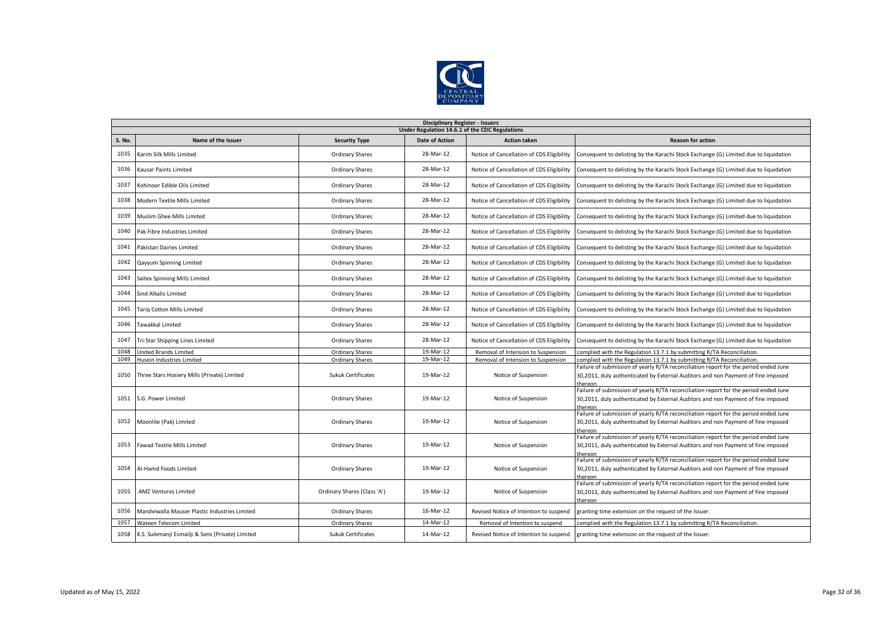| Disciplinary Register - Issuers | | | | | |
|---|---|---|---|---|---|
| Under Regulation 14.6.1 of the CDC Regulations | | | | | |
| **S. No.** | **Name of the Issuer** | **Security Type** | **Date of Action** | **Action taken** | **Reason for action** |
| 1035 | Karim Silk Mills Limited | Ordinary Shares | 28-Mar-12 | Notice of Cancellation of CDS Eligibility | Consequent to delisting by the Karachi Stock Exchange (G) Limited due to liquidation |
| 1036 | Kausar Paints Limited | Ordinary Shares | 28-Mar-12 | Notice of Cancellation of CDS Eligibility | Consequent to delisting by the Karachi Stock Exchange (G) Limited due to liquidation |
| 1037 | Kohinoor Edible Oils Limited | Ordinary Shares | 28-Mar-12 | Notice of Cancellation of CDS Eligibility | Consequent to delisting by the Karachi Stock Exchange (G) Limited due to liquidation |
| 1038 | Modern Textile Mills Limited | Ordinary Shares | 28-Mar-12 | Notice of Cancellation of CDS Eligibility | Consequent to delisting by the Karachi Stock Exchange (G) Limited due to liquidation |
| 1039 | Muslim Ghee Mills Limited | Ordinary Shares | 28-Mar-12 | Notice of Cancellation of CDS Eligibility | Consequent to delisting by the Karachi Stock Exchange (G) Limited due to liquidation |
| 1040 | Pak Fibre Industries Limited | Ordinary Shares | 28-Mar-12 | Notice of Cancellation of CDS Eligibility | Consequent to delisting by the Karachi Stock Exchange (G) Limited due to liquidation |
| 1041 | Pakistan Dairies Limited | Ordinary Shares | 28-Mar-12 | Notice of Cancellation of CDS Eligibility | Consequent to delisting by the Karachi Stock Exchange (G) Limited due to liquidation |
| 1042 | Qayyum Spinning Limited | Ordinary Shares | 28-Mar-12 | Notice of Cancellation of CDS Eligibility | Consequent to delisting by the Karachi Stock Exchange (G) Limited due to liquidation |
| 1043 | Saitex Spinning Mills Limited | Ordinary Shares | 28-Mar-12 | Notice of Cancellation of CDS Eligibility | Consequent to delisting by the Karachi Stock Exchange (G) Limited due to liquidation |
| 1044 | Sind Alkalis Limited | Ordinary Shares | 28-Mar-12 | Notice of Cancellation of CDS Eligibility | Consequent to delisting by the Karachi Stock Exchange (G) Limited due to liquidation |
| 1045 | Tariq Cotton Mills Limited | Ordinary Shares | 28-Mar-12 | Notice of Cancellation of CDS Eligibility | Consequent to delisting by the Karachi Stock Exchange (G) Limited due to liquidation |
| 1046 | Tawakkal Limited | Ordinary Shares | 28-Mar-12 | Notice of Cancellation of CDS Eligibility | Consequent to delisting by the Karachi Stock Exchange (G) Limited due to liquidation |
| 1047 | Tri-Star Shipping Lines Limited | Ordinary Shares | 28-Mar-12 | Notice of Cancellation of CDS Eligibility | Consequent to delisting by the Karachi Stock Exchange (G) Limited due to liquidation |
| 1048 | United Brands Limited | Ordinary Shares | 19-Mar-12 | Removal of Intension to Suspension | complied with the Regulation 13.7.1 by submitting R/TA Reconciliation. |
| 1049 | Husein Industries Limited | Ordinary Shares | 19-Mar-12 | Removal of Intension to Suspension | complied with the Regulation 13.7.1 by submitting R/TA Reconciliation. |
| 1050 | Three Stars Hosiery Mills (Private) Limited | Sukuk Certificates | 19-Mar-12 | Notice of Suspension | Failure of submission of yearly R/TA reconciliation report for the period ended June 30,2011, duly authenticated by External Auditors and non Payment of fine imposed thereon |
| 1051 | S.G. Power Limited | Ordinary Shares | 19-Mar-12 | Notice of Suspension | Failure of submission of yearly R/TA reconciliation report for the period ended June 30,2011, duly authenticated by External Auditors and non Payment of fine imposed thereon |
| 1052 | Moonlite (Pak) Limited | Ordinary Shares | 19-Mar-12 | Notice of Suspension | Failure of submission of yearly R/TA reconciliation report for the period ended June 30,2011, duly authenticated by External Auditors and non Payment of fine imposed thereon |
| 1053 | Fawad Textile Mills Limited | Ordinary Shares | 19-Mar-12 | Notice of Suspension | Failure of submission of yearly R/TA reconciliation report for the period ended June 30,2011, duly authenticated by External Auditors and non Payment of fine imposed thereon |
| 1054 | Al-Hamd Foods Limited | Ordinary Shares | 19-Mar-12 | Notice of Suspension | Failure of submission of yearly R/TA reconciliation report for the period ended June 30,2011, duly authenticated by External Auditors and non Payment of fine imposed thereon |
| 1055 | AMZ Ventures Limited | Ordinary Shares (Class 'A') | 19-Mar-12 | Notice of Suspension | Failure of submission of yearly R/TA reconciliation report for the period ended June 30,2011, duly authenticated by External Auditors and non Payment of fine imposed thereon |
| 1056 | Mandviwalla Mauser Plastic Industries Limited | Ordinary Shares | 16-Mar-12 | Revised Notice of Intention to suspend | granting time extension on the request of the Issuer. |
| 1057 | Wateen Telecom Limited | Ordinary Shares | 14-Mar-12 | Removal of Intention to suspend | complied with the Regulation 13.7.1 by submitting R/TA Reconciliation. |
| 1058 | K.S. Sulemanji Esmailji & Sons (Private) Limited | Sukuk Certificates | 14-Mar-12 | Revised Notice of Intention to suspend | granting time extension on the request of the Issuer. |

Updated as of May 15, 2022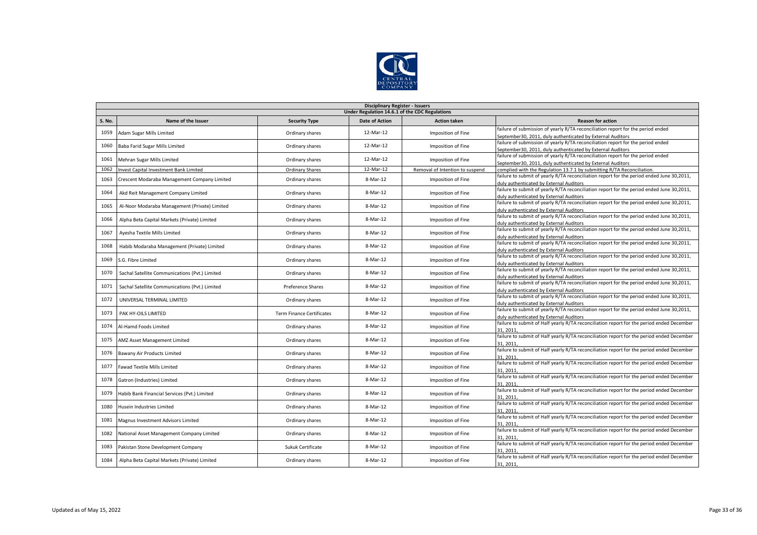| Disciplinary Register - Issuers | | | | | |
|---|---|---|---|---|---|
| Under Regulation 14.6.1 of the CDC Regulations | | | | | |
| S. No. | Name of the Issuer | Security Type | Date of Action | Action taken | Reason for action |
| 1059 | Adam Sugar Mills Limited | Ordinary shares | 12-Mar-12 | Imposition of Fine | failure of submission of yearly R/TA reconciliation report for the period ended September30, 2011, duly authenticated by External Auditors |
| 1060 | Baba Farid Sugar Mills Limited | Ordinary shares | 12-Mar-12 | Imposition of Fine | failure of submission of yearly R/TA reconciliation report for the period ended September30, 2011, duly authenticated by External Auditors |
| 1061 | Mehran Sugar Mills Limited | Ordinary shares | 12-Mar-12 | Imposition of Fine | failure of submission of yearly R/TA reconciliation report for the period ended September30, 2011, duly authenticated by External Auditors |
| 1062 | Invest Capital Investment Bank Limited | Ordinary Shares | 12-Mar-12 | Removal of Intention to suspend | complied with the Regulation 13.7.1 by submitting R/TA Reconciliation. |
| 1063 | Crescent Modaraba Management Company Limited | Ordinary shares | 8-Mar-12 | Imposition of Fine | failure to submit of yearly R/TA reconciliation report for the period ended June 30,2011, duly authenticated by External Auditors |
| 1064 | Akd Reit Management Company Limited | Ordinary shares | 8-Mar-12 | Imposition of Fine | failure to submit of yearly R/TA reconciliation report for the period ended June 30,2011, duly authenticated by External Auditors |
| 1065 | Al-Noor Modaraba Management (Private) Limited | Ordinary shares | 8-Mar-12 | Imposition of Fine | failure to submit of yearly R/TA reconciliation report for the period ended June 30,2011, duly authenticated by External Auditors |
| 1066 | Alpha Beta Capital Markets (Private) Limited | Ordinary shares | 8-Mar-12 | Imposition of Fine | failure to submit of yearly R/TA reconciliation report for the period ended June 30,2011, duly authenticated by External Auditors |
| 1067 | Ayesha Textile Mills Limited | Ordinary shares | 8-Mar-12 | Imposition of Fine | failure to submit of yearly R/TA reconciliation report for the period ended June 30,2011, duly authenticated by External Auditors |
| 1068 | Habib Modaraba Management (Private) Limited | Ordinary shares | 8-Mar-12 | Imposition of Fine | failure to submit of yearly R/TA reconciliation report for the period ended June 30,2011, duly authenticated by External Auditors |
| 1069 | S.G. Fibre Limited | Ordinary shares | 8-Mar-12 | Imposition of Fine | failure to submit of yearly R/TA reconciliation report for the period ended June 30,2011, duly authenticated by External Auditors |
| 1070 | Sachal Satellite Communications (Pvt.) Limited | Ordinary shares | 8-Mar-12 | Imposition of Fine | failure to submit of yearly R/TA reconciliation report for the period ended June 30,2011, duly authenticated by External Auditors |
| 1071 | Sachal Satellite Communications (Pvt.) Limited | Preference Shares | 8-Mar-12 | Imposition of Fine | failure to submit of yearly R/TA reconciliation report for the period ended June 30,2011, duly authenticated by External Auditors |
| 1072 | UNIVERSAL TERMINAL LIMITED | Ordinary shares | 8-Mar-12 | Imposition of Fine | failure to submit of yearly R/TA reconciliation report for the period ended June 30,2011, duly authenticated by External Auditors |
| 1073 | PAK HY-OILS LIMITED | Term Finance Certificates | 8-Mar-12 | Imposition of Fine | failure to submit of yearly R/TA reconciliation report for the period ended June 30,2011, duly authenticated by External Auditors |
| 1074 | Al-Hamd Foods Limited | Ordinary shares | 8-Mar-12 | Imposition of Fine | failure to submit of Half yearly R/TA reconciliation report for the period ended December 31, 2011, |
| 1075 | AMZ Asset Management Limited | Ordinary shares | 8-Mar-12 | Imposition of Fine | failure to submit of Half yearly R/TA reconciliation report for the period ended December 31, 2011, |
| 1076 | Bawany Air Products Limited | Ordinary shares | 8-Mar-12 | Imposition of Fine | failure to submit of Half yearly R/TA reconciliation report for the period ended December 31, 2011, |
| 1077 | Fawad Textile Mills Limited | Ordinary shares | 8-Mar-12 | Imposition of Fine | failure to submit of Half yearly R/TA reconciliation report for the period ended December 31, 2011, |
| 1078 | Gatron (Industries) Limited | Ordinary shares | 8-Mar-12 | Imposition of Fine | failure to submit of Half yearly R/TA reconciliation report for the period ended December 31, 2011, |
| 1079 | Habib Bank Financial Services (Pvt.) Limited | Ordinary shares | 8-Mar-12 | Imposition of Fine | failure to submit of Half yearly R/TA reconciliation report for the period ended December 31, 2011, |
| 1080 | Husein Industries Limited | Ordinary shares | 8-Mar-12 | Imposition of Fine | failure to submit of Half yearly R/TA reconciliation report for the period ended December 31, 2011, |
| 1081 | Magnus Investment Advisors Limited | Ordinary shares | 8-Mar-12 | Imposition of Fine | failure to submit of Half yearly R/TA reconciliation report for the period ended December 31, 2011, |
| 1082 | National Asset Management Company Limited | Ordinary shares | 8-Mar-12 | Imposition of Fine | failure to submit of Half yearly R/TA reconciliation report for the period ended December 31, 2011, |
| 1083 | Pakistan Stone Development Company | Sukuk Certificate | 8-Mar-12 | Imposition of Fine | failure to submit of Half yearly R/TA reconciliation report for the period ended December 31, 2011, |
| 1084 | Alpha Beta Capital Markets (Private) Limited | Ordinary shares | 8-Mar-12 | Imposition of Fine | failure to submit of Half yearly R/TA reconciliation report for the period ended December 31, 2011, |

Updated as of May 15, 2022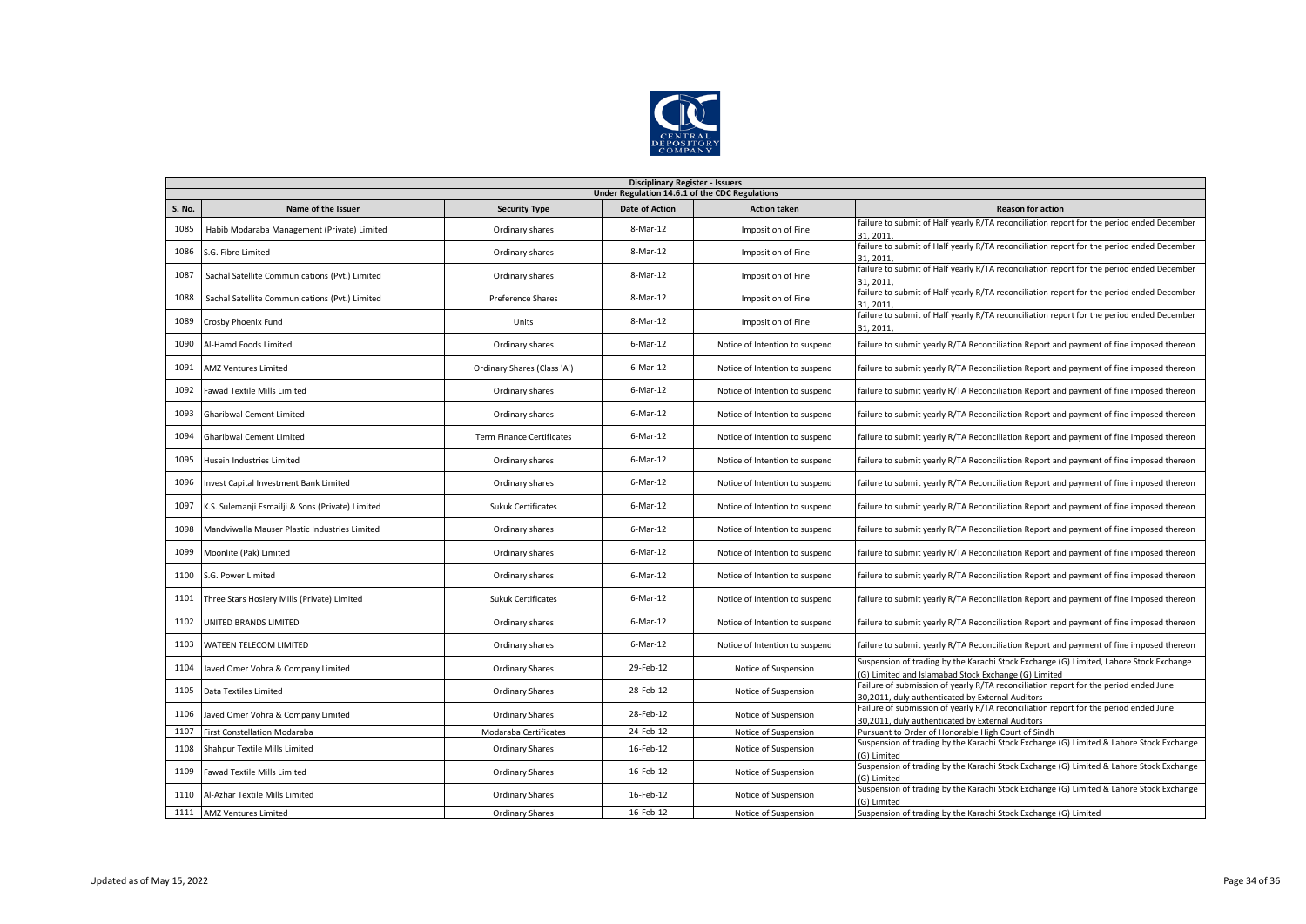| Disciplinary Register - Issuers | | | | | |
|---|---|---|---|---|---|
| Under Regulation 14.6.1 of the CDC Regulations | | | | | |
| S. No. | Name of the Issuer | Security Type | Date of Action | Action taken | Reason for action |
| 1085 | Habib Modaraba Management (Private) Limited | Ordinary shares | 8-Mar-12 | Imposition of Fine | failure to submit of Half yearly R/TA reconciliation report for the period ended December 31, 2011, |
| 1086 | S.G. Fibre Limited | Ordinary shares | 8-Mar-12 | Imposition of Fine | failure to submit of Half yearly R/TA reconciliation report for the period ended December 31, 2011, |
| 1087 | Sachal Satellite Communications (Pvt.) Limited | Ordinary shares | 8-Mar-12 | Imposition of Fine | failure to submit of Half yearly R/TA reconciliation report for the period ended December 31, 2011, |
| 1088 | Sachal Satellite Communications (Pvt.) Limited | Preference Shares | 8-Mar-12 | Imposition of Fine | failure to submit of Half yearly R/TA reconciliation report for the period ended December 31, 2011, |
| 1089 | Crosby Phoenix Fund | Units | 8-Mar-12 | Imposition of Fine | failure to submit of Half yearly R/TA reconciliation report for the period ended December 31, 2011, |
| 1090 | Al-Hamd Foods Limited | Ordinary shares | 6-Mar-12 | Notice of Intention to suspend | failure to submit yearly R/TA Reconciliation Report and payment of fine imposed thereon |
| 1091 | AMZ Ventures Limited | Ordinary Shares (Class 'A') | 6-Mar-12 | Notice of Intention to suspend | failure to submit yearly R/TA Reconciliation Report and payment of fine imposed thereon |
| 1092 | Fawad Textile Mills Limited | Ordinary shares | 6-Mar-12 | Notice of Intention to suspend | failure to submit yearly R/TA Reconciliation Report and payment of fine imposed thereon |
| 1093 | Gharibwal Cement Limited | Ordinary shares | 6-Mar-12 | Notice of Intention to suspend | failure to submit yearly R/TA Reconciliation Report and payment of fine imposed thereon |
| 1094 | Gharibwal Cement Limited | Term Finance Certificates | 6-Mar-12 | Notice of Intention to suspend | failure to submit yearly R/TA Reconciliation Report and payment of fine imposed thereon |
| 1095 | Husein Industries Limited | Ordinary shares | 6-Mar-12 | Notice of Intention to suspend | failure to submit yearly R/TA Reconciliation Report and payment of fine imposed thereon |
| 1096 | Invest Capital Investment Bank Limited | Ordinary shares | 6-Mar-12 | Notice of Intention to suspend | failure to submit yearly R/TA Reconciliation Report and payment of fine imposed thereon |
| 1097 | K.S. Sulemanji Esmailji & Sons (Private) Limited | Sukuk Certificates | 6-Mar-12 | Notice of Intention to suspend | failure to submit yearly R/TA Reconciliation Report and payment of fine imposed thereon |
| 1098 | Mandviwalla Mauser Plastic Industries Limited | Ordinary shares | 6-Mar-12 | Notice of Intention to suspend | failure to submit yearly R/TA Reconciliation Report and payment of fine imposed thereon |
| 1099 | Moonlite (Pak) Limited | Ordinary shares | 6-Mar-12 | Notice of Intention to suspend | failure to submit yearly R/TA Reconciliation Report and payment of fine imposed thereon |
| 1100 | S.G. Power Limited | Ordinary shares | 6-Mar-12 | Notice of Intention to suspend | failure to submit yearly R/TA Reconciliation Report and payment of fine imposed thereon |
| 1101 | Three Stars Hosiery Mills (Private) Limited | Sukuk Certificates | 6-Mar-12 | Notice of Intention to suspend | failure to submit yearly R/TA Reconciliation Report and payment of fine imposed thereon |
| 1102 | UNITED BRANDS LIMITED | Ordinary shares | 6-Mar-12 | Notice of Intention to suspend | failure to submit yearly R/TA Reconciliation Report and payment of fine imposed thereon |
| 1103 | WATEEN TELECOM LIMITED | Ordinary shares | 6-Mar-12 | Notice of Intention to suspend | failure to submit yearly R/TA Reconciliation Report and payment of fine imposed thereon |
| 1104 | Javed Omer Vohra & Company Limited | Ordinary Shares | 29-Feb-12 | Notice of Suspension | Suspension of trading by the Karachi Stock Exchange (G) Limited, Lahore Stock Exchange (G) Limited and Islamabad Stock Exchange (G) Limited |
| 1105 | Data Textiles Limited | Ordinary Shares | 28-Feb-12 | Notice of Suspension | Failure of submission of yearly R/TA reconciliation report for the period ended June 30,2011, duly authenticated by External Auditors |
| 1106 | Javed Omer Vohra & Company Limited | Ordinary Shares | 28-Feb-12 | Notice of Suspension | Failure of submission of yearly R/TA reconciliation report for the period ended June 30,2011, duly authenticated by External Auditors |
| 1107 | First Constellation Modaraba | Modaraba Certificates | 24-Feb-12 | Notice of Suspension | Pursuant to Order of Honorable High Court of Sindh |
| 1108 | Shahpur Textile Mills Limited | Ordinary Shares | 16-Feb-12 | Notice of Suspension | Suspension of trading by the Karachi Stock Exchange (G) Limited & Lahore Stock Exchange (G) Limited |
| 1109 | Fawad Textile Mills Limited | Ordinary Shares | 16-Feb-12 | Notice of Suspension | Suspension of trading by the Karachi Stock Exchange (G) Limited & Lahore Stock Exchange (G) Limited |
| 1110 | Al-Azhar Textile Mills Limited | Ordinary Shares | 16-Feb-12 | Notice of Suspension | Suspension of trading by the Karachi Stock Exchange (G) Limited & Lahore Stock Exchange (G) Limited |
| 1111 | AMZ Ventures Limited | Ordinary Shares | 16-Feb-12 | Notice of Suspension | Suspension of trading by the Karachi Stock Exchange (G) Limited |

Updated as of May 15, 2022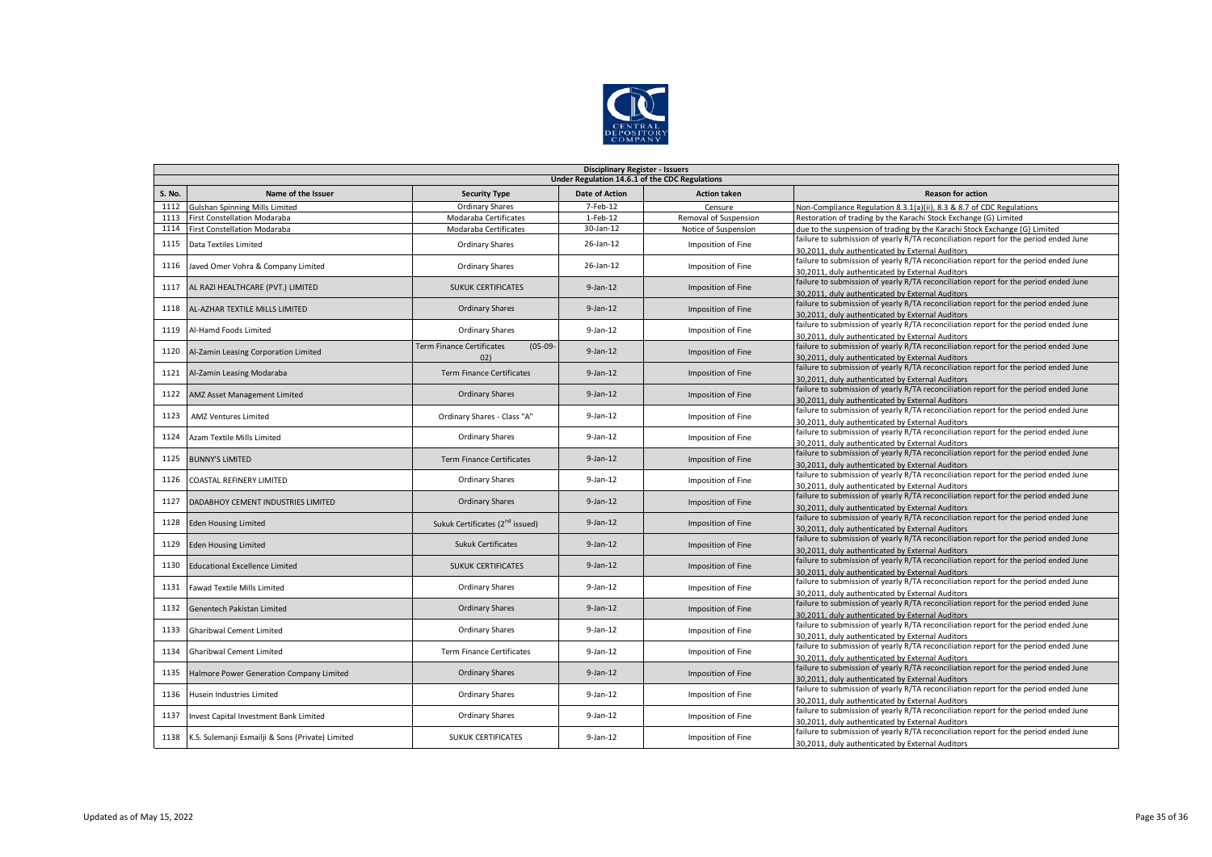**Disciplinary Register - Issuers**

**Under Regulation 14.6.1 of the CDC Regulations**

| S. No. | Name of the Issuer | Security Type | Date of Action | Action taken | Reason for action |
|---|---|---|---|---|---|
| 1112 | Gulshan Spinning Mills Limited | Ordinary Shares | 7-Feb-12 | Censure | Non-Compliance Regulation 8.3.1(a)(ii), 8.3 & 8.7 of CDC Regulations |
| 1113 | First Constellation Modaraba | Modaraba Certificates | 1-Feb-12 | Removal of Suspension | Restoration of trading by the Karachi Stock Exchange (G) Limited |
| 1114 | First Constellation Modaraba | Modaraba Certificates | 30-Jan-12 | Notice of Suspension | due to the suspension of trading by the Karachi Stock Exchange (G) Limited |
| 1115 | Data Textiles Limited | Ordinary Shares | 26-Jan-12 | Imposition of Fine | failure to submission of yearly R/TA reconciliation report for the period ended June 30,2011, duly authenticated by External Auditors |
| 1116 | Javed Omer Vohra & Company Limited | Ordinary Shares | 26-Jan-12 | Imposition of Fine | failure to submission of yearly R/TA reconciliation report for the period ended June 30,2011, duly authenticated by External Auditors |
| 1117 | AL RAZI HEALTHCARE (PVT.) LIMITED | SUKUK CERTIFICATES | 9-Jan-12 | Imposition of Fine | failure to submission of yearly R/TA reconciliation report for the period ended June 30,2011, duly authenticated by External Auditors |
| 1118 | AL-AZHAR TEXTILE MILLS LIMITED | Ordinary Shares | 9-Jan-12 | Imposition of Fine | failure to submission of yearly R/TA reconciliation report for the period ended June 30,2011, duly authenticated by External Auditors |
| 1119 | Al-Hamd Foods Limited | Ordinary Shares | 9-Jan-12 | Imposition of Fine | failure to submission of yearly R/TA reconciliation report for the period ended June 30,2011, duly authenticated by External Auditors |
| 1120 | Al-Zamin Leasing Corporation Limited | Term Finance Certificates (05-09-02) | 9-Jan-12 | Imposition of Fine | failure to submission of yearly R/TA reconciliation report for the period ended June 30,2011, duly authenticated by External Auditors |
| 1121 | Al-Zamin Leasing Modaraba | Term Finance Certificates | 9-Jan-12 | Imposition of Fine | failure to submission of yearly R/TA reconciliation report for the period ended June 30,2011, duly authenticated by External Auditors |
| 1122 | AMZ Asset Management Limited | Ordinary Shares | 9-Jan-12 | Imposition of Fine | failure to submission of yearly R/TA reconciliation report for the period ended June 30,2011, duly authenticated by External Auditors |
| 1123 | AMZ Ventures Limited | Ordinary Shares - Class "A" | 9-Jan-12 | Imposition of Fine | failure to submission of yearly R/TA reconciliation report for the period ended June 30,2011, duly authenticated by External Auditors |
| 1124 | Azam Textile Mills Limited | Ordinary Shares | 9-Jan-12 | Imposition of Fine | failure to submission of yearly R/TA reconciliation report for the period ended June 30,2011, duly authenticated by External Auditors |
| 1125 | BUNNY'S LIMITED | Term Finance Certificates | 9-Jan-12 | Imposition of Fine | failure to submission of yearly R/TA reconciliation report for the period ended June 30,2011, duly authenticated by External Auditors |
| 1126 | COASTAL REFINERY LIMITED | Ordinary Shares | 9-Jan-12 | Imposition of Fine | failure to submission of yearly R/TA reconciliation report for the period ended June 30,2011, duly authenticated by External Auditors |
| 1127 | DADABHOY CEMENT INDUSTRIES LIMITED | Ordinary Shares | 9-Jan-12 | Imposition of Fine | failure to submission of yearly R/TA reconciliation report for the period ended June 30,2011, duly authenticated by External Auditors |
| 1128 | Eden Housing Limited | Sukuk Certificates (2nd issued) | 9-Jan-12 | Imposition of Fine | failure to submission of yearly R/TA reconciliation report for the period ended June 30,2011, duly authenticated by External Auditors |
| 1129 | Eden Housing Limited | Sukuk Certificates | 9-Jan-12 | Imposition of Fine | failure to submission of yearly R/TA reconciliation report for the period ended June 30,2011, duly authenticated by External Auditors |
| 1130 | Educational Excellence Limited | SUKUK CERTIFICATES | 9-Jan-12 | Imposition of Fine | failure to submission of yearly R/TA reconciliation report for the period ended June 30,2011, duly authenticated by External Auditors |
| 1131 | Fawad Textile Mills Limited | Ordinary Shares | 9-Jan-12 | Imposition of Fine | failure to submission of yearly R/TA reconciliation report for the period ended June 30,2011, duly authenticated by External Auditors |
| 1132 | Genentech Pakistan Limited | Ordinary Shares | 9-Jan-12 | Imposition of Fine | failure to submission of yearly R/TA reconciliation report for the period ended June 30,2011, duly authenticated by External Auditors |
| 1133 | Gharibwal Cement Limited | Ordinary Shares | 9-Jan-12 | Imposition of Fine | failure to submission of yearly R/TA reconciliation report for the period ended June 30,2011, duly authenticated by External Auditors |
| 1134 | Gharibwal Cement Limited | Term Finance Certificates | 9-Jan-12 | Imposition of Fine | failure to submission of yearly R/TA reconciliation report for the period ended June 30,2011, duly authenticated by External Auditors |
| 1135 | Halmore Power Generation Company Limited | Ordinary Shares | 9-Jan-12 | Imposition of Fine | failure to submission of yearly R/TA reconciliation report for the period ended June 30,2011, duly authenticated by External Auditors |
| 1136 | Husein Industries Limited | Ordinary Shares | 9-Jan-12 | Imposition of Fine | failure to submission of yearly R/TA reconciliation report for the period ended June 30,2011, duly authenticated by External Auditors |
| 1137 | Invest Capital Investment Bank Limited | Ordinary Shares | 9-Jan-12 | Imposition of Fine | failure to submission of yearly R/TA reconciliation report for the period ended June 30,2011, duly authenticated by External Auditors |
| 1138 | K.S. Sulemanji Esmailji & Sons (Private) Limited | SUKUK CERTIFICATES | 9-Jan-12 | Imposition of Fine | failure to submission of yearly R/TA reconciliation report for the period ended June 30,2011, duly authenticated by External Auditors |

Updated as of May 15, 2022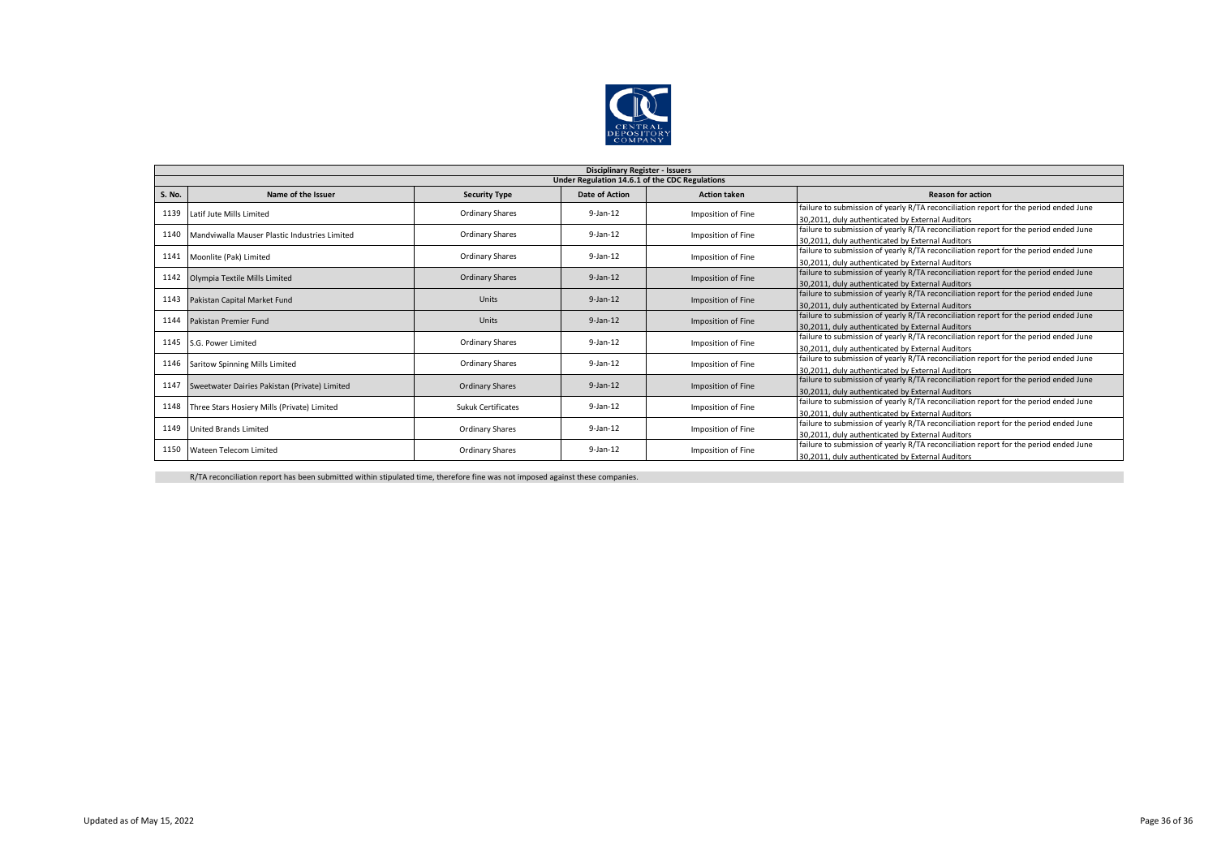| Disciplinary Register - Issuers | | | | | |
|---|---|---|---|---|---|
| Under Regulation 14.6.1 of the CDC Regulations | | | | | |
| S. No. | Name of the Issuer | Security Type | Date of Action | Action taken | Reason for action |
| 1139 | Latif Jute Mills Limited | Ordinary Shares | 9-Jan-12 | Imposition of Fine | failure to submission of yearly R/TA reconciliation report for the period ended June 30,2011, duly authenticated by External Auditors |
| 1140 | Mandviwalla Mauser Plastic Industries Limited | Ordinary Shares | 9-Jan-12 | Imposition of Fine | failure to submission of yearly R/TA reconciliation report for the period ended June 30,2011, duly authenticated by External Auditors |
| 1141 | Moonlite (Pak) Limited | Ordinary Shares | 9-Jan-12 | Imposition of Fine | failure to submission of yearly R/TA reconciliation report for the period ended June 30,2011, duly authenticated by External Auditors |
| 1142 | Olympia Textile Mills Limited | Ordinary Shares | 9-Jan-12 | Imposition of Fine | failure to submission of yearly R/TA reconciliation report for the period ended June 30,2011, duly authenticated by External Auditors |
| 1143 | Pakistan Capital Market Fund | Units | 9-Jan-12 | Imposition of Fine | failure to submission of yearly R/TA reconciliation report for the period ended June 30,2011, duly authenticated by External Auditors |
| 1144 | Pakistan Premier Fund | Units | 9-Jan-12 | Imposition of Fine | failure to submission of yearly R/TA reconciliation report for the period ended June 30,2011, duly authenticated by External Auditors |
| 1145 | S.G. Power Limited | Ordinary Shares | 9-Jan-12 | Imposition of Fine | failure to submission of yearly R/TA reconciliation report for the period ended June 30,2011, duly authenticated by External Auditors |
| 1146 | Saritow Spinning Mills Limited | Ordinary Shares | 9-Jan-12 | Imposition of Fine | failure to submission of yearly R/TA reconciliation report for the period ended June 30,2011, duly authenticated by External Auditors |
| 1147 | Sweetwater Dairies Pakistan (Private) Limited | Ordinary Shares | 9-Jan-12 | Imposition of Fine | failure to submission of yearly R/TA reconciliation report for the period ended June 30,2011, duly authenticated by External Auditors |
| 1148 | Three Stars Hosiery Mills (Private) Limited | Sukuk Certificates | 9-Jan-12 | Imposition of Fine | failure to submission of yearly R/TA reconciliation report for the period ended June 30,2011, duly authenticated by External Auditors |
| 1149 | United Brands Limited | Ordinary Shares | 9-Jan-12 | Imposition of Fine | failure to submission of yearly R/TA reconciliation report for the period ended June 30,2011, duly authenticated by External Auditors |
| 1150 | Wateen Telecom Limited | Ordinary Shares | 9-Jan-12 | Imposition of Fine | failure to submission of yearly R/TA reconciliation report for the period ended June 30,2011, duly authenticated by External Auditors |

R/TA reconciliation report has been submitted within stipulated time, therefore fine was not imposed against these companies.

Updated as of May 15, 2022